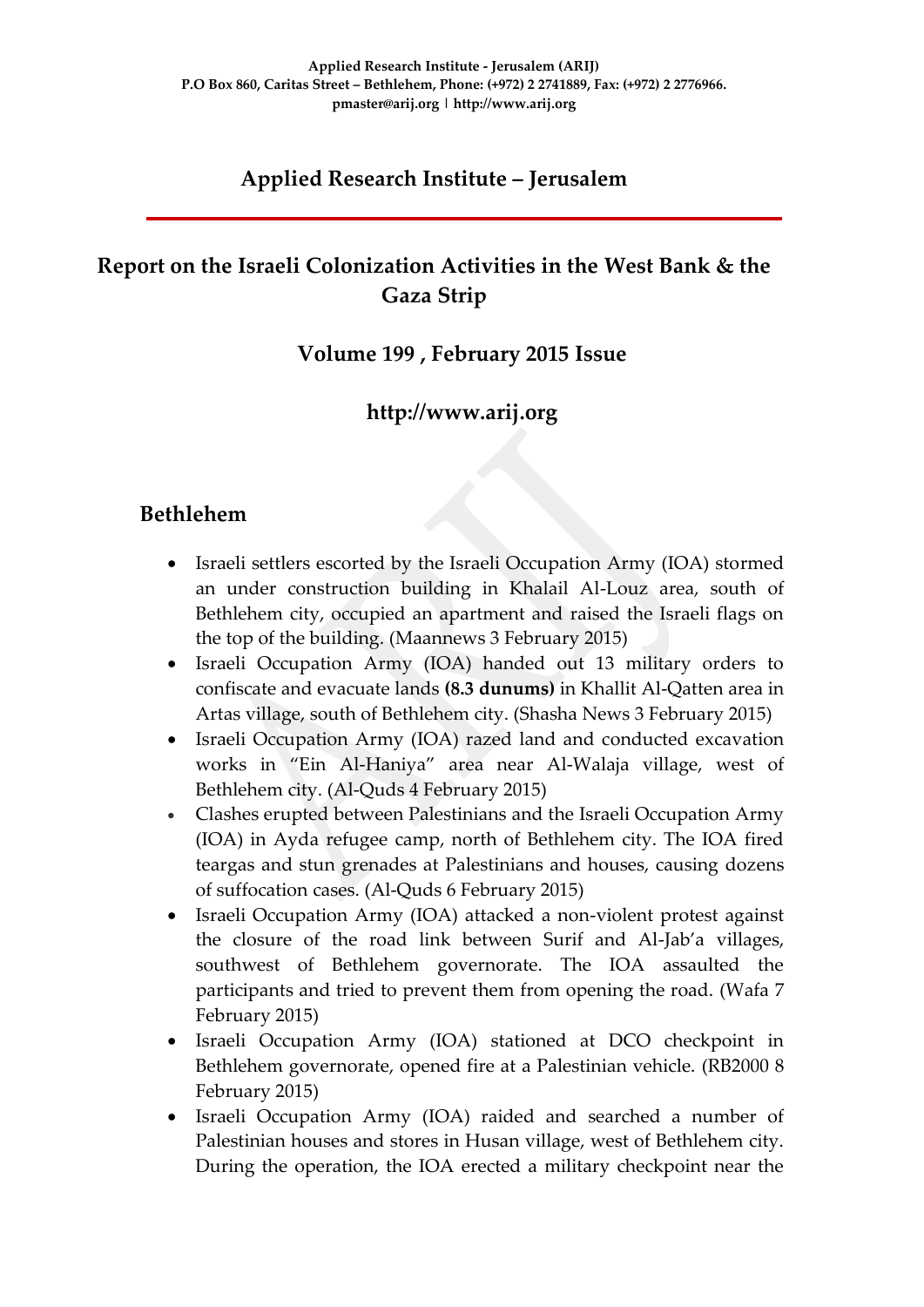**Applied Research Institute - Jerusalem (ARIJ)**
**P.O Box 860, Caritas Street – Bethlehem, Phone: (+972) 2 2741889, Fax: (+972) 2 2776966.**
**pmaster@arij.org | http://www.arij.org**

## Applied Research Institute – Jerusalem

# Report on the Israeli Colonization Activities in the West Bank & the Gaza Strip

### Volume 199 , February 2015 Issue

### http://www.arij.org

## Bethlehem

- Israeli settlers escorted by the Israeli Occupation Army (IOA) stormed an under construction building in Khalail Al-Louz area, south of Bethlehem city, occupied an apartment and raised the Israeli flags on the top of the building. (Maannews 3 February 2015)
- Israeli Occupation Army (IOA) handed out 13 military orders to confiscate and evacuate lands **(8.3 dunums)** in Khallit Al-Qatten area in Artas village, south of Bethlehem city. (Shasha News 3 February 2015)
- Israeli Occupation Army (IOA) razed land and conducted excavation works in "Ein Al-Haniya" area near Al-Walaja village, west of Bethlehem city. (Al-Quds 4 February 2015)
- Clashes erupted between Palestinians and the Israeli Occupation Army (IOA) in Ayda refugee camp, north of Bethlehem city. The IOA fired teargas and stun grenades at Palestinians and houses, causing dozens of suffocation cases. (Al-Quds 6 February 2015)
- Israeli Occupation Army (IOA) attacked a non-violent protest against the closure of the road link between Surif and Al-Jab'a villages, southwest of Bethlehem governorate. The IOA assaulted the participants and tried to prevent them from opening the road. (Wafa 7 February 2015)
- Israeli Occupation Army (IOA) stationed at DCO checkpoint in Bethlehem governorate, opened fire at a Palestinian vehicle. (RB2000 8 February 2015)
- Israeli Occupation Army (IOA) raided and searched a number of Palestinian houses and stores in Husan village, west of Bethlehem city. During the operation, the IOA erected a military checkpoint near the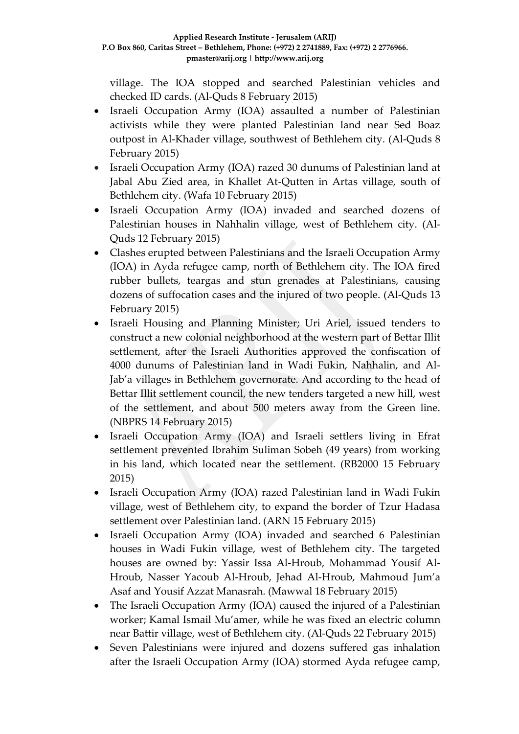village. The IOA stopped and searched Palestinian vehicles and checked ID cards. (Al-Quds 8 February 2015)

- Israeli Occupation Army (IOA) assaulted a number of Palestinian activists while they were planted Palestinian land near Sed Boaz outpost in Al-Khader village, southwest of Bethlehem city. (Al-Quds 8 February 2015)
- Israeli Occupation Army (IOA) razed 30 dunums of Palestinian land at Jabal Abu Zied area, in Khallet At-Qutten in Artas village, south of Bethlehem city. (Wafa 10 February 2015)
- Israeli Occupation Army (IOA) invaded and searched dozens of Palestinian houses in Nahhalin village, west of Bethlehem city. (Al-Quds 12 February 2015)
- Clashes erupted between Palestinians and the Israeli Occupation Army (IOA) in Ayda refugee camp, north of Bethlehem city. The IOA fired rubber bullets, teargas and stun grenades at Palestinians, causing dozens of suffocation cases and the injured of two people. (Al-Quds 13 February 2015)
- Israeli Housing and Planning Minister; Uri Ariel, issued tenders to construct a new colonial neighborhood at the western part of Bettar Illit settlement, after the Israeli Authorities approved the confiscation of 4000 dunums of Palestinian land in Wadi Fukin, Nahhalin, and Al-Jab'a villages in Bethlehem governorate. And according to the head of Bettar Illit settlement council, the new tenders targeted a new hill, west of the settlement, and about 500 meters away from the Green line. (NBPRS 14 February 2015)
- Israeli Occupation Army (IOA) and Israeli settlers living in Efrat settlement prevented Ibrahim Suliman Sobeh (49 years) from working in his land, which located near the settlement. (RB2000 15 February 2015)
- Israeli Occupation Army (IOA) razed Palestinian land in Wadi Fukin village, west of Bethlehem city, to expand the border of Tzur Hadasa settlement over Palestinian land. (ARN 15 February 2015)
- Israeli Occupation Army (IOA) invaded and searched 6 Palestinian houses in Wadi Fukin village, west of Bethlehem city. The targeted houses are owned by: Yassir Issa Al-Hroub, Mohammad Yousif Al-Hroub, Nasser Yacoub Al-Hroub, Jehad Al-Hroub, Mahmoud Jum'a Asaf and Yousif Azzat Manasrah. (Mawwal 18 February 2015)
- The Israeli Occupation Army (IOA) caused the injured of a Palestinian worker; Kamal Ismail Mu'amer, while he was fixed an electric column near Battir village, west of Bethlehem city. (Al-Quds 22 February 2015)
- Seven Palestinians were injured and dozens suffered gas inhalation after the Israeli Occupation Army (IOA) stormed Ayda refugee camp,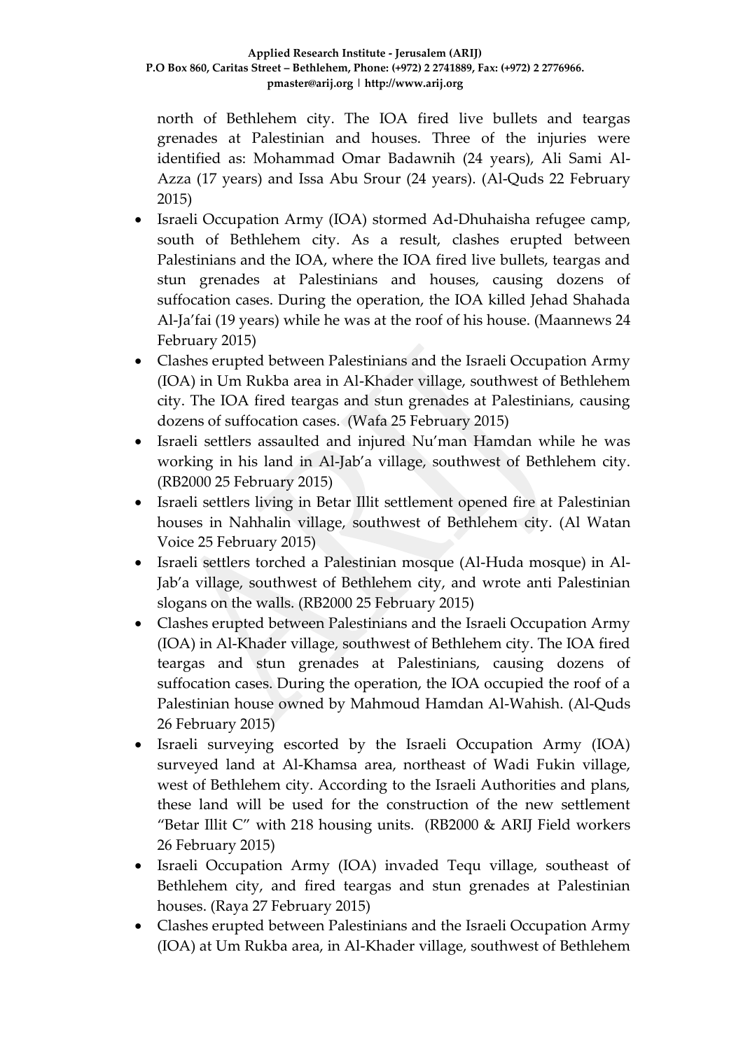north of Bethlehem city. The IOA fired live bullets and teargas grenades at Palestinian and houses. Three of the injuries were identified as: Mohammad Omar Badawnih (24 years), Ali Sami Al-Azza (17 years) and Issa Abu Srour (24 years). (Al-Quds 22 February 2015)

- Israeli Occupation Army (IOA) stormed Ad-Dhuhaisha refugee camp, south of Bethlehem city. As a result, clashes erupted between Palestinians and the IOA, where the IOA fired live bullets, teargas and stun grenades at Palestinians and houses, causing dozens of suffocation cases. During the operation, the IOA killed Jehad Shahada Al-Ja'fai (19 years) while he was at the roof of his house. (Maannews 24 February 2015)
- Clashes erupted between Palestinians and the Israeli Occupation Army (IOA) in Um Rukba area in Al-Khader village, southwest of Bethlehem city. The IOA fired teargas and stun grenades at Palestinians, causing dozens of suffocation cases. (Wafa 25 February 2015)
- Israeli settlers assaulted and injured Nu'man Hamdan while he was working in his land in Al-Jab'a village, southwest of Bethlehem city. (RB2000 25 February 2015)
- Israeli settlers living in Betar Illit settlement opened fire at Palestinian houses in Nahhalin village, southwest of Bethlehem city. (Al Watan Voice 25 February 2015)
- Israeli settlers torched a Palestinian mosque (Al-Huda mosque) in Al-Jab'a village, southwest of Bethlehem city, and wrote anti Palestinian slogans on the walls. (RB2000 25 February 2015)
- Clashes erupted between Palestinians and the Israeli Occupation Army (IOA) in Al-Khader village, southwest of Bethlehem city. The IOA fired teargas and stun grenades at Palestinians, causing dozens of suffocation cases. During the operation, the IOA occupied the roof of a Palestinian house owned by Mahmoud Hamdan Al-Wahish. (Al-Quds 26 February 2015)
- Israeli surveying escorted by the Israeli Occupation Army (IOA) surveyed land at Al-Khamsa area, northeast of Wadi Fukin village, west of Bethlehem city. According to the Israeli Authorities and plans, these land will be used for the construction of the new settlement "Betar Illit C" with 218 housing units. (RB2000 & ARIJ Field workers 26 February 2015)
- Israeli Occupation Army (IOA) invaded Tequ village, southeast of Bethlehem city, and fired teargas and stun grenades at Palestinian houses. (Raya 27 February 2015)
- Clashes erupted between Palestinians and the Israeli Occupation Army (IOA) at Um Rukba area, in Al-Khader village, southwest of Bethlehem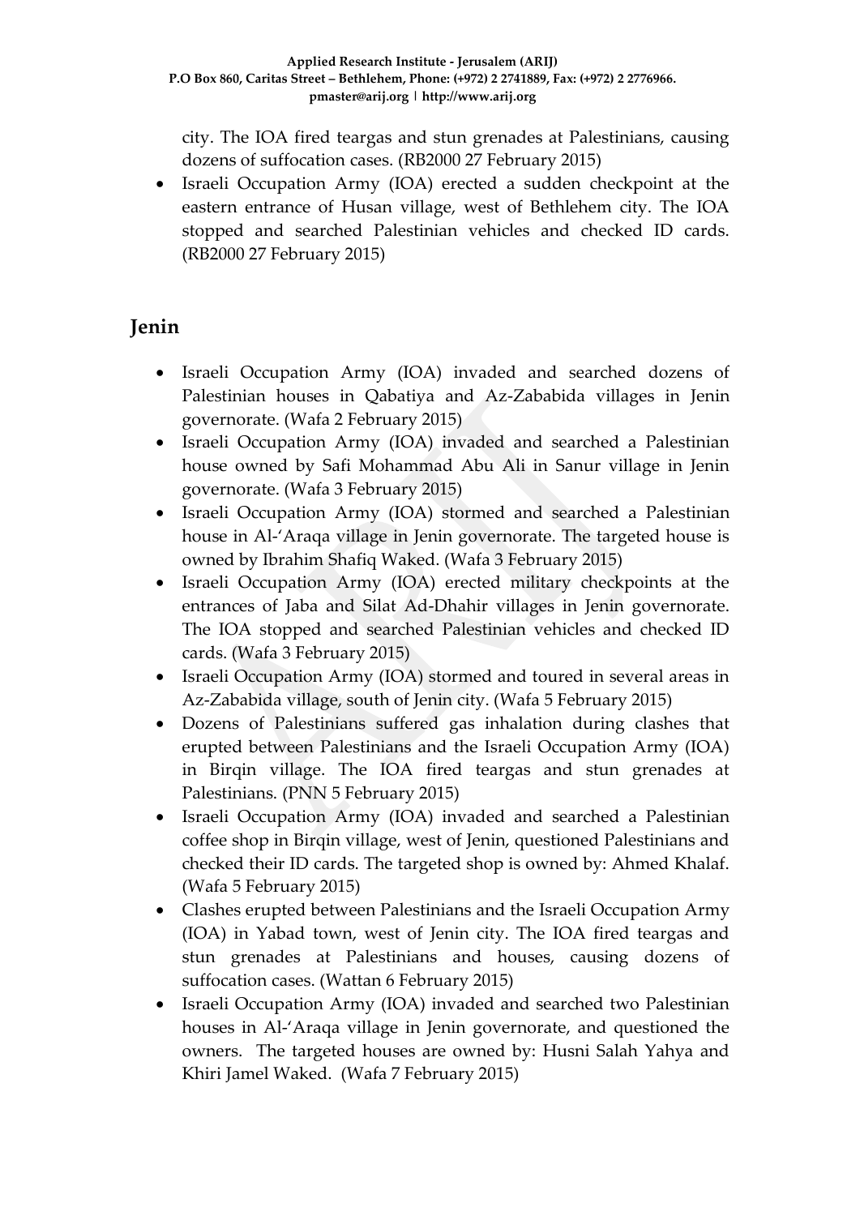city. The IOA fired teargas and stun grenades at Palestinians, causing dozens of suffocation cases. (RB2000 27 February 2015)

- Israeli Occupation Army (IOA) erected a sudden checkpoint at the eastern entrance of Husan village, west of Bethlehem city. The IOA stopped and searched Palestinian vehicles and checked ID cards. (RB2000 27 February 2015)

## Jenin

- Israeli Occupation Army (IOA) invaded and searched dozens of Palestinian houses in Qabatiya and Az-Zababida villages in Jenin governorate. (Wafa 2 February 2015)
- Israeli Occupation Army (IOA) invaded and searched a Palestinian house owned by Safi Mohammad Abu Ali in Sanur village in Jenin governorate. (Wafa 3 February 2015)
- Israeli Occupation Army (IOA) stormed and searched a Palestinian house in Al-'Araqa village in Jenin governorate. The targeted house is owned by Ibrahim Shafiq Waked. (Wafa 3 February 2015)
- Israeli Occupation Army (IOA) erected military checkpoints at the entrances of Jaba and Silat Ad-Dhahir villages in Jenin governorate. The IOA stopped and searched Palestinian vehicles and checked ID cards. (Wafa 3 February 2015)
- Israeli Occupation Army (IOA) stormed and toured in several areas in Az-Zababida village, south of Jenin city. (Wafa 5 February 2015)
- Dozens of Palestinians suffered gas inhalation during clashes that erupted between Palestinians and the Israeli Occupation Army (IOA) in Birqin village. The IOA fired teargas and stun grenades at Palestinians. (PNN 5 February 2015)
- Israeli Occupation Army (IOA) invaded and searched a Palestinian coffee shop in Birqin village, west of Jenin, questioned Palestinians and checked their ID cards. The targeted shop is owned by: Ahmed Khalaf. (Wafa 5 February 2015)
- Clashes erupted between Palestinians and the Israeli Occupation Army (IOA) in Yabad town, west of Jenin city. The IOA fired teargas and stun grenades at Palestinians and houses, causing dozens of suffocation cases. (Wattan 6 February 2015)
- Israeli Occupation Army (IOA) invaded and searched two Palestinian houses in Al-'Araqa village in Jenin governorate, and questioned the owners. The targeted houses are owned by: Husni Salah Yahya and Khiri Jamel Waked. (Wafa 7 February 2015)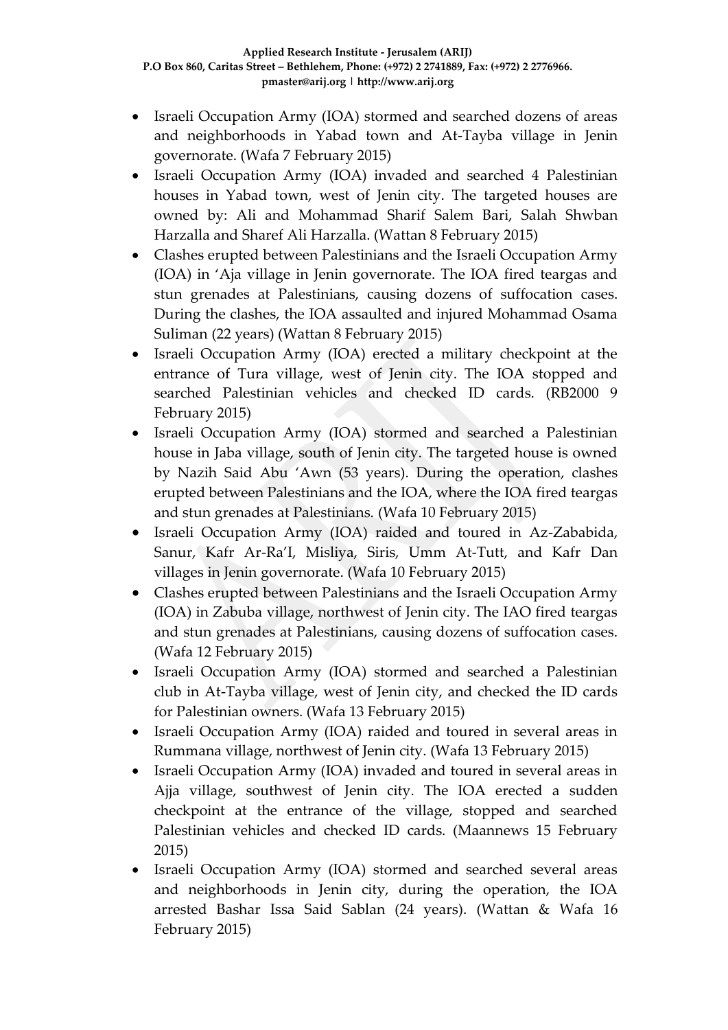- Israeli Occupation Army (IOA) stormed and searched dozens of areas and neighborhoods in Yabad town and At-Tayba village in Jenin governorate. (Wafa 7 February 2015)
- Israeli Occupation Army (IOA) invaded and searched 4 Palestinian houses in Yabad town, west of Jenin city. The targeted houses are owned by: Ali and Mohammad Sharif Salem Bari, Salah Shwban Harzalla and Sharef Ali Harzalla. (Wattan 8 February 2015)
- Clashes erupted between Palestinians and the Israeli Occupation Army (IOA) in 'Aja village in Jenin governorate. The IOA fired teargas and stun grenades at Palestinians, causing dozens of suffocation cases. During the clashes, the IOA assaulted and injured Mohammad Osama Suliman (22 years) (Wattan 8 February 2015)
- Israeli Occupation Army (IOA) erected a military checkpoint at the entrance of Tura village, west of Jenin city. The IOA stopped and searched Palestinian vehicles and checked ID cards. (RB2000 9 February 2015)
- Israeli Occupation Army (IOA) stormed and searched a Palestinian house in Jaba village, south of Jenin city. The targeted house is owned by Nazih Said Abu 'Awn (53 years). During the operation, clashes erupted between Palestinians and the IOA, where the IOA fired teargas and stun grenades at Palestinians. (Wafa 10 February 2015)
- Israeli Occupation Army (IOA) raided and toured in Az-Zababida, Sanur, Kafr Ar-Ra'I, Misliya, Siris, Umm At-Tutt, and Kafr Dan villages in Jenin governorate. (Wafa 10 February 2015)
- Clashes erupted between Palestinians and the Israeli Occupation Army (IOA) in Zabuba village, northwest of Jenin city. The IAO fired teargas and stun grenades at Palestinians, causing dozens of suffocation cases. (Wafa 12 February 2015)
- Israeli Occupation Army (IOA) stormed and searched a Palestinian club in At-Tayba village, west of Jenin city, and checked the ID cards for Palestinian owners. (Wafa 13 February 2015)
- Israeli Occupation Army (IOA) raided and toured in several areas in Rummana village, northwest of Jenin city. (Wafa 13 February 2015)
- Israeli Occupation Army (IOA) invaded and toured in several areas in Ajja village, southwest of Jenin city. The IOA erected a sudden checkpoint at the entrance of the village, stopped and searched Palestinian vehicles and checked ID cards. (Maannews 15 February 2015)
- Israeli Occupation Army (IOA) stormed and searched several areas and neighborhoods in Jenin city, during the operation, the IOA arrested Bashar Issa Said Sablan (24 years). (Wattan & Wafa 16 February 2015)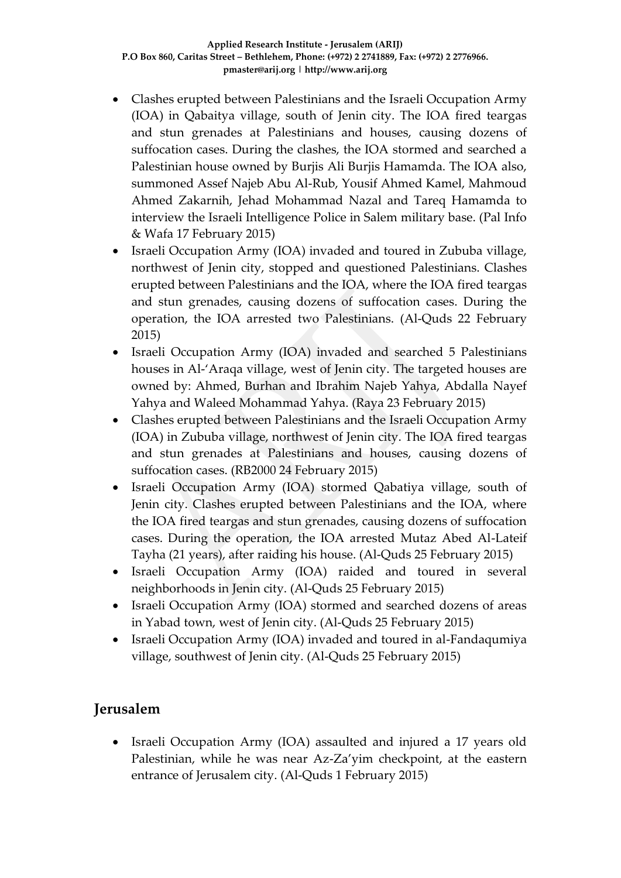- Clashes erupted between Palestinians and the Israeli Occupation Army (IOA) in Qabaitya village, south of Jenin city. The IOA fired teargas and stun grenades at Palestinians and houses, causing dozens of suffocation cases. During the clashes, the IOA stormed and searched a Palestinian house owned by Burjis Ali Burjis Hamamda. The IOA also, summoned Assef Najeb Abu Al-Rub, Yousif Ahmed Kamel, Mahmoud Ahmed Zakarnih, Jehad Mohammad Nazal and Tareq Hamamda to interview the Israeli Intelligence Police in Salem military base. (Pal Info & Wafa 17 February 2015)
- Israeli Occupation Army (IOA) invaded and toured in Zububa village, northwest of Jenin city, stopped and questioned Palestinians. Clashes erupted between Palestinians and the IOA, where the IOA fired teargas and stun grenades, causing dozens of suffocation cases. During the operation, the IOA arrested two Palestinians. (Al-Quds 22 February 2015)
- Israeli Occupation Army (IOA) invaded and searched 5 Palestinians houses in Al-'Araqa village, west of Jenin city. The targeted houses are owned by: Ahmed, Burhan and Ibrahim Najeb Yahya, Abdalla Nayef Yahya and Waleed Mohammad Yahya. (Raya 23 February 2015)
- Clashes erupted between Palestinians and the Israeli Occupation Army (IOA) in Zububa village, northwest of Jenin city. The IOA fired teargas and stun grenades at Palestinians and houses, causing dozens of suffocation cases. (RB2000 24 February 2015)
- Israeli Occupation Army (IOA) stormed Qabatiya village, south of Jenin city. Clashes erupted between Palestinians and the IOA, where the IOA fired teargas and stun grenades, causing dozens of suffocation cases. During the operation, the IOA arrested Mutaz Abed Al-Lateif Tayha (21 years), after raiding his house. (Al-Quds 25 February 2015)
- Israeli Occupation Army (IOA) raided and toured in several neighborhoods in Jenin city. (Al-Quds 25 February 2015)
- Israeli Occupation Army (IOA) stormed and searched dozens of areas in Yabad town, west of Jenin city. (Al-Quds 25 February 2015)
- Israeli Occupation Army (IOA) invaded and toured in al-Fandaqumiya village, southwest of Jenin city. (Al-Quds 25 February 2015)

## Jerusalem

- Israeli Occupation Army (IOA) assaulted and injured a 17 years old Palestinian, while he was near Az-Za'yim checkpoint, at the eastern entrance of Jerusalem city. (Al-Quds 1 February 2015)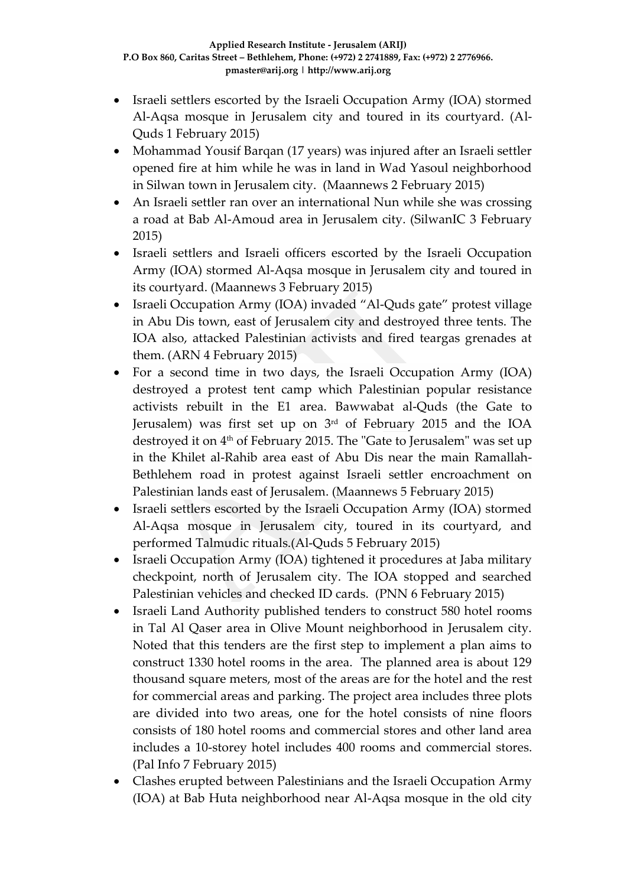- Israeli settlers escorted by the Israeli Occupation Army (IOA) stormed Al-Aqsa mosque in Jerusalem city and toured in its courtyard. (Al-Quds 1 February 2015)
- Mohammad Yousif Barqan (17 years) was injured after an Israeli settler opened fire at him while he was in land in Wad Yasoul neighborhood in Silwan town in Jerusalem city. (Maannews 2 February 2015)
- An Israeli settler ran over an international Nun while she was crossing a road at Bab Al-Amoud area in Jerusalem city. (SilwanIC 3 February 2015)
- Israeli settlers and Israeli officers escorted by the Israeli Occupation Army (IOA) stormed Al-Aqsa mosque in Jerusalem city and toured in its courtyard. (Maannews 3 February 2015)
- Israeli Occupation Army (IOA) invaded "Al-Quds gate" protest village in Abu Dis town, east of Jerusalem city and destroyed three tents. The IOA also, attacked Palestinian activists and fired teargas grenades at them. (ARN 4 February 2015)
- For a second time in two days, the Israeli Occupation Army (IOA) destroyed a protest tent camp which Palestinian popular resistance activists rebuilt in the E1 area. Bawwabat al-Quds (the Gate to Jerusalem) was first set up on 3rd of February 2015 and the IOA destroyed it on 4th of February 2015. The "Gate to Jerusalem" was set up in the Khilet al-Rahib area east of Abu Dis near the main Ramallah-Bethlehem road in protest against Israeli settler encroachment on Palestinian lands east of Jerusalem. (Maannews 5 February 2015)
- Israeli settlers escorted by the Israeli Occupation Army (IOA) stormed Al-Aqsa mosque in Jerusalem city, toured in its courtyard, and performed Talmudic rituals.(Al-Quds 5 February 2015)
- Israeli Occupation Army (IOA) tightened it procedures at Jaba military checkpoint, north of Jerusalem city. The IOA stopped and searched Palestinian vehicles and checked ID cards. (PNN 6 February 2015)
- Israeli Land Authority published tenders to construct 580 hotel rooms in Tal Al Qaser area in Olive Mount neighborhood in Jerusalem city. Noted that this tenders are the first step to implement a plan aims to construct 1330 hotel rooms in the area. The planned area is about 129 thousand square meters, most of the areas are for the hotel and the rest for commercial areas and parking. The project area includes three plots are divided into two areas, one for the hotel consists of nine floors consists of 180 hotel rooms and commercial stores and other land area includes a 10-storey hotel includes 400 rooms and commercial stores. (Pal Info 7 February 2015)
- Clashes erupted between Palestinians and the Israeli Occupation Army (IOA) at Bab Huta neighborhood near Al-Aqsa mosque in the old city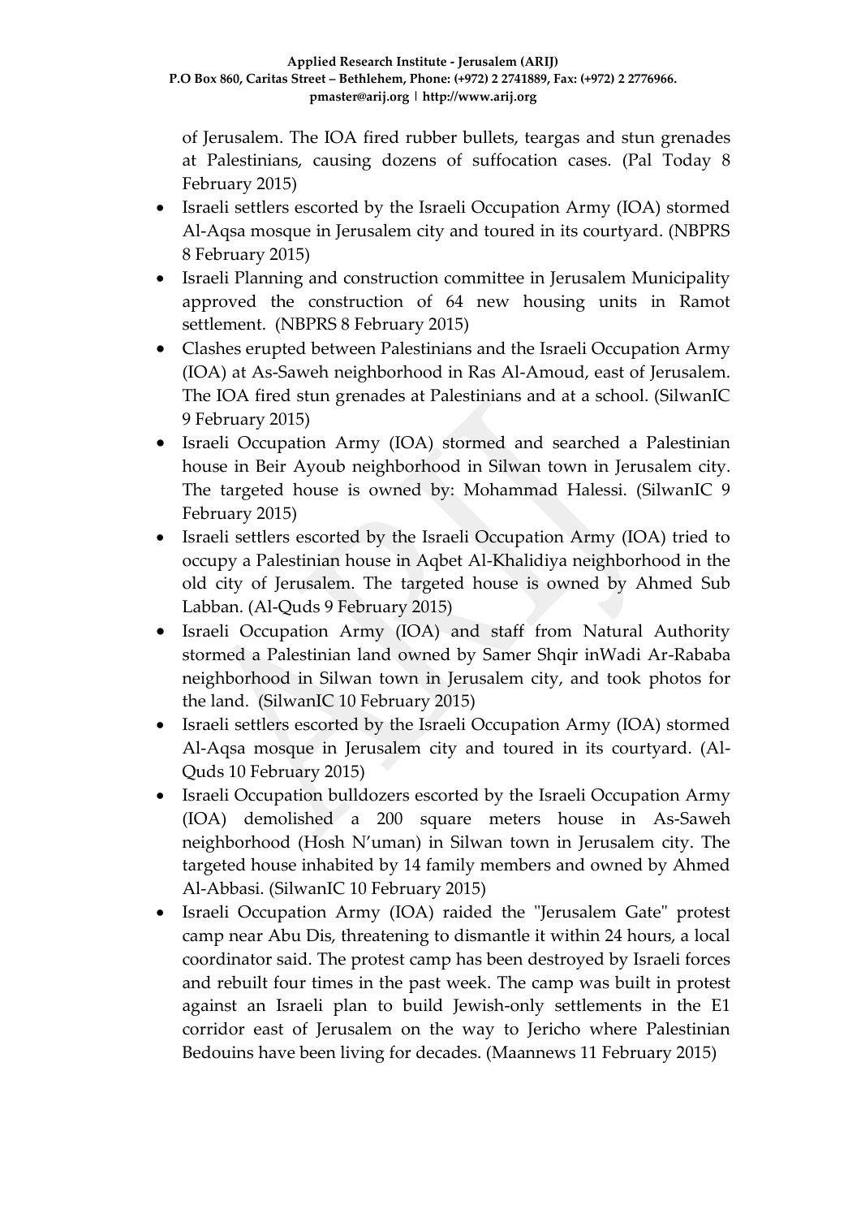of Jerusalem. The IOA fired rubber bullets, teargas and stun grenades at Palestinians, causing dozens of suffocation cases. (Pal Today 8 February 2015)

- Israeli settlers escorted by the Israeli Occupation Army (IOA) stormed Al-Aqsa mosque in Jerusalem city and toured in its courtyard. (NBPRS 8 February 2015)
- Israeli Planning and construction committee in Jerusalem Municipality approved the construction of 64 new housing units in Ramot settlement. (NBPRS 8 February 2015)
- Clashes erupted between Palestinians and the Israeli Occupation Army (IOA) at As-Saweh neighborhood in Ras Al-Amoud, east of Jerusalem. The IOA fired stun grenades at Palestinians and at a school. (SilwanIC 9 February 2015)
- Israeli Occupation Army (IOA) stormed and searched a Palestinian house in Beir Ayoub neighborhood in Silwan town in Jerusalem city. The targeted house is owned by: Mohammad Halessi. (SilwanIC 9 February 2015)
- Israeli settlers escorted by the Israeli Occupation Army (IOA) tried to occupy a Palestinian house in Aqbet Al-Khalidiya neighborhood in the old city of Jerusalem. The targeted house is owned by Ahmed Sub Labban. (Al-Quds 9 February 2015)
- Israeli Occupation Army (IOA) and staff from Natural Authority stormed a Palestinian land owned by Samer Shqir inWadi Ar-Rababa neighborhood in Silwan town in Jerusalem city, and took photos for the land. (SilwanIC 10 February 2015)
- Israeli settlers escorted by the Israeli Occupation Army (IOA) stormed Al-Aqsa mosque in Jerusalem city and toured in its courtyard. (Al-Quds 10 February 2015)
- Israeli Occupation bulldozers escorted by the Israeli Occupation Army (IOA) demolished a 200 square meters house in As-Saweh neighborhood (Hosh N'uman) in Silwan town in Jerusalem city. The targeted house inhabited by 14 family members and owned by Ahmed Al-Abbasi. (SilwanIC 10 February 2015)
- Israeli Occupation Army (IOA) raided the "Jerusalem Gate" protest camp near Abu Dis, threatening to dismantle it within 24 hours, a local coordinator said. The protest camp has been destroyed by Israeli forces and rebuilt four times in the past week. The camp was built in protest against an Israeli plan to build Jewish-only settlements in the E1 corridor east of Jerusalem on the way to Jericho where Palestinian Bedouins have been living for decades. (Maannews 11 February 2015)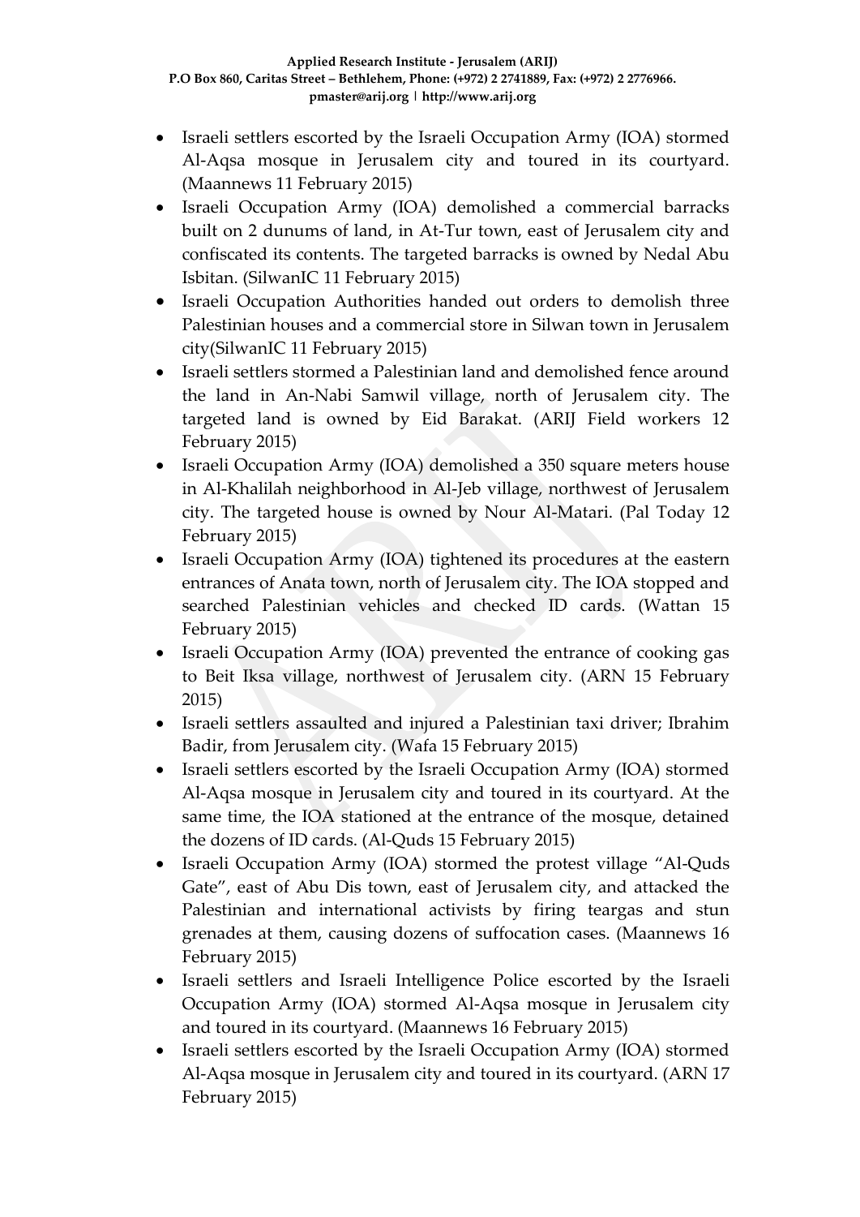- Israeli settlers escorted by the Israeli Occupation Army (IOA) stormed Al-Aqsa mosque in Jerusalem city and toured in its courtyard. (Maannews 11 February 2015)
- Israeli Occupation Army (IOA) demolished a commercial barracks built on 2 dunums of land, in At-Tur town, east of Jerusalem city and confiscated its contents. The targeted barracks is owned by Nedal Abu Isbitan. (SilwanIC 11 February 2015)
- Israeli Occupation Authorities handed out orders to demolish three Palestinian houses and a commercial store in Silwan town in Jerusalem city(SilwanIC 11 February 2015)
- Israeli settlers stormed a Palestinian land and demolished fence around the land in An-Nabi Samwil village, north of Jerusalem city. The targeted land is owned by Eid Barakat. (ARIJ Field workers 12 February 2015)
- Israeli Occupation Army (IOA) demolished a 350 square meters house in Al-Khalilah neighborhood in Al-Jeb village, northwest of Jerusalem city. The targeted house is owned by Nour Al-Matari. (Pal Today 12 February 2015)
- Israeli Occupation Army (IOA) tightened its procedures at the eastern entrances of Anata town, north of Jerusalem city. The IOA stopped and searched Palestinian vehicles and checked ID cards. (Wattan 15 February 2015)
- Israeli Occupation Army (IOA) prevented the entrance of cooking gas to Beit Iksa village, northwest of Jerusalem city. (ARN 15 February 2015)
- Israeli settlers assaulted and injured a Palestinian taxi driver; Ibrahim Badir, from Jerusalem city. (Wafa 15 February 2015)
- Israeli settlers escorted by the Israeli Occupation Army (IOA) stormed Al-Aqsa mosque in Jerusalem city and toured in its courtyard. At the same time, the IOA stationed at the entrance of the mosque, detained the dozens of ID cards. (Al-Quds 15 February 2015)
- Israeli Occupation Army (IOA) stormed the protest village "Al-Quds Gate", east of Abu Dis town, east of Jerusalem city, and attacked the Palestinian and international activists by firing teargas and stun grenades at them, causing dozens of suffocation cases. (Maannews 16 February 2015)
- Israeli settlers and Israeli Intelligence Police escorted by the Israeli Occupation Army (IOA) stormed Al-Aqsa mosque in Jerusalem city and toured in its courtyard. (Maannews 16 February 2015)
- Israeli settlers escorted by the Israeli Occupation Army (IOA) stormed Al-Aqsa mosque in Jerusalem city and toured in its courtyard. (ARN 17 February 2015)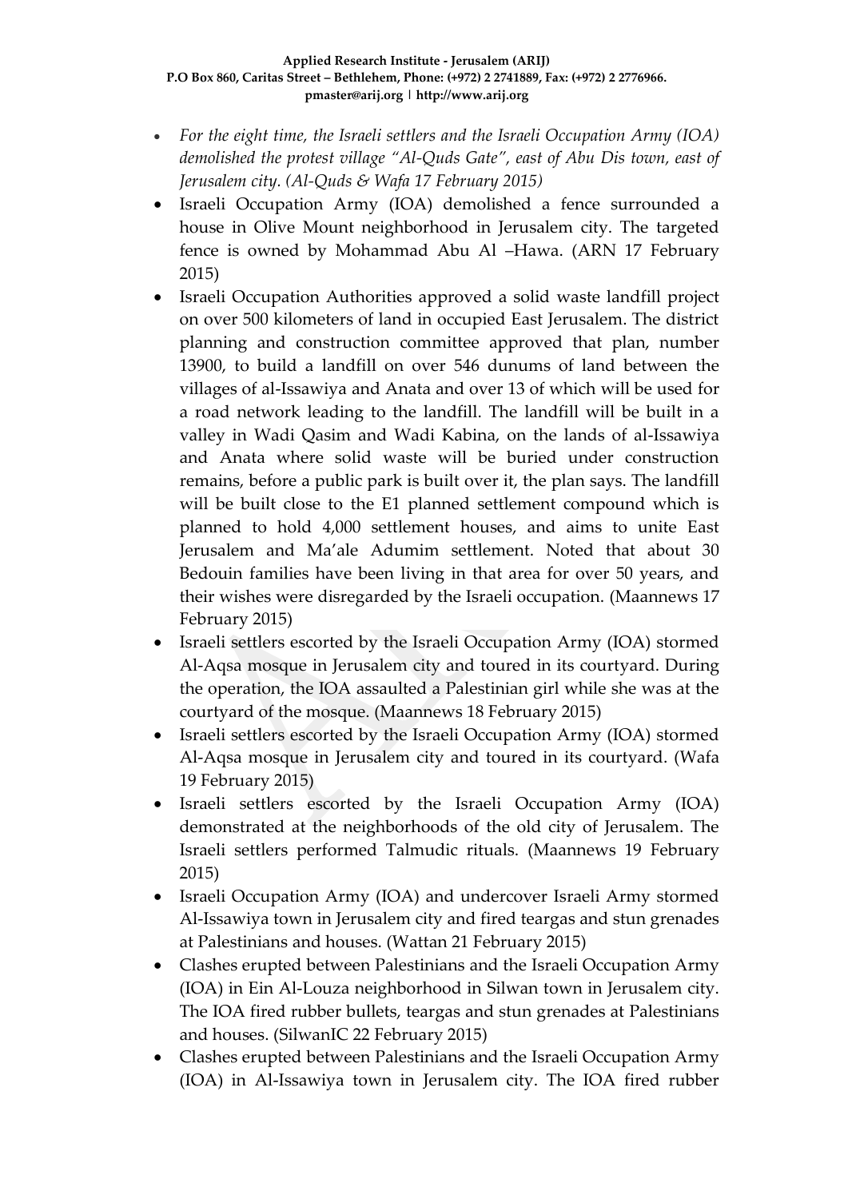- *For the eight time, the Israeli settlers and the Israeli Occupation Army (IOA) demolished the protest village "Al-Quds Gate", east of Abu Dis town, east of Jerusalem city. (Al-Quds & Wafa 17 February 2015)*
- Israeli Occupation Army (IOA) demolished a fence surrounded a house in Olive Mount neighborhood in Jerusalem city. The targeted fence is owned by Mohammad Abu Al –Hawa. (ARN 17 February 2015)
- Israeli Occupation Authorities approved a solid waste landfill project on over 500 kilometers of land in occupied East Jerusalem. The district planning and construction committee approved that plan, number 13900, to build a landfill on over 546 dunums of land between the villages of al-Issawiya and Anata and over 13 of which will be used for a road network leading to the landfill. The landfill will be built in a valley in Wadi Qasim and Wadi Kabina, on the lands of al-Issawiya and Anata where solid waste will be buried under construction remains, before a public park is built over it, the plan says. The landfill will be built close to the E1 planned settlement compound which is planned to hold 4,000 settlement houses, and aims to unite East Jerusalem and Ma'ale Adumim settlement. Noted that about 30 Bedouin families have been living in that area for over 50 years, and their wishes were disregarded by the Israeli occupation. (Maannews 17 February 2015)
- Israeli settlers escorted by the Israeli Occupation Army (IOA) stormed Al-Aqsa mosque in Jerusalem city and toured in its courtyard. During the operation, the IOA assaulted a Palestinian girl while she was at the courtyard of the mosque. (Maannews 18 February 2015)
- Israeli settlers escorted by the Israeli Occupation Army (IOA) stormed Al-Aqsa mosque in Jerusalem city and toured in its courtyard. (Wafa 19 February 2015)
- Israeli settlers escorted by the Israeli Occupation Army (IOA) demonstrated at the neighborhoods of the old city of Jerusalem. The Israeli settlers performed Talmudic rituals. (Maannews 19 February 2015)
- Israeli Occupation Army (IOA) and undercover Israeli Army stormed Al-Issawiya town in Jerusalem city and fired teargas and stun grenades at Palestinians and houses. (Wattan 21 February 2015)
- Clashes erupted between Palestinians and the Israeli Occupation Army (IOA) in Ein Al-Louza neighborhood in Silwan town in Jerusalem city. The IOA fired rubber bullets, teargas and stun grenades at Palestinians and houses. (SilwanIC 22 February 2015)
- Clashes erupted between Palestinians and the Israeli Occupation Army (IOA) in Al-Issawiya town in Jerusalem city. The IOA fired rubber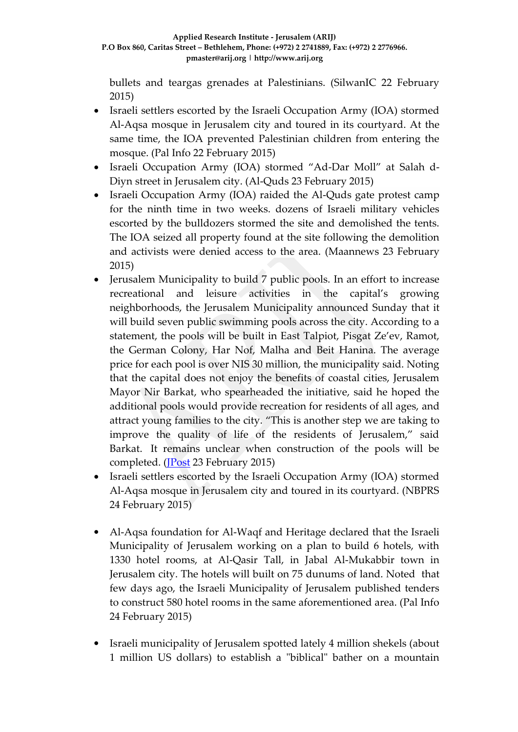bullets and teargas grenades at Palestinians. (SilwanIC 22 February 2015)

- Israeli settlers escorted by the Israeli Occupation Army (IOA) stormed Al-Aqsa mosque in Jerusalem city and toured in its courtyard. At the same time, the IOA prevented Palestinian children from entering the mosque. (Pal Info 22 February 2015)
- Israeli Occupation Army (IOA) stormed "Ad-Dar Moll" at Salah d-Diyn street in Jerusalem city. (Al-Quds 23 February 2015)
- Israeli Occupation Army (IOA) raided the Al-Quds gate protest camp for the ninth time in two weeks. dozens of Israeli military vehicles escorted by the bulldozers stormed the site and demolished the tents. The IOA seized all property found at the site following the demolition and activists were denied access to the area. (Maannews 23 February 2015)
- Jerusalem Municipality to build 7 public pools. In an effort to increase recreational and leisure activities in the capital's growing neighborhoods, the Jerusalem Municipality announced Sunday that it will build seven public swimming pools across the city. According to a statement, the pools will be built in East Talpiot, Pisgat Ze'ev, Ramot, the German Colony, Har Nof, Malha and Beit Hanina. The average price for each pool is over NIS 30 million, the municipality said. Noting that the capital does not enjoy the benefits of coastal cities, Jerusalem Mayor Nir Barkat, who spearheaded the initiative, said he hoped the additional pools would provide recreation for residents of all ages, and attract young families to the city. "This is another step we are taking to improve the quality of life of the residents of Jerusalem," said Barkat. It remains unclear when construction of the pools will be completed. (JPost 23 February 2015)
- Israeli settlers escorted by the Israeli Occupation Army (IOA) stormed Al-Aqsa mosque in Jerusalem city and toured in its courtyard. (NBPRS 24 February 2015)
- Al-Aqsa foundation for Al-Waqf and Heritage declared that the Israeli Municipality of Jerusalem working on a plan to build 6 hotels, with 1330 hotel rooms, at Al-Qasir Tall, in Jabal Al-Mukabbir town in Jerusalem city. The hotels will built on 75 dunums of land. Noted that few days ago, the Israeli Municipality of Jerusalem published tenders to construct 580 hotel rooms in the same aforementioned area. (Pal Info 24 February 2015)
- Israeli municipality of Jerusalem spotted lately 4 million shekels (about 1 million US dollars) to establish a "biblical" bather on a mountain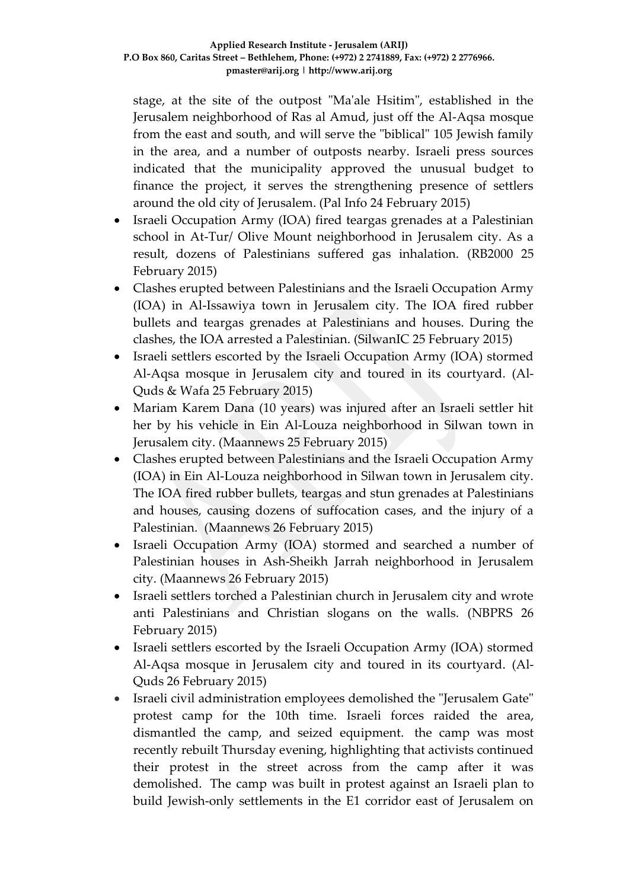stage, at the site of the outpost "Ma'ale Hsitim", established in the Jerusalem neighborhood of Ras al Amud, just off the Al-Aqsa mosque from the east and south, and will serve the "biblical" 105 Jewish family in the area, and a number of outposts nearby. Israeli press sources indicated that the municipality approved the unusual budget to finance the project, it serves the strengthening presence of settlers around the old city of Jerusalem. (Pal Info 24 February 2015)

- Israeli Occupation Army (IOA) fired teargas grenades at a Palestinian school in At-Tur/ Olive Mount neighborhood in Jerusalem city. As a result, dozens of Palestinians suffered gas inhalation. (RB2000 25 February 2015)
- Clashes erupted between Palestinians and the Israeli Occupation Army (IOA) in Al-Issawiya town in Jerusalem city. The IOA fired rubber bullets and teargas grenades at Palestinians and houses. During the clashes, the IOA arrested a Palestinian. (SilwanIC 25 February 2015)
- Israeli settlers escorted by the Israeli Occupation Army (IOA) stormed Al-Aqsa mosque in Jerusalem city and toured in its courtyard. (Al-Quds & Wafa 25 February 2015)
- Mariam Karem Dana (10 years) was injured after an Israeli settler hit her by his vehicle in Ein Al-Louza neighborhood in Silwan town in Jerusalem city. (Maannews 25 February 2015)
- Clashes erupted between Palestinians and the Israeli Occupation Army (IOA) in Ein Al-Louza neighborhood in Silwan town in Jerusalem city. The IOA fired rubber bullets, teargas and stun grenades at Palestinians and houses, causing dozens of suffocation cases, and the injury of a Palestinian. (Maannews 26 February 2015)
- Israeli Occupation Army (IOA) stormed and searched a number of Palestinian houses in Ash-Sheikh Jarrah neighborhood in Jerusalem city. (Maannews 26 February 2015)
- Israeli settlers torched a Palestinian church in Jerusalem city and wrote anti Palestinians and Christian slogans on the walls. (NBPRS 26 February 2015)
- Israeli settlers escorted by the Israeli Occupation Army (IOA) stormed Al-Aqsa mosque in Jerusalem city and toured in its courtyard. (Al-Quds 26 February 2015)
- Israeli civil administration employees demolished the "Jerusalem Gate" protest camp for the 10th time. Israeli forces raided the area, dismantled the camp, and seized equipment. the camp was most recently rebuilt Thursday evening, highlighting that activists continued their protest in the street across from the camp after it was demolished. The camp was built in protest against an Israeli plan to build Jewish-only settlements in the E1 corridor east of Jerusalem on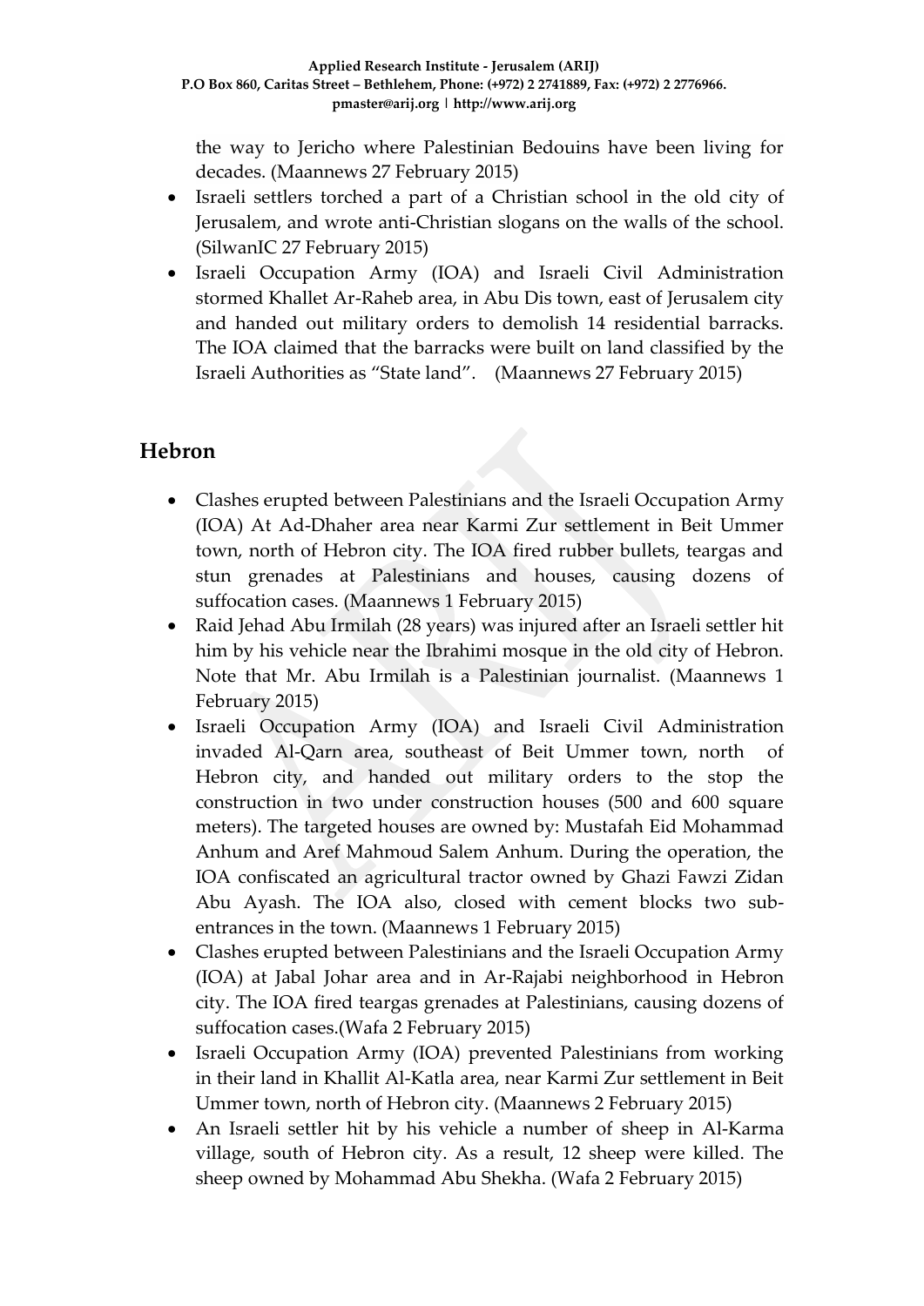the way to Jericho where Palestinian Bedouins have been living for decades. (Maannews 27 February 2015)

- Israeli settlers torched a part of a Christian school in the old city of Jerusalem, and wrote anti-Christian slogans on the walls of the school. (SilwanIC 27 February 2015)
- Israeli Occupation Army (IOA) and Israeli Civil Administration stormed Khallet Ar-Raheb area, in Abu Dis town, east of Jerusalem city and handed out military orders to demolish 14 residential barracks. The IOA claimed that the barracks were built on land classified by the Israeli Authorities as "State land". (Maannews 27 February 2015)

## Hebron

- Clashes erupted between Palestinians and the Israeli Occupation Army (IOA) At Ad-Dhaher area near Karmi Zur settlement in Beit Ummer town, north of Hebron city. The IOA fired rubber bullets, teargas and stun grenades at Palestinians and houses, causing dozens of suffocation cases. (Maannews 1 February 2015)
- Raid Jehad Abu Irmilah (28 years) was injured after an Israeli settler hit him by his vehicle near the Ibrahimi mosque in the old city of Hebron. Note that Mr. Abu Irmilah is a Palestinian journalist. (Maannews 1 February 2015)
- Israeli Occupation Army (IOA) and Israeli Civil Administration invaded Al-Qarn area, southeast of Beit Ummer town, north of Hebron city, and handed out military orders to the stop the construction in two under construction houses (500 and 600 square meters). The targeted houses are owned by: Mustafah Eid Mohammad Anhum and Aref Mahmoud Salem Anhum. During the operation, the IOA confiscated an agricultural tractor owned by Ghazi Fawzi Zidan Abu Ayash. The IOA also, closed with cement blocks two sub-entrances in the town. (Maannews 1 February 2015)
- Clashes erupted between Palestinians and the Israeli Occupation Army (IOA) at Jabal Johar area and in Ar-Rajabi neighborhood in Hebron city. The IOA fired teargas grenades at Palestinians, causing dozens of suffocation cases.(Wafa 2 February 2015)
- Israeli Occupation Army (IOA) prevented Palestinians from working in their land in Khallit Al-Katla area, near Karmi Zur settlement in Beit Ummer town, north of Hebron city. (Maannews 2 February 2015)
- An Israeli settler hit by his vehicle a number of sheep in Al-Karma village, south of Hebron city. As a result, 12 sheep were killed. The sheep owned by Mohammad Abu Shekha. (Wafa 2 February 2015)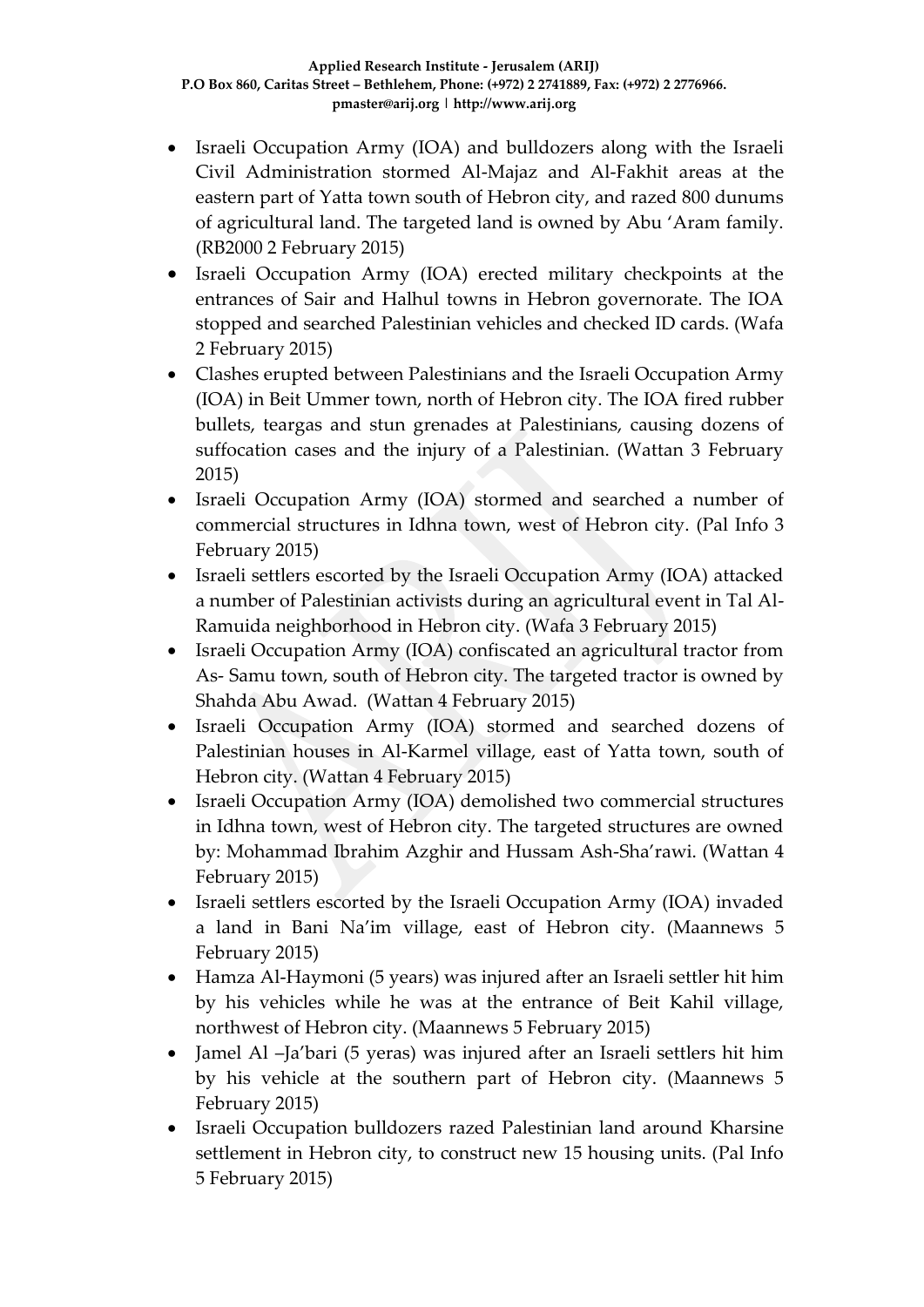- Israeli Occupation Army (IOA) and bulldozers along with the Israeli Civil Administration stormed Al-Majaz and Al-Fakhit areas at the eastern part of Yatta town south of Hebron city, and razed 800 dunums of agricultural land. The targeted land is owned by Abu 'Aram family. (RB2000 2 February 2015)
- Israeli Occupation Army (IOA) erected military checkpoints at the entrances of Sair and Halhul towns in Hebron governorate. The IOA stopped and searched Palestinian vehicles and checked ID cards. (Wafa 2 February 2015)
- Clashes erupted between Palestinians and the Israeli Occupation Army (IOA) in Beit Ummer town, north of Hebron city. The IOA fired rubber bullets, teargas and stun grenades at Palestinians, causing dozens of suffocation cases and the injury of a Palestinian. (Wattan 3 February 2015)
- Israeli Occupation Army (IOA) stormed and searched a number of commercial structures in Idhna town, west of Hebron city. (Pal Info 3 February 2015)
- Israeli settlers escorted by the Israeli Occupation Army (IOA) attacked a number of Palestinian activists during an agricultural event in Tal Al-Ramuida neighborhood in Hebron city. (Wafa 3 February 2015)
- Israeli Occupation Army (IOA) confiscated an agricultural tractor from As- Samu town, south of Hebron city. The targeted tractor is owned by Shahda Abu Awad. (Wattan 4 February 2015)
- Israeli Occupation Army (IOA) stormed and searched dozens of Palestinian houses in Al-Karmel village, east of Yatta town, south of Hebron city. (Wattan 4 February 2015)
- Israeli Occupation Army (IOA) demolished two commercial structures in Idhna town, west of Hebron city. The targeted structures are owned by: Mohammad Ibrahim Azghir and Hussam Ash-Sha'rawi. (Wattan 4 February 2015)
- Israeli settlers escorted by the Israeli Occupation Army (IOA) invaded a land in Bani Na'im village, east of Hebron city. (Maannews 5 February 2015)
- Hamza Al-Haymoni (5 years) was injured after an Israeli settler hit him by his vehicles while he was at the entrance of Beit Kahil village, northwest of Hebron city. (Maannews 5 February 2015)
- Jamel Al –Ja'bari (5 yeras) was injured after an Israeli settlers hit him by his vehicle at the southern part of Hebron city. (Maannews 5 February 2015)
- Israeli Occupation bulldozers razed Palestinian land around Kharsine settlement in Hebron city, to construct new 15 housing units. (Pal Info 5 February 2015)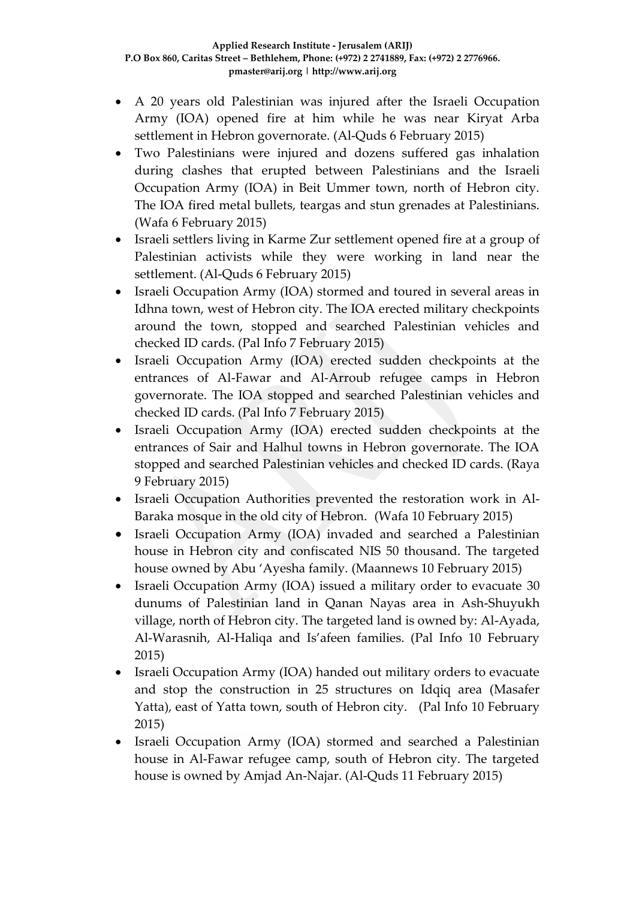- A 20 years old Palestinian was injured after the Israeli Occupation Army (IOA) opened fire at him while he was near Kiryat Arba settlement in Hebron governorate. (Al-Quds 6 February 2015)
- Two Palestinians were injured and dozens suffered gas inhalation during clashes that erupted between Palestinians and the Israeli Occupation Army (IOA) in Beit Ummer town, north of Hebron city. The IOA fired metal bullets, teargas and stun grenades at Palestinians. (Wafa 6 February 2015)
- Israeli settlers living in Karme Zur settlement opened fire at a group of Palestinian activists while they were working in land near the settlement. (Al-Quds 6 February 2015)
- Israeli Occupation Army (IOA) stormed and toured in several areas in Idhna town, west of Hebron city. The IOA erected military checkpoints around the town, stopped and searched Palestinian vehicles and checked ID cards. (Pal Info 7 February 2015)
- Israeli Occupation Army (IOA) erected sudden checkpoints at the entrances of Al-Fawar and Al-Arroub refugee camps in Hebron governorate. The IOA stopped and searched Palestinian vehicles and checked ID cards. (Pal Info 7 February 2015)
- Israeli Occupation Army (IOA) erected sudden checkpoints at the entrances of Sair and Halhul towns in Hebron governorate. The IOA stopped and searched Palestinian vehicles and checked ID cards. (Raya 9 February 2015)
- Israeli Occupation Authorities prevented the restoration work in Al-Baraka mosque in the old city of Hebron. (Wafa 10 February 2015)
- Israeli Occupation Army (IOA) invaded and searched a Palestinian house in Hebron city and confiscated NIS 50 thousand. The targeted house owned by Abu 'Ayesha family. (Maannews 10 February 2015)
- Israeli Occupation Army (IOA) issued a military order to evacuate 30 dunums of Palestinian land in Qanan Nayas area in Ash-Shuyukh village, north of Hebron city. The targeted land is owned by: Al-Ayada, Al-Warasnih, Al-Haliqa and Is'afeen families. (Pal Info 10 February 2015)
- Israeli Occupation Army (IOA) handed out military orders to evacuate and stop the construction in 25 structures on Idqiq area (Masafer Yatta), east of Yatta town, south of Hebron city. (Pal Info 10 February 2015)
- Israeli Occupation Army (IOA) stormed and searched a Palestinian house in Al-Fawar refugee camp, south of Hebron city. The targeted house is owned by Amjad An-Najar. (Al-Quds 11 February 2015)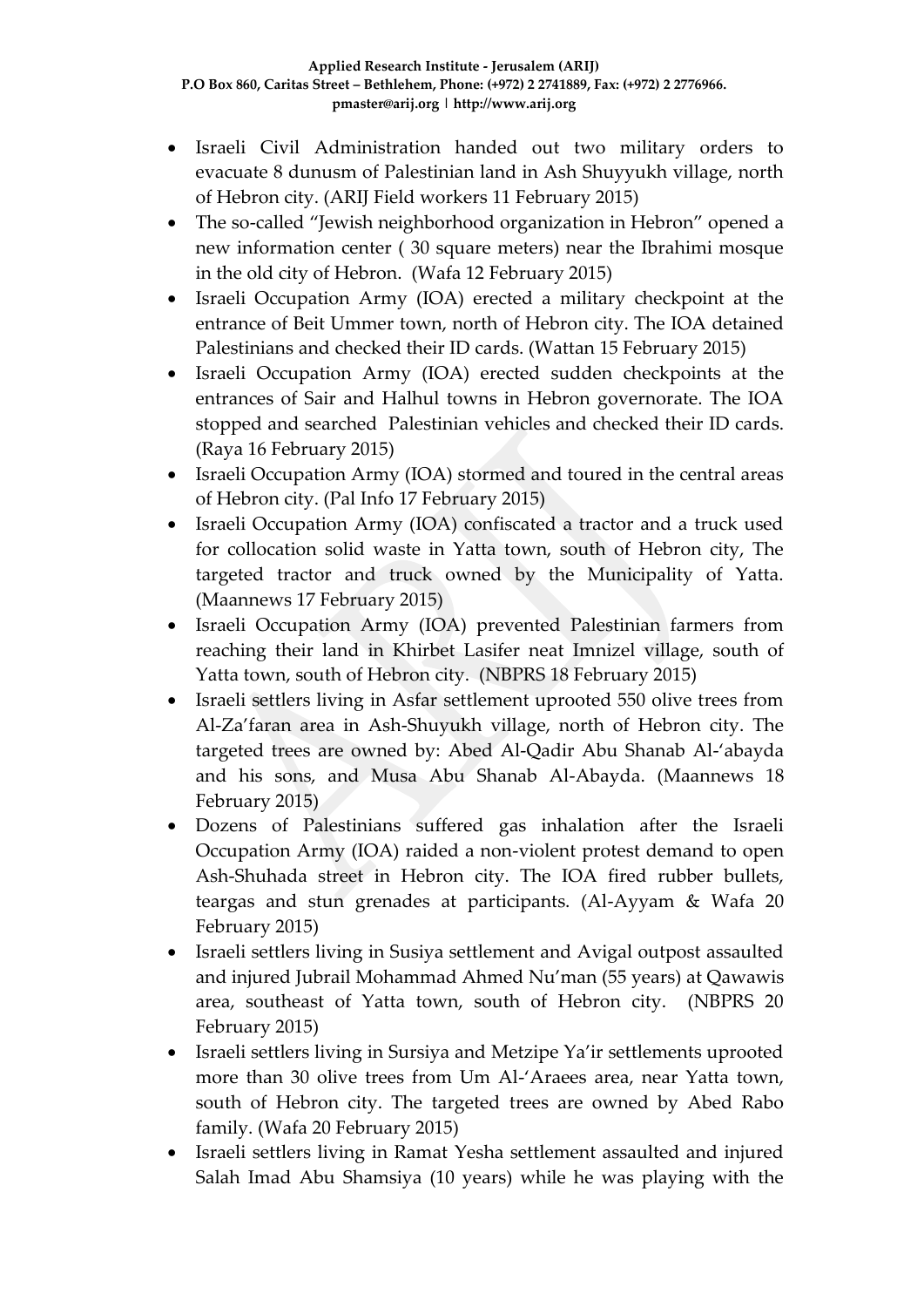- Israeli Civil Administration handed out two military orders to evacuate 8 dunusm of Palestinian land in Ash Shuyyukh village, north of Hebron city. (ARIJ Field workers 11 February 2015)
- The so-called "Jewish neighborhood organization in Hebron" opened a new information center ( 30 square meters) near the Ibrahimi mosque in the old city of Hebron. (Wafa 12 February 2015)
- Israeli Occupation Army (IOA) erected a military checkpoint at the entrance of Beit Ummer town, north of Hebron city. The IOA detained Palestinians and checked their ID cards. (Wattan 15 February 2015)
- Israeli Occupation Army (IOA) erected sudden checkpoints at the entrances of Sair and Halhul towns in Hebron governorate. The IOA stopped and searched Palestinian vehicles and checked their ID cards. (Raya 16 February 2015)
- Israeli Occupation Army (IOA) stormed and toured in the central areas of Hebron city. (Pal Info 17 February 2015)
- Israeli Occupation Army (IOA) confiscated a tractor and a truck used for collocation solid waste in Yatta town, south of Hebron city, The targeted tractor and truck owned by the Municipality of Yatta. (Maannews 17 February 2015)
- Israeli Occupation Army (IOA) prevented Palestinian farmers from reaching their land in Khirbet Lasifer neat Imnizel village, south of Yatta town, south of Hebron city. (NBPRS 18 February 2015)
- Israeli settlers living in Asfar settlement uprooted 550 olive trees from Al-Za'faran area in Ash-Shuyukh village, north of Hebron city. The targeted trees are owned by: Abed Al-Qadir Abu Shanab Al-'abayda and his sons, and Musa Abu Shanab Al-Abayda. (Maannews 18 February 2015)
- Dozens of Palestinians suffered gas inhalation after the Israeli Occupation Army (IOA) raided a non-violent protest demand to open Ash-Shuhada street in Hebron city. The IOA fired rubber bullets, teargas and stun grenades at participants. (Al-Ayyam & Wafa 20 February 2015)
- Israeli settlers living in Susiya settlement and Avigal outpost assaulted and injured Jubrail Mohammad Ahmed Nu'man (55 years) at Qawawis area, southeast of Yatta town, south of Hebron city. (NBPRS 20 February 2015)
- Israeli settlers living in Sursiya and Metzipe Ya'ir settlements uprooted more than 30 olive trees from Um Al-'Araees area, near Yatta town, south of Hebron city. The targeted trees are owned by Abed Rabo family. (Wafa 20 February 2015)
- Israeli settlers living in Ramat Yesha settlement assaulted and injured Salah Imad Abu Shamsiya (10 years) while he was playing with the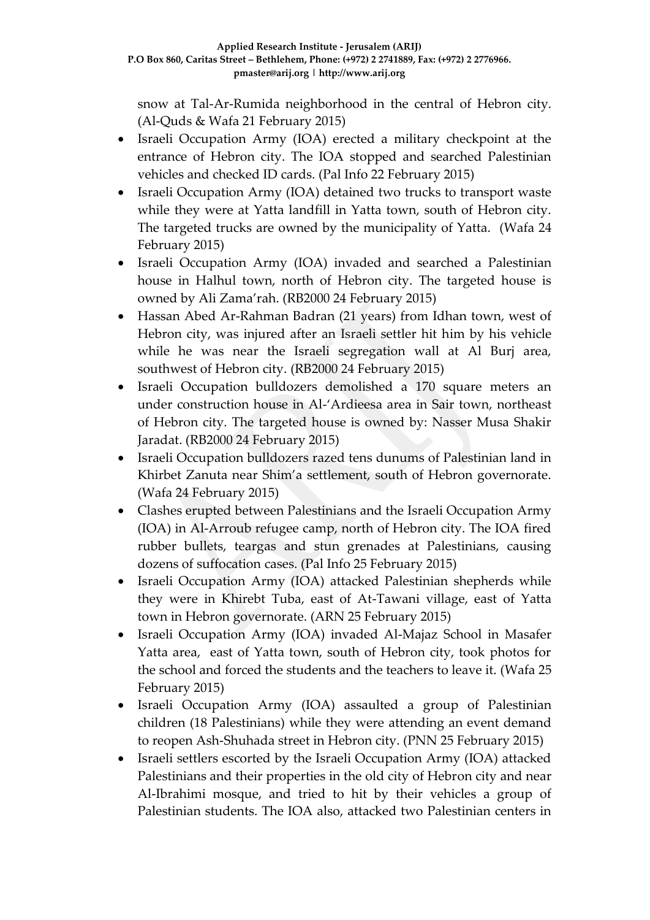snow at Tal-Ar-Rumida neighborhood in the central of Hebron city. (Al-Quds & Wafa 21 February 2015)

- Israeli Occupation Army (IOA) erected a military checkpoint at the entrance of Hebron city. The IOA stopped and searched Palestinian vehicles and checked ID cards. (Pal Info 22 February 2015)
- Israeli Occupation Army (IOA) detained two trucks to transport waste while they were at Yatta landfill in Yatta town, south of Hebron city. The targeted trucks are owned by the municipality of Yatta. (Wafa 24 February 2015)
- Israeli Occupation Army (IOA) invaded and searched a Palestinian house in Halhul town, north of Hebron city. The targeted house is owned by Ali Zama'rah. (RB2000 24 February 2015)
- Hassan Abed Ar-Rahman Badran (21 years) from Idhan town, west of Hebron city, was injured after an Israeli settler hit him by his vehicle while he was near the Israeli segregation wall at Al Burj area, southwest of Hebron city. (RB2000 24 February 2015)
- Israeli Occupation bulldozers demolished a 170 square meters an under construction house in Al-'Ardieesa area in Sair town, northeast of Hebron city. The targeted house is owned by: Nasser Musa Shakir Jaradat. (RB2000 24 February 2015)
- Israeli Occupation bulldozers razed tens dunums of Palestinian land in Khirbet Zanuta near Shim'a settlement, south of Hebron governorate. (Wafa 24 February 2015)
- Clashes erupted between Palestinians and the Israeli Occupation Army (IOA) in Al-Arroub refugee camp, north of Hebron city. The IOA fired rubber bullets, teargas and stun grenades at Palestinians, causing dozens of suffocation cases. (Pal Info 25 February 2015)
- Israeli Occupation Army (IOA) attacked Palestinian shepherds while they were in Khirebt Tuba, east of At-Tawani village, east of Yatta town in Hebron governorate. (ARN 25 February 2015)
- Israeli Occupation Army (IOA) invaded Al-Majaz School in Masafer Yatta area, east of Yatta town, south of Hebron city, took photos for the school and forced the students and the teachers to leave it. (Wafa 25 February 2015)
- Israeli Occupation Army (IOA) assaulted a group of Palestinian children (18 Palestinians) while they were attending an event demand to reopen Ash-Shuhada street in Hebron city. (PNN 25 February 2015)
- Israeli settlers escorted by the Israeli Occupation Army (IOA) attacked Palestinians and their properties in the old city of Hebron city and near Al-Ibrahimi mosque, and tried to hit by their vehicles a group of Palestinian students. The IOA also, attacked two Palestinian centers in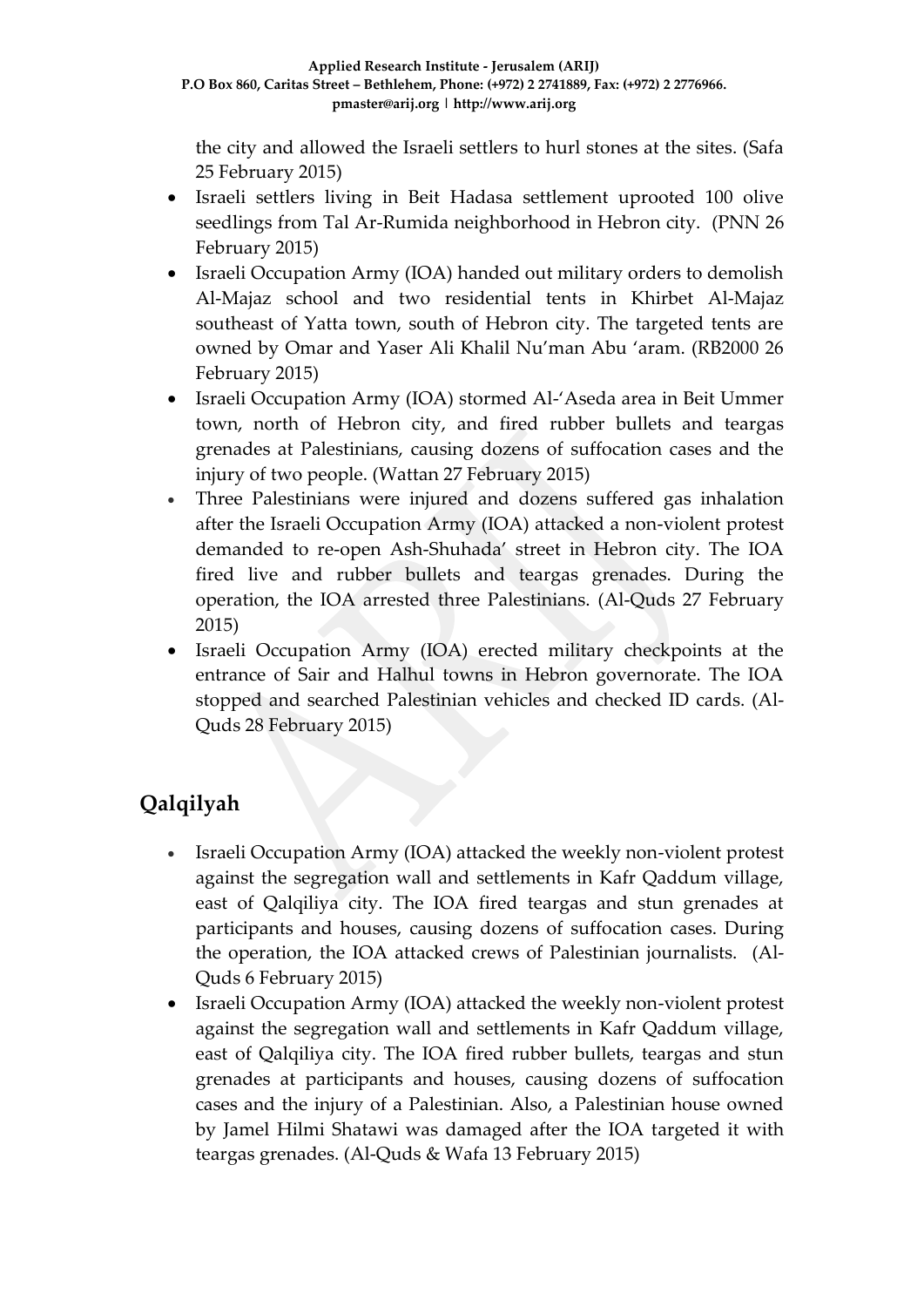the city and allowed the Israeli settlers to hurl stones at the sites. (Safa 25 February 2015)

- Israeli settlers living in Beit Hadasa settlement uprooted 100 olive seedlings from Tal Ar-Rumida neighborhood in Hebron city. (PNN 26 February 2015)
- Israeli Occupation Army (IOA) handed out military orders to demolish Al-Majaz school and two residential tents in Khirbet Al-Majaz southeast of Yatta town, south of Hebron city. The targeted tents are owned by Omar and Yaser Ali Khalil Nu'man Abu 'aram. (RB2000 26 February 2015)
- Israeli Occupation Army (IOA) stormed Al-'Aseda area in Beit Ummer town, north of Hebron city, and fired rubber bullets and teargas grenades at Palestinians, causing dozens of suffocation cases and the injury of two people. (Wattan 27 February 2015)
- Three Palestinians were injured and dozens suffered gas inhalation after the Israeli Occupation Army (IOA) attacked a non-violent protest demanded to re-open Ash-Shuhada' street in Hebron city. The IOA fired live and rubber bullets and teargas grenades. During the operation, the IOA arrested three Palestinians. (Al-Quds 27 February 2015)
- Israeli Occupation Army (IOA) erected military checkpoints at the entrance of Sair and Halhul towns in Hebron governorate. The IOA stopped and searched Palestinian vehicles and checked ID cards. (Al-Quds 28 February 2015)

## Qalqilyah

- Israeli Occupation Army (IOA) attacked the weekly non-violent protest against the segregation wall and settlements in Kafr Qaddum village, east of Qalqiliya city. The IOA fired teargas and stun grenades at participants and houses, causing dozens of suffocation cases. During the operation, the IOA attacked crews of Palestinian journalists. (Al-Quds 6 February 2015)
- Israeli Occupation Army (IOA) attacked the weekly non-violent protest against the segregation wall and settlements in Kafr Qaddum village, east of Qalqiliya city. The IOA fired rubber bullets, teargas and stun grenades at participants and houses, causing dozens of suffocation cases and the injury of a Palestinian. Also, a Palestinian house owned by Jamel Hilmi Shatawi was damaged after the IOA targeted it with teargas grenades. (Al-Quds & Wafa 13 February 2015)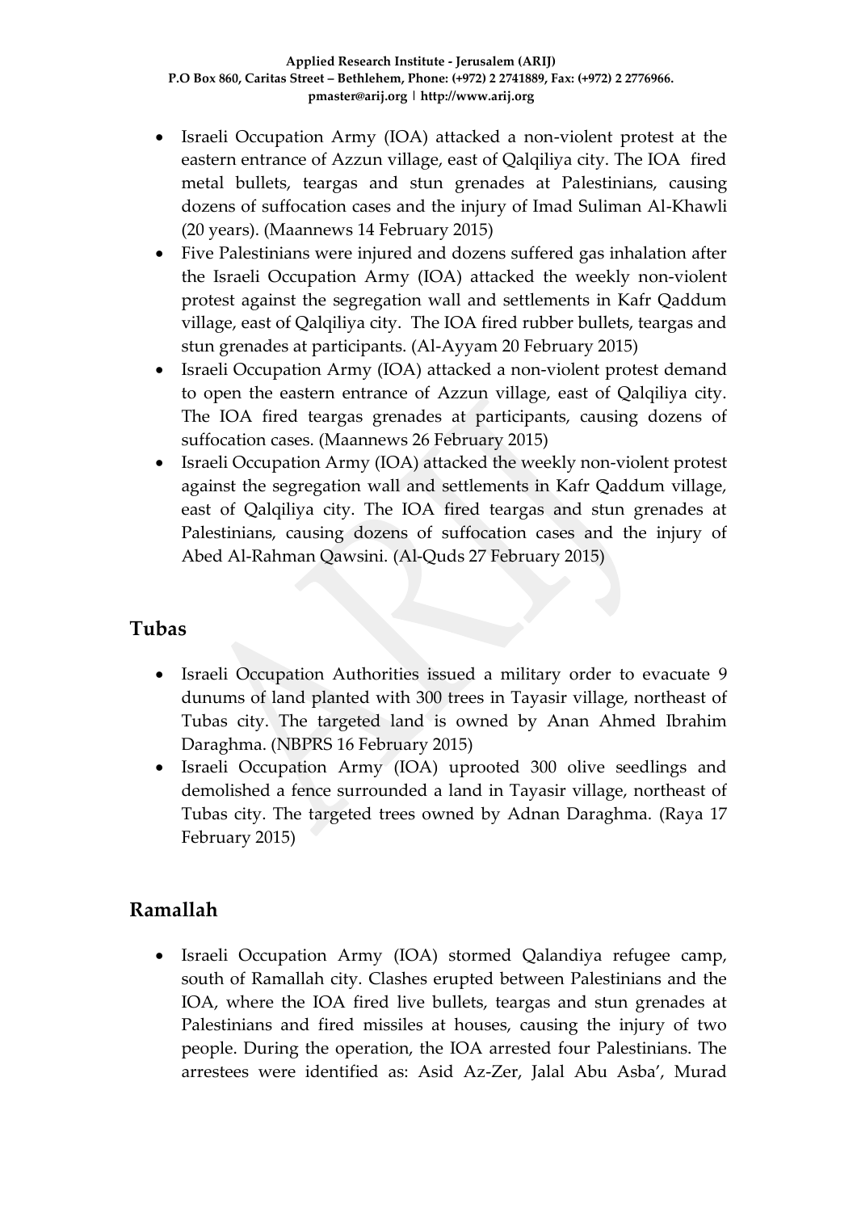- Israeli Occupation Army (IOA) attacked a non-violent protest at the eastern entrance of Azzun village, east of Qalqiliya city. The IOA fired metal bullets, teargas and stun grenades at Palestinians, causing dozens of suffocation cases and the injury of Imad Suliman Al-Khawli (20 years). (Maannews 14 February 2015)
- Five Palestinians were injured and dozens suffered gas inhalation after the Israeli Occupation Army (IOA) attacked the weekly non-violent protest against the segregation wall and settlements in Kafr Qaddum village, east of Qalqiliya city. The IOA fired rubber bullets, teargas and stun grenades at participants. (Al-Ayyam 20 February 2015)
- Israeli Occupation Army (IOA) attacked a non-violent protest demand to open the eastern entrance of Azzun village, east of Qalqiliya city. The IOA fired teargas grenades at participants, causing dozens of suffocation cases. (Maannews 26 February 2015)
- Israeli Occupation Army (IOA) attacked the weekly non-violent protest against the segregation wall and settlements in Kafr Qaddum village, east of Qalqiliya city. The IOA fired teargas and stun grenades at Palestinians, causing dozens of suffocation cases and the injury of Abed Al-Rahman Qawsini. (Al-Quds 27 February 2015)

## Tubas

- Israeli Occupation Authorities issued a military order to evacuate 9 dunums of land planted with 300 trees in Tayasir village, northeast of Tubas city. The targeted land is owned by Anan Ahmed Ibrahim Daraghma. (NBPRS 16 February 2015)
- Israeli Occupation Army (IOA) uprooted 300 olive seedlings and demolished a fence surrounded a land in Tayasir village, northeast of Tubas city. The targeted trees owned by Adnan Daraghma. (Raya 17 February 2015)

## Ramallah

- Israeli Occupation Army (IOA) stormed Qalandiya refugee camp, south of Ramallah city. Clashes erupted between Palestinians and the IOA, where the IOA fired live bullets, teargas and stun grenades at Palestinians and fired missiles at houses, causing the injury of two people. During the operation, the IOA arrested four Palestinians. The arrestees were identified as: Asid Az-Zer, Jalal Abu Asba', Murad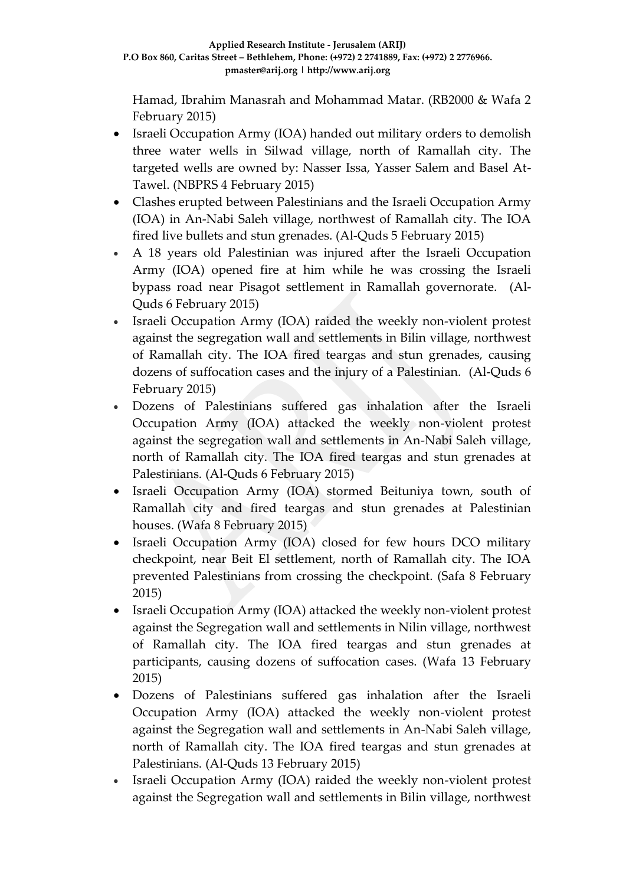Hamad, Ibrahim Manasrah and Mohammad Matar. (RB2000 & Wafa 2 February 2015)

- Israeli Occupation Army (IOA) handed out military orders to demolish three water wells in Silwad village, north of Ramallah city. The targeted wells are owned by: Nasser Issa, Yasser Salem and Basel At-Tawel. (NBPRS 4 February 2015)
- Clashes erupted between Palestinians and the Israeli Occupation Army (IOA) in An-Nabi Saleh village, northwest of Ramallah city. The IOA fired live bullets and stun grenades. (Al-Quds 5 February 2015)
- A 18 years old Palestinian was injured after the Israeli Occupation Army (IOA) opened fire at him while he was crossing the Israeli bypass road near Pisagot settlement in Ramallah governorate. (Al-Quds 6 February 2015)
- Israeli Occupation Army (IOA) raided the weekly non-violent protest against the segregation wall and settlements in Bilin village, northwest of Ramallah city. The IOA fired teargas and stun grenades, causing dozens of suffocation cases and the injury of a Palestinian. (Al-Quds 6 February 2015)
- Dozens of Palestinians suffered gas inhalation after the Israeli Occupation Army (IOA) attacked the weekly non-violent protest against the segregation wall and settlements in An-Nabi Saleh village, north of Ramallah city. The IOA fired teargas and stun grenades at Palestinians. (Al-Quds 6 February 2015)
- Israeli Occupation Army (IOA) stormed Beituniya town, south of Ramallah city and fired teargas and stun grenades at Palestinian houses. (Wafa 8 February 2015)
- Israeli Occupation Army (IOA) closed for few hours DCO military checkpoint, near Beit El settlement, north of Ramallah city. The IOA prevented Palestinians from crossing the checkpoint. (Safa 8 February 2015)
- Israeli Occupation Army (IOA) attacked the weekly non-violent protest against the Segregation wall and settlements in Nilin village, northwest of Ramallah city. The IOA fired teargas and stun grenades at participants, causing dozens of suffocation cases. (Wafa 13 February 2015)
- Dozens of Palestinians suffered gas inhalation after the Israeli Occupation Army (IOA) attacked the weekly non-violent protest against the Segregation wall and settlements in An-Nabi Saleh village, north of Ramallah city. The IOA fired teargas and stun grenades at Palestinians. (Al-Quds 13 February 2015)
- Israeli Occupation Army (IOA) raided the weekly non-violent protest against the Segregation wall and settlements in Bilin village, northwest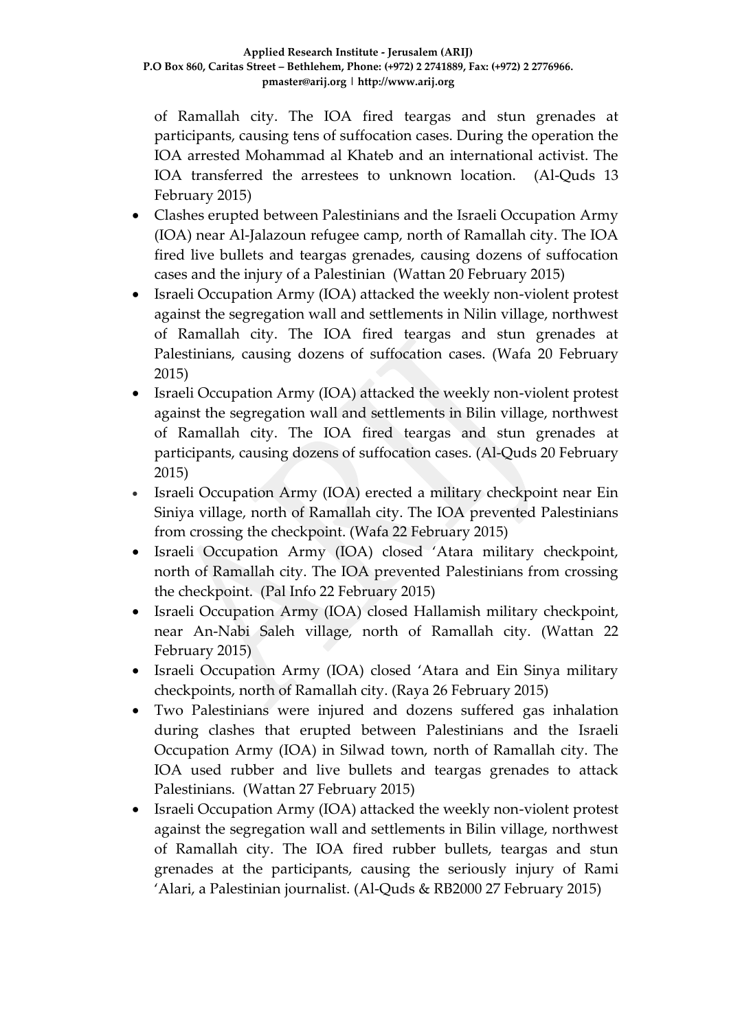of Ramallah city. The IOA fired teargas and stun grenades at participants, causing tens of suffocation cases. During the operation the IOA arrested Mohammad al Khateb and an international activist. The IOA transferred the arrestees to unknown location. (Al-Quds 13 February 2015)

- Clashes erupted between Palestinians and the Israeli Occupation Army (IOA) near Al-Jalazoun refugee camp, north of Ramallah city. The IOA fired live bullets and teargas grenades, causing dozens of suffocation cases and the injury of a Palestinian (Wattan 20 February 2015)
- Israeli Occupation Army (IOA) attacked the weekly non-violent protest against the segregation wall and settlements in Nilin village, northwest of Ramallah city. The IOA fired teargas and stun grenades at Palestinians, causing dozens of suffocation cases. (Wafa 20 February 2015)
- Israeli Occupation Army (IOA) attacked the weekly non-violent protest against the segregation wall and settlements in Bilin village, northwest of Ramallah city. The IOA fired teargas and stun grenades at participants, causing dozens of suffocation cases. (Al-Quds 20 February 2015)
- Israeli Occupation Army (IOA) erected a military checkpoint near Ein Siniya village, north of Ramallah city. The IOA prevented Palestinians from crossing the checkpoint. (Wafa 22 February 2015)
- Israeli Occupation Army (IOA) closed 'Atara military checkpoint, north of Ramallah city. The IOA prevented Palestinians from crossing the checkpoint. (Pal Info 22 February 2015)
- Israeli Occupation Army (IOA) closed Hallamish military checkpoint, near An-Nabi Saleh village, north of Ramallah city. (Wattan 22 February 2015)
- Israeli Occupation Army (IOA) closed 'Atara and Ein Sinya military checkpoints, north of Ramallah city. (Raya 26 February 2015)
- Two Palestinians were injured and dozens suffered gas inhalation during clashes that erupted between Palestinians and the Israeli Occupation Army (IOA) in Silwad town, north of Ramallah city. The IOA used rubber and live bullets and teargas grenades to attack Palestinians. (Wattan 27 February 2015)
- Israeli Occupation Army (IOA) attacked the weekly non-violent protest against the segregation wall and settlements in Bilin village, northwest of Ramallah city. The IOA fired rubber bullets, teargas and stun grenades at the participants, causing the seriously injury of Rami 'Alari, a Palestinian journalist. (Al-Quds & RB2000 27 February 2015)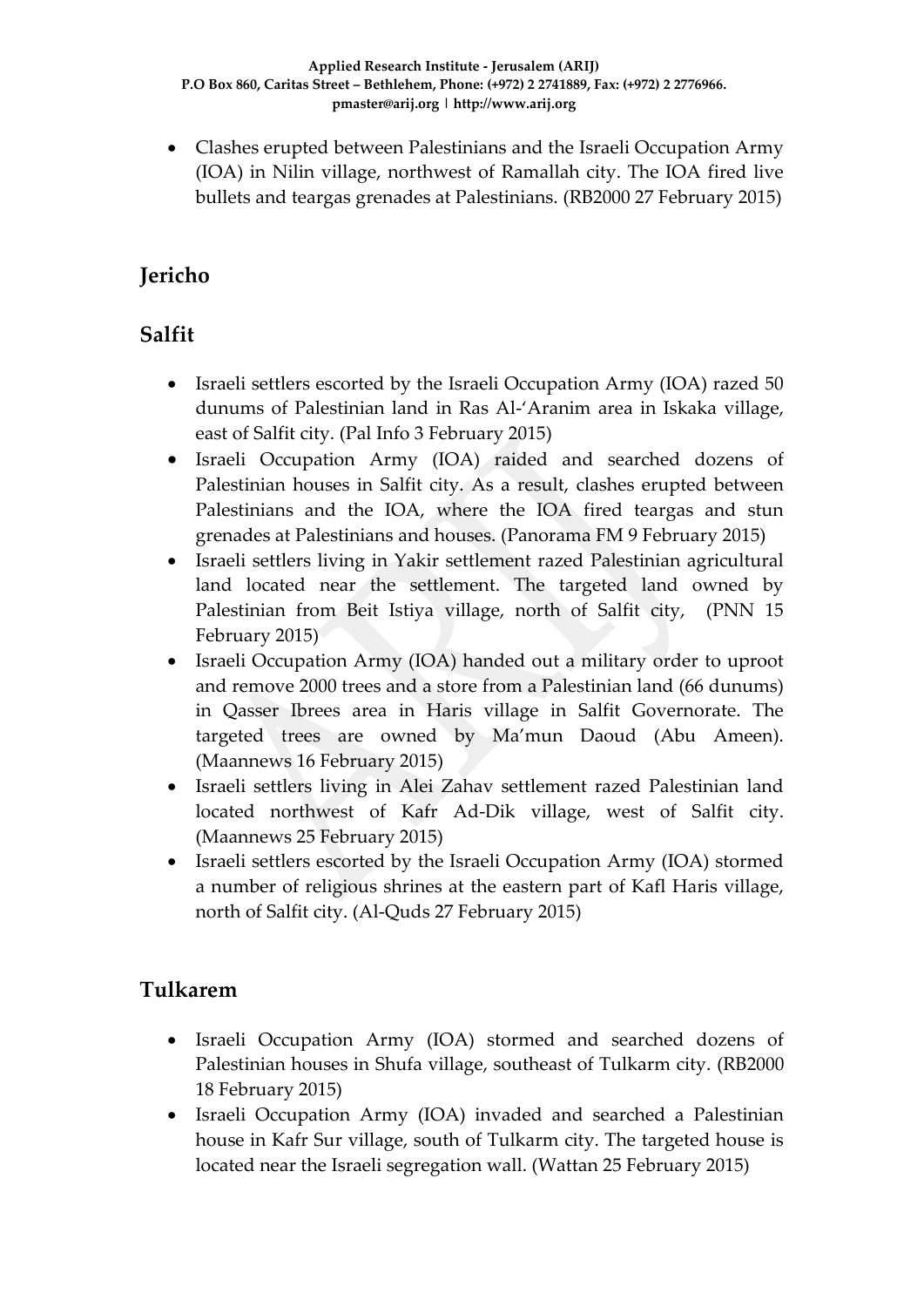- Clashes erupted between Palestinians and the Israeli Occupation Army (IOA) in Nilin village, northwest of Ramallah city. The IOA fired live bullets and teargas grenades at Palestinians. (RB2000 27 February 2015)

## Jericho

## Salfit

- Israeli settlers escorted by the Israeli Occupation Army (IOA) razed 50 dunums of Palestinian land in Ras Al-'Aranim area in Iskaka village, east of Salfit city. (Pal Info 3 February 2015)
- Israeli Occupation Army (IOA) raided and searched dozens of Palestinian houses in Salfit city. As a result, clashes erupted between Palestinians and the IOA, where the IOA fired teargas and stun grenades at Palestinians and houses. (Panorama FM 9 February 2015)
- Israeli settlers living in Yakir settlement razed Palestinian agricultural land located near the settlement. The targeted land owned by Palestinian from Beit Istiya village, north of Salfit city, (PNN 15 February 2015)
- Israeli Occupation Army (IOA) handed out a military order to uproot and remove 2000 trees and a store from a Palestinian land (66 dunums) in Qasser Ibrees area in Haris village in Salfit Governorate. The targeted trees are owned by Ma'mun Daoud (Abu Ameen). (Maannews 16 February 2015)
- Israeli settlers living in Alei Zahav settlement razed Palestinian land located northwest of Kafr Ad-Dik village, west of Salfit city. (Maannews 25 February 2015)
- Israeli settlers escorted by the Israeli Occupation Army (IOA) stormed a number of religious shrines at the eastern part of Kafl Haris village, north of Salfit city. (Al-Quds 27 February 2015)

## Tulkarem

- Israeli Occupation Army (IOA) stormed and searched dozens of Palestinian houses in Shufa village, southeast of Tulkarm city. (RB2000 18 February 2015)
- Israeli Occupation Army (IOA) invaded and searched a Palestinian house in Kafr Sur village, south of Tulkarm city. The targeted house is located near the Israeli segregation wall. (Wattan 25 February 2015)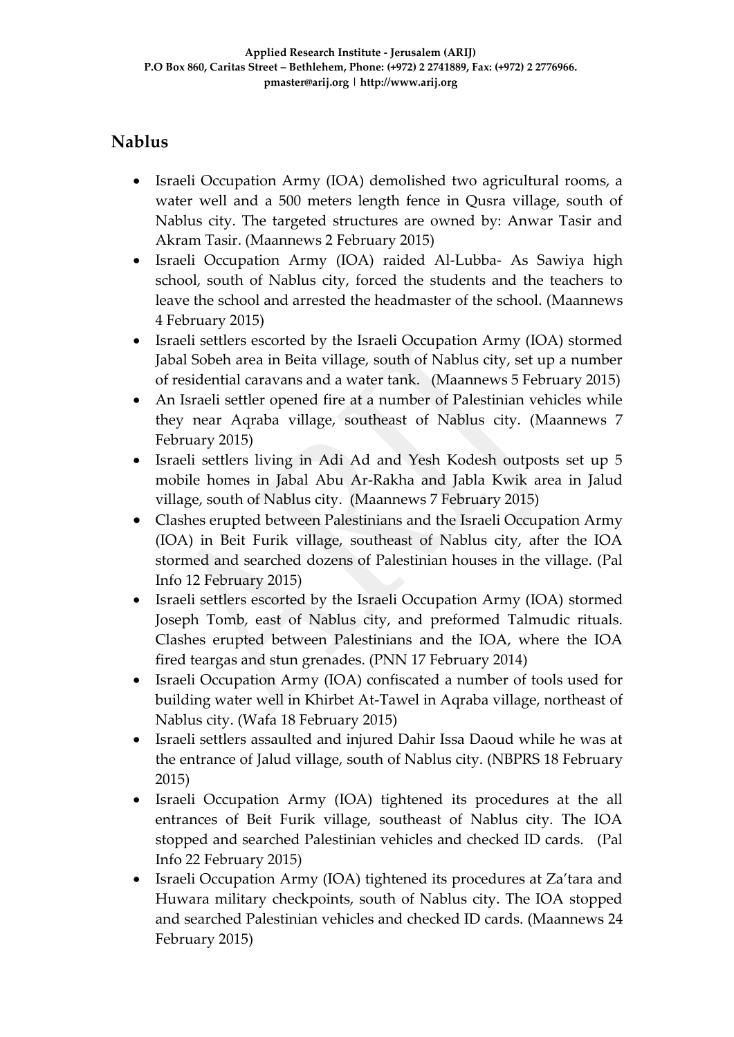## Nablus

- Israeli Occupation Army (IOA) demolished two agricultural rooms, a water well and a 500 meters length fence in Qusra village, south of Nablus city. The targeted structures are owned by: Anwar Tasir and Akram Tasir. (Maannews 2 February 2015)
- Israeli Occupation Army (IOA) raided Al-Lubba- As Sawiya high school, south of Nablus city, forced the students and the teachers to leave the school and arrested the headmaster of the school. (Maannews 4 February 2015)
- Israeli settlers escorted by the Israeli Occupation Army (IOA) stormed Jabal Sobeh area in Beita village, south of Nablus city, set up a number of residential caravans and a water tank. (Maannews 5 February 2015)
- An Israeli settler opened fire at a number of Palestinian vehicles while they near Aqraba village, southeast of Nablus city. (Maannews 7 February 2015)
- Israeli settlers living in Adi Ad and Yesh Kodesh outposts set up 5 mobile homes in Jabal Abu Ar-Rakha and Jabla Kwik area in Jalud village, south of Nablus city. (Maannews 7 February 2015)
- Clashes erupted between Palestinians and the Israeli Occupation Army (IOA) in Beit Furik village, southeast of Nablus city, after the IOA stormed and searched dozens of Palestinian houses in the village. (Pal Info 12 February 2015)
- Israeli settlers escorted by the Israeli Occupation Army (IOA) stormed Joseph Tomb, east of Nablus city, and preformed Talmudic rituals. Clashes erupted between Palestinians and the IOA, where the IOA fired teargas and stun grenades. (PNN 17 February 2014)
- Israeli Occupation Army (IOA) confiscated a number of tools used for building water well in Khirbet At-Tawel in Aqraba village, northeast of Nablus city. (Wafa 18 February 2015)
- Israeli settlers assaulted and injured Dahir Issa Daoud while he was at the entrance of Jalud village, south of Nablus city. (NBPRS 18 February 2015)
- Israeli Occupation Army (IOA) tightened its procedures at the all entrances of Beit Furik village, southeast of Nablus city. The IOA stopped and searched Palestinian vehicles and checked ID cards. (Pal Info 22 February 2015)
- Israeli Occupation Army (IOA) tightened its procedures at Za'tara and Huwara military checkpoints, south of Nablus city. The IOA stopped and searched Palestinian vehicles and checked ID cards. (Maannews 24 February 2015)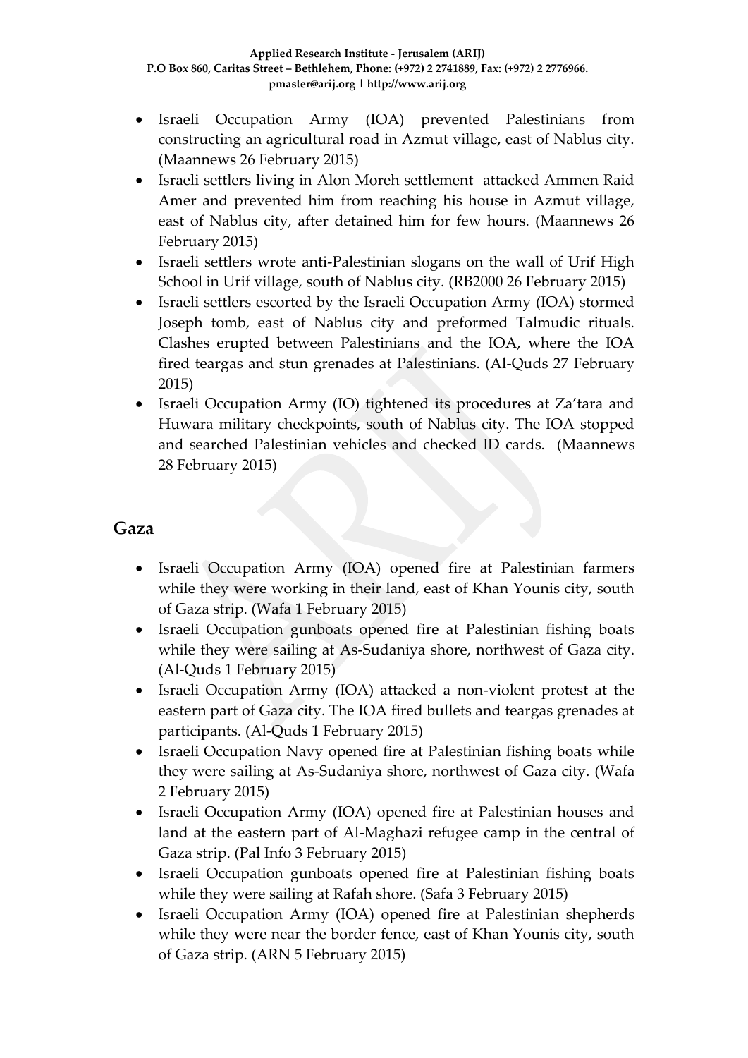- Israeli Occupation Army (IOA) prevented Palestinians from constructing an agricultural road in Azmut village, east of Nablus city. (Maannews 26 February 2015)
- Israeli settlers living in Alon Moreh settlement attacked Ammen Raid Amer and prevented him from reaching his house in Azmut village, east of Nablus city, after detained him for few hours. (Maannews 26 February 2015)
- Israeli settlers wrote anti-Palestinian slogans on the wall of Urif High School in Urif village, south of Nablus city. (RB2000 26 February 2015)
- Israeli settlers escorted by the Israeli Occupation Army (IOA) stormed Joseph tomb, east of Nablus city and preformed Talmudic rituals. Clashes erupted between Palestinians and the IOA, where the IOA fired teargas and stun grenades at Palestinians. (Al-Quds 27 February 2015)
- Israeli Occupation Army (IO) tightened its procedures at Za'tara and Huwara military checkpoints, south of Nablus city. The IOA stopped and searched Palestinian vehicles and checked ID cards. (Maannews 28 February 2015)

## Gaza

- Israeli Occupation Army (IOA) opened fire at Palestinian farmers while they were working in their land, east of Khan Younis city, south of Gaza strip. (Wafa 1 February 2015)
- Israeli Occupation gunboats opened fire at Palestinian fishing boats while they were sailing at As-Sudaniya shore, northwest of Gaza city. (Al-Quds 1 February 2015)
- Israeli Occupation Army (IOA) attacked a non-violent protest at the eastern part of Gaza city. The IOA fired bullets and teargas grenades at participants. (Al-Quds 1 February 2015)
- Israeli Occupation Navy opened fire at Palestinian fishing boats while they were sailing at As-Sudaniya shore, northwest of Gaza city. (Wafa 2 February 2015)
- Israeli Occupation Army (IOA) opened fire at Palestinian houses and land at the eastern part of Al-Maghazi refugee camp in the central of Gaza strip. (Pal Info 3 February 2015)
- Israeli Occupation gunboats opened fire at Palestinian fishing boats while they were sailing at Rafah shore. (Safa 3 February 2015)
- Israeli Occupation Army (IOA) opened fire at Palestinian shepherds while they were near the border fence, east of Khan Younis city, south of Gaza strip. (ARN 5 February 2015)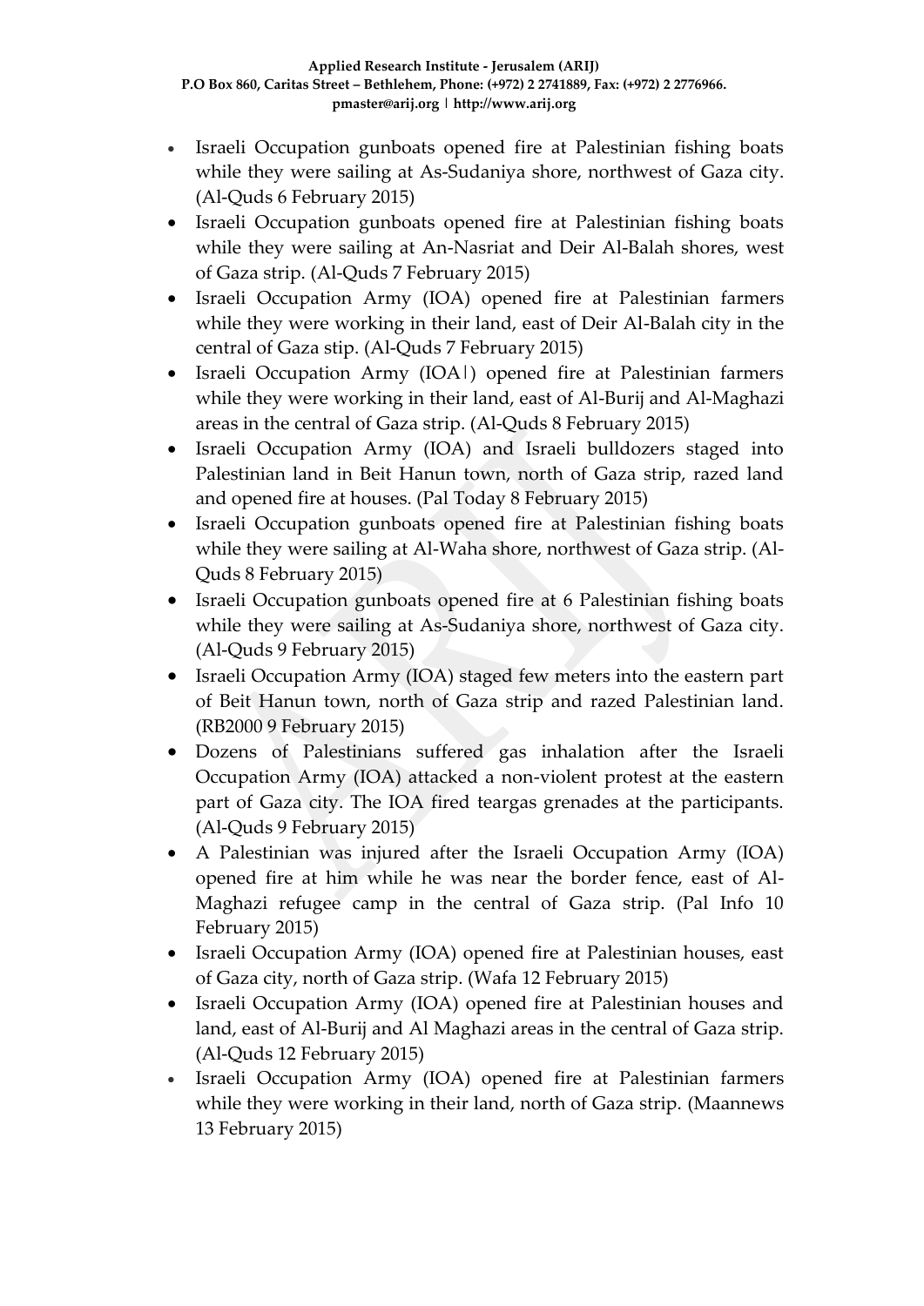- Israeli Occupation gunboats opened fire at Palestinian fishing boats while they were sailing at As-Sudaniya shore, northwest of Gaza city. (Al-Quds 6 February 2015)
- Israeli Occupation gunboats opened fire at Palestinian fishing boats while they were sailing at An-Nasriat and Deir Al-Balah shores, west of Gaza strip. (Al-Quds 7 February 2015)
- Israeli Occupation Army (IOA) opened fire at Palestinian farmers while they were working in their land, east of Deir Al-Balah city in the central of Gaza stip. (Al-Quds 7 February 2015)
- Israeli Occupation Army (IOA|) opened fire at Palestinian farmers while they were working in their land, east of Al-Burij and Al-Maghazi areas in the central of Gaza strip. (Al-Quds 8 February 2015)
- Israeli Occupation Army (IOA) and Israeli bulldozers staged into Palestinian land in Beit Hanun town, north of Gaza strip, razed land and opened fire at houses. (Pal Today 8 February 2015)
- Israeli Occupation gunboats opened fire at Palestinian fishing boats while they were sailing at Al-Waha shore, northwest of Gaza strip. (Al-Quds 8 February 2015)
- Israeli Occupation gunboats opened fire at 6 Palestinian fishing boats while they were sailing at As-Sudaniya shore, northwest of Gaza city. (Al-Quds 9 February 2015)
- Israeli Occupation Army (IOA) staged few meters into the eastern part of Beit Hanun town, north of Gaza strip and razed Palestinian land. (RB2000 9 February 2015)
- Dozens of Palestinians suffered gas inhalation after the Israeli Occupation Army (IOA) attacked a non-violent protest at the eastern part of Gaza city. The IOA fired teargas grenades at the participants. (Al-Quds 9 February 2015)
- A Palestinian was injured after the Israeli Occupation Army (IOA) opened fire at him while he was near the border fence, east of Al-Maghazi refugee camp in the central of Gaza strip. (Pal Info 10 February 2015)
- Israeli Occupation Army (IOA) opened fire at Palestinian houses, east of Gaza city, north of Gaza strip. (Wafa 12 February 2015)
- Israeli Occupation Army (IOA) opened fire at Palestinian houses and land, east of Al-Burij and Al Maghazi areas in the central of Gaza strip. (Al-Quds 12 February 2015)
- Israeli Occupation Army (IOA) opened fire at Palestinian farmers while they were working in their land, north of Gaza strip. (Maannews 13 February 2015)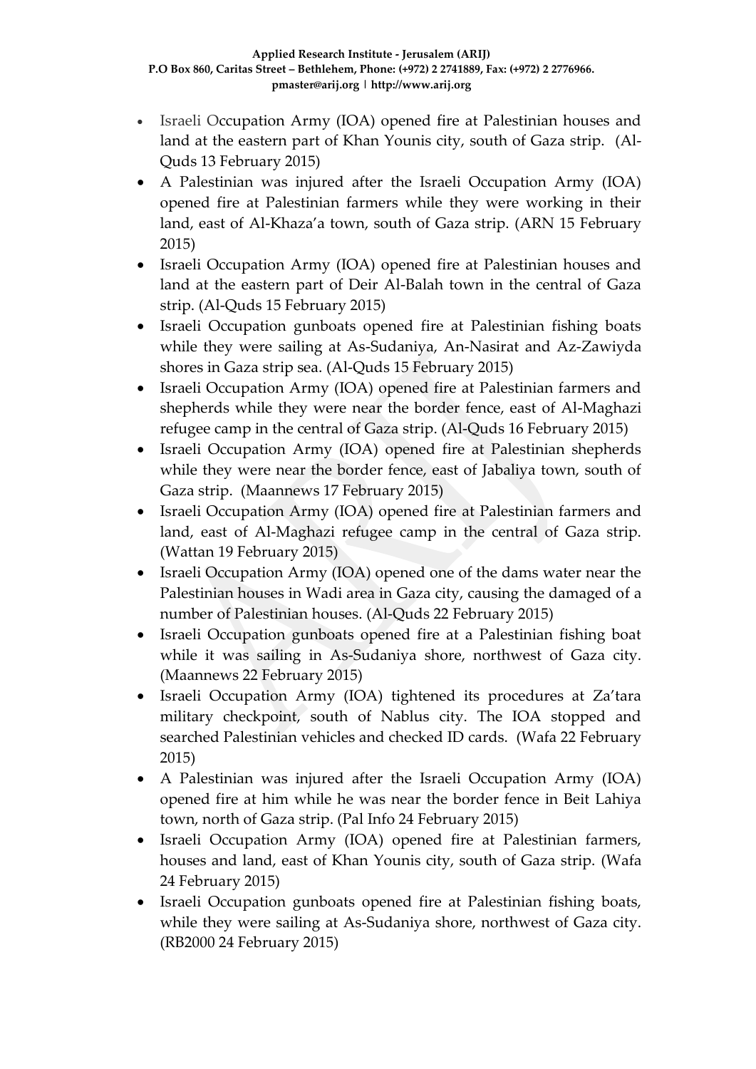- Israeli Occupation Army (IOA) opened fire at Palestinian houses and land at the eastern part of Khan Younis city, south of Gaza strip. (Al-Quds 13 February 2015)
- A Palestinian was injured after the Israeli Occupation Army (IOA) opened fire at Palestinian farmers while they were working in their land, east of Al-Khaza'a town, south of Gaza strip. (ARN 15 February 2015)
- Israeli Occupation Army (IOA) opened fire at Palestinian houses and land at the eastern part of Deir Al-Balah town in the central of Gaza strip. (Al-Quds 15 February 2015)
- Israeli Occupation gunboats opened fire at Palestinian fishing boats while they were sailing at As-Sudaniya, An-Nasirat and Az-Zawiyda shores in Gaza strip sea. (Al-Quds 15 February 2015)
- Israeli Occupation Army (IOA) opened fire at Palestinian farmers and shepherds while they were near the border fence, east of Al-Maghazi refugee camp in the central of Gaza strip. (Al-Quds 16 February 2015)
- Israeli Occupation Army (IOA) opened fire at Palestinian shepherds while they were near the border fence, east of Jabaliya town, south of Gaza strip. (Maannews 17 February 2015)
- Israeli Occupation Army (IOA) opened fire at Palestinian farmers and land, east of Al-Maghazi refugee camp in the central of Gaza strip. (Wattan 19 February 2015)
- Israeli Occupation Army (IOA) opened one of the dams water near the Palestinian houses in Wadi area in Gaza city, causing the damaged of a number of Palestinian houses. (Al-Quds 22 February 2015)
- Israeli Occupation gunboats opened fire at a Palestinian fishing boat while it was sailing in As-Sudaniya shore, northwest of Gaza city. (Maannews 22 February 2015)
- Israeli Occupation Army (IOA) tightened its procedures at Za'tara military checkpoint, south of Nablus city. The IOA stopped and searched Palestinian vehicles and checked ID cards. (Wafa 22 February 2015)
- A Palestinian was injured after the Israeli Occupation Army (IOA) opened fire at him while he was near the border fence in Beit Lahiya town, north of Gaza strip. (Pal Info 24 February 2015)
- Israeli Occupation Army (IOA) opened fire at Palestinian farmers, houses and land, east of Khan Younis city, south of Gaza strip. (Wafa 24 February 2015)
- Israeli Occupation gunboats opened fire at Palestinian fishing boats, while they were sailing at As-Sudaniya shore, northwest of Gaza city. (RB2000 24 February 2015)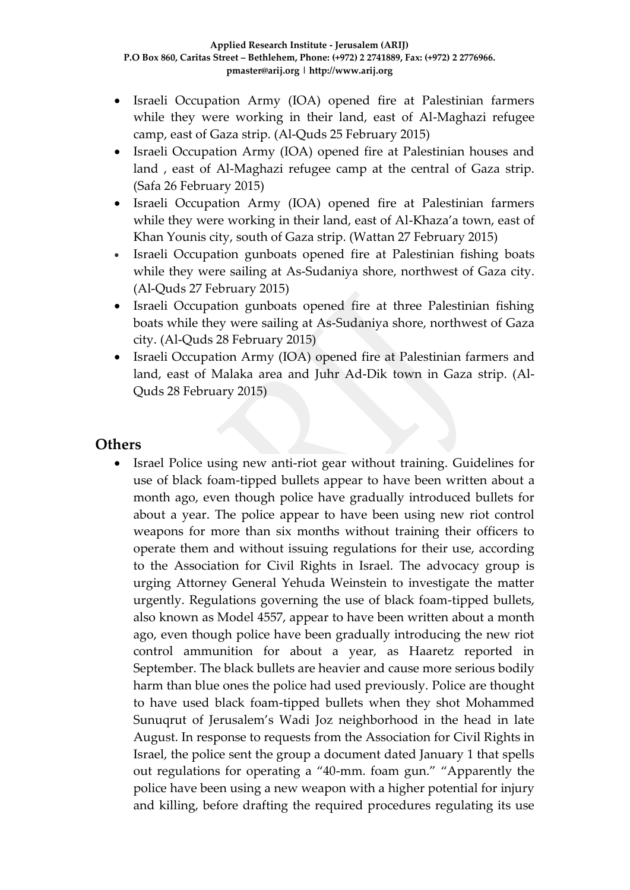- Israeli Occupation Army (IOA) opened fire at Palestinian farmers while they were working in their land, east of Al-Maghazi refugee camp, east of Gaza strip. (Al-Quds 25 February 2015)
- Israeli Occupation Army (IOA) opened fire at Palestinian houses and land , east of Al-Maghazi refugee camp at the central of Gaza strip. (Safa 26 February 2015)
- Israeli Occupation Army (IOA) opened fire at Palestinian farmers while they were working in their land, east of Al-Khaza'a town, east of Khan Younis city, south of Gaza strip. (Wattan 27 February 2015)
- Israeli Occupation gunboats opened fire at Palestinian fishing boats while they were sailing at As-Sudaniya shore, northwest of Gaza city. (Al-Quds 27 February 2015)
- Israeli Occupation gunboats opened fire at three Palestinian fishing boats while they were sailing at As-Sudaniya shore, northwest of Gaza city. (Al-Quds 28 February 2015)
- Israeli Occupation Army (IOA) opened fire at Palestinian farmers and land, east of Malaka area and Juhr Ad-Dik town in Gaza strip. (Al-Quds 28 February 2015)

## Others

- Israel Police using new anti-riot gear without training. Guidelines for use of black foam-tipped bullets appear to have been written about a month ago, even though police have gradually introduced bullets for about a year. The police appear to have been using new riot control weapons for more than six months without training their officers to operate them and without issuing regulations for their use, according to the Association for Civil Rights in Israel. The advocacy group is urging Attorney General Yehuda Weinstein to investigate the matter urgently. Regulations governing the use of black foam-tipped bullets, also known as Model 4557, appear to have been written about a month ago, even though police have been gradually introducing the new riot control ammunition for about a year, as Haaretz reported in September. The black bullets are heavier and cause more serious bodily harm than blue ones the police had used previously. Police are thought to have used black foam-tipped bullets when they shot Mohammed Sunuqrut of Jerusalem's Wadi Joz neighborhood in the head in late August. In response to requests from the Association for Civil Rights in Israel, the police sent the group a document dated January 1 that spells out regulations for operating a "40-mm. foam gun." "Apparently the police have been using a new weapon with a higher potential for injury and killing, before drafting the required procedures regulating its use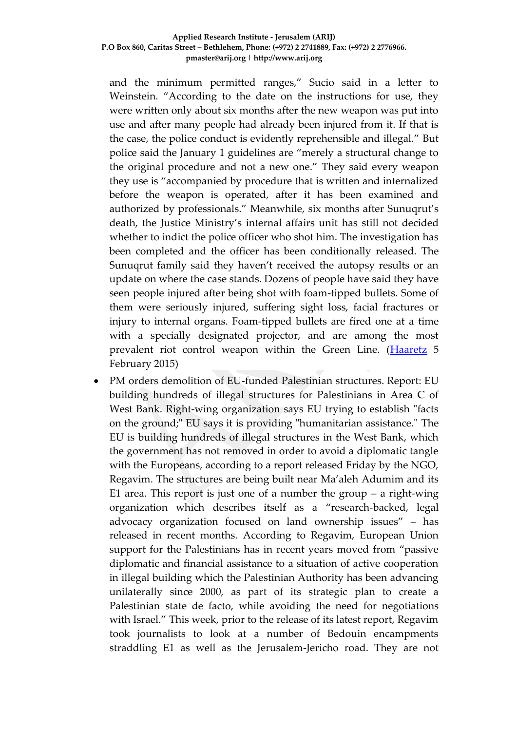and the minimum permitted ranges," Sucio said in a letter to Weinstein. "According to the date on the instructions for use, they were written only about six months after the new weapon was put into use and after many people had already been injured from it. If that is the case, the police conduct is evidently reprehensible and illegal." But police said the January 1 guidelines are "merely a structural change to the original procedure and not a new one." They said every weapon they use is "accompanied by procedure that is written and internalized before the weapon is operated, after it has been examined and authorized by professionals." Meanwhile, six months after Sunuqrut's death, the Justice Ministry's internal affairs unit has still not decided whether to indict the police officer who shot him. The investigation has been completed and the officer has been conditionally released. The Sunuqrut family said they haven't received the autopsy results or an update on where the case stands. Dozens of people have said they have seen people injured after being shot with foam-tipped bullets. Some of them were seriously injured, suffering sight loss, facial fractures or injury to internal organs. Foam-tipped bullets are fired one at a time with a specially designated projector, and are among the most prevalent riot control weapon within the Green Line. (Haaretz 5 February 2015)

- PM orders demolition of EU-funded Palestinian structures. Report: EU building hundreds of illegal structures for Palestinians in Area C of West Bank. Right-wing organization says EU trying to establish "facts on the ground;" EU says it is providing "humanitarian assistance." The EU is building hundreds of illegal structures in the West Bank, which the government has not removed in order to avoid a diplomatic tangle with the Europeans, according to a report released Friday by the NGO, Regavim. The structures are being built near Ma'aleh Adumim and its E1 area. This report is just one of a number the group – a right-wing organization which describes itself as a "research-backed, legal advocacy organization focused on land ownership issues" – has released in recent months. According to Regavim, European Union support for the Palestinians has in recent years moved from "passive diplomatic and financial assistance to a situation of active cooperation in illegal building which the Palestinian Authority has been advancing unilaterally since 2000, as part of its strategic plan to create a Palestinian state de facto, while avoiding the need for negotiations with Israel." This week, prior to the release of its latest report, Regavim took journalists to look at a number of Bedouin encampments straddling E1 as well as the Jerusalem-Jericho road. They are not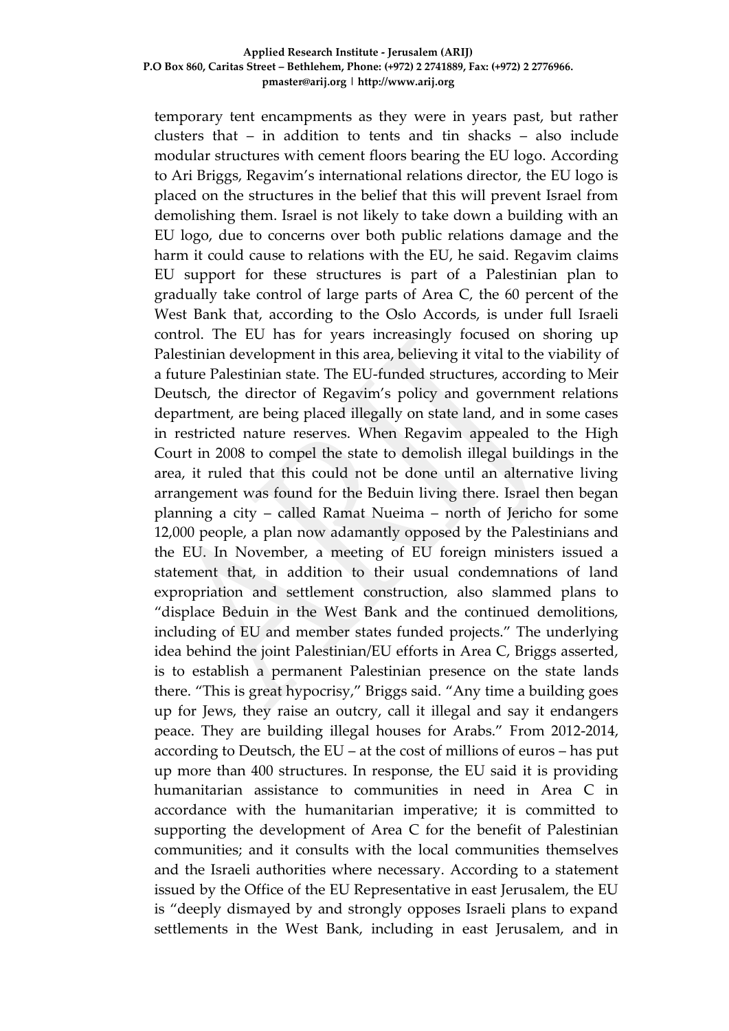temporary tent encampments as they were in years past, but rather clusters that – in addition to tents and tin shacks – also include modular structures with cement floors bearing the EU logo. According to Ari Briggs, Regavim's international relations director, the EU logo is placed on the structures in the belief that this will prevent Israel from demolishing them. Israel is not likely to take down a building with an EU logo, due to concerns over both public relations damage and the harm it could cause to relations with the EU, he said. Regavim claims EU support for these structures is part of a Palestinian plan to gradually take control of large parts of Area C, the 60 percent of the West Bank that, according to the Oslo Accords, is under full Israeli control. The EU has for years increasingly focused on shoring up Palestinian development in this area, believing it vital to the viability of a future Palestinian state. The EU-funded structures, according to Meir Deutsch, the director of Regavim's policy and government relations department, are being placed illegally on state land, and in some cases in restricted nature reserves. When Regavim appealed to the High Court in 2008 to compel the state to demolish illegal buildings in the area, it ruled that this could not be done until an alternative living arrangement was found for the Beduin living there. Israel then began planning a city – called Ramat Nueima – north of Jericho for some 12,000 people, a plan now adamantly opposed by the Palestinians and the EU. In November, a meeting of EU foreign ministers issued a statement that, in addition to their usual condemnations of land expropriation and settlement construction, also slammed plans to "displace Beduin in the West Bank and the continued demolitions, including of EU and member states funded projects." The underlying idea behind the joint Palestinian/EU efforts in Area C, Briggs asserted, is to establish a permanent Palestinian presence on the state lands there. "This is great hypocrisy," Briggs said. "Any time a building goes up for Jews, they raise an outcry, call it illegal and say it endangers peace. They are building illegal houses for Arabs." From 2012-2014, according to Deutsch, the EU – at the cost of millions of euros – has put up more than 400 structures. In response, the EU said it is providing humanitarian assistance to communities in need in Area C in accordance with the humanitarian imperative; it is committed to supporting the development of Area C for the benefit of Palestinian communities; and it consults with the local communities themselves and the Israeli authorities where necessary. According to a statement issued by the Office of the EU Representative in east Jerusalem, the EU is "deeply dismayed by and strongly opposes Israeli plans to expand settlements in the West Bank, including in east Jerusalem, and in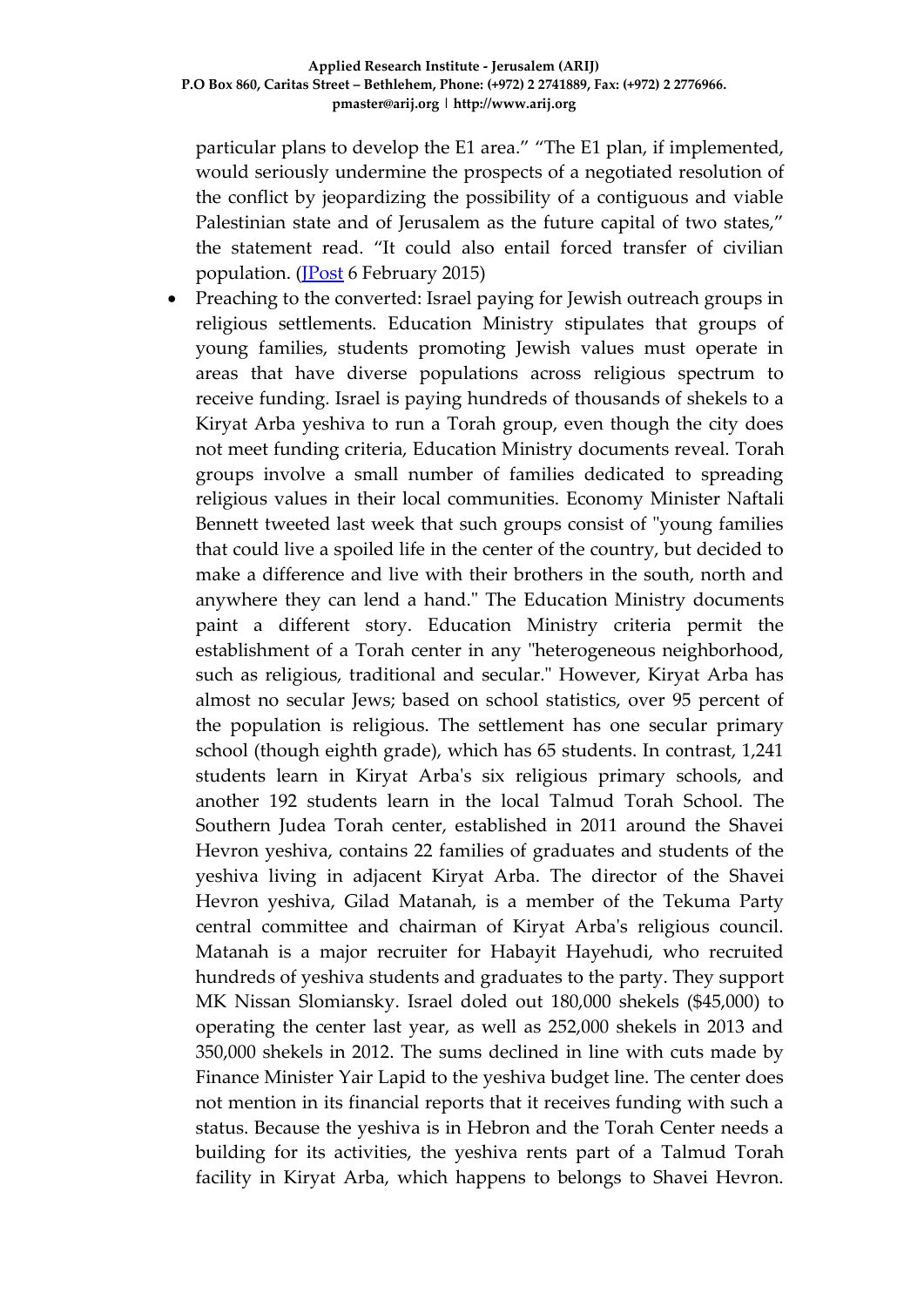particular plans to develop the E1 area." "The E1 plan, if implemented, would seriously undermine the prospects of a negotiated resolution of the conflict by jeopardizing the possibility of a contiguous and viable Palestinian state and of Jerusalem as the future capital of two states," the statement read. "It could also entail forced transfer of civilian population. ([JPost](#) 6 February 2015)

- Preaching to the converted: Israel paying for Jewish outreach groups in religious settlements. Education Ministry stipulates that groups of young families, students promoting Jewish values must operate in areas that have diverse populations across religious spectrum to receive funding. Israel is paying hundreds of thousands of shekels to a Kiryat Arba yeshiva to run a Torah group, even though the city does not meet funding criteria, Education Ministry documents reveal. Torah groups involve a small number of families dedicated to spreading religious values in their local communities. Economy Minister Naftali Bennett tweeted last week that such groups consist of "young families that could live a spoiled life in the center of the country, but decided to make a difference and live with their brothers in the south, north and anywhere they can lend a hand." The Education Ministry documents paint a different story. Education Ministry criteria permit the establishment of a Torah center in any "heterogeneous neighborhood, such as religious, traditional and secular." However, Kiryat Arba has almost no secular Jews; based on school statistics, over 95 percent of the population is religious. The settlement has one secular primary school (though eighth grade), which has 65 students. In contrast, 1,241 students learn in Kiryat Arba's six religious primary schools, and another 192 students learn in the local Talmud Torah School. The Southern Judea Torah center, established in 2011 around the Shavei Hevron yeshiva, contains 22 families of graduates and students of the yeshiva living in adjacent Kiryat Arba. The director of the Shavei Hevron yeshiva, Gilad Matanah, is a member of the Tekuma Party central committee and chairman of Kiryat Arba's religious council. Matanah is a major recruiter for Habayit Hayehudi, who recruited hundreds of yeshiva students and graduates to the party. They support MK Nissan Slomiansky. Israel doled out 180,000 shekels ($45,000) to operating the center last year, as well as 252,000 shekels in 2013 and 350,000 shekels in 2012. The sums declined in line with cuts made by Finance Minister Yair Lapid to the yeshiva budget line. The center does not mention in its financial reports that it receives funding with such a status. Because the yeshiva is in Hebron and the Torah Center needs a building for its activities, the yeshiva rents part of a Talmud Torah facility in Kiryat Arba, which happens to belongs to Shavei Hevron.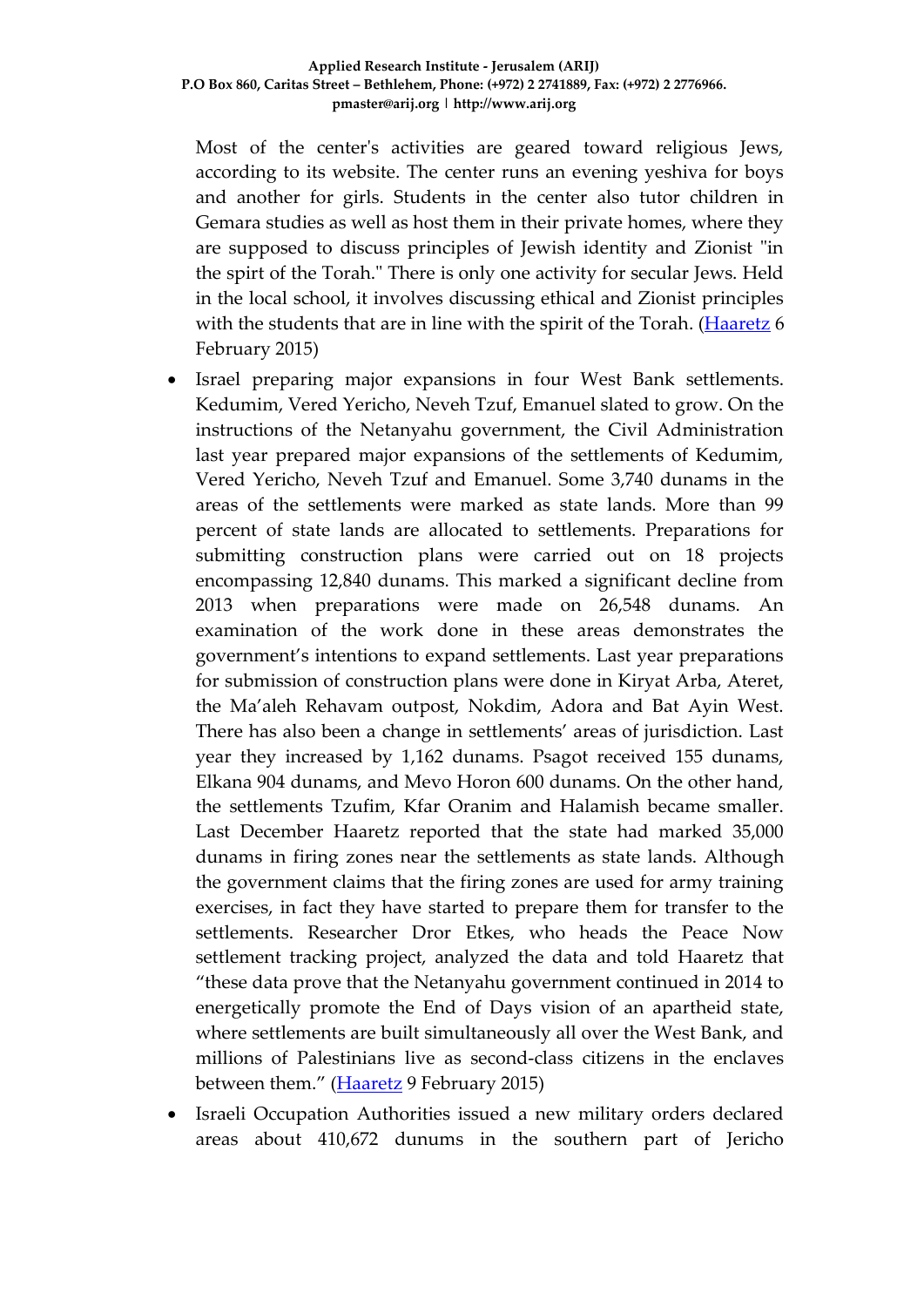Most of the center's activities are geared toward religious Jews, according to its website. The center runs an evening yeshiva for boys and another for girls. Students in the center also tutor children in Gemara studies as well as host them in their private homes, where they are supposed to discuss principles of Jewish identity and Zionist "in the spirt of the Torah." There is only one activity for secular Jews. Held in the local school, it involves discussing ethical and Zionist principles with the students that are in line with the spirit of the Torah. (Haaretz 6 February 2015)

- Israel preparing major expansions in four West Bank settlements. Kedumim, Vered Yericho, Neveh Tzuf, Emanuel slated to grow. On the instructions of the Netanyahu government, the Civil Administration last year prepared major expansions of the settlements of Kedumim, Vered Yericho, Neveh Tzuf and Emanuel. Some 3,740 dunams in the areas of the settlements were marked as state lands. More than 99 percent of state lands are allocated to settlements. Preparations for submitting construction plans were carried out on 18 projects encompassing 12,840 dunams. This marked a significant decline from 2013 when preparations were made on 26,548 dunams. An examination of the work done in these areas demonstrates the government's intentions to expand settlements. Last year preparations for submission of construction plans were done in Kiryat Arba, Ateret, the Ma'aleh Rehavam outpost, Nokdim, Adora and Bat Ayin West. There has also been a change in settlements' areas of jurisdiction. Last year they increased by 1,162 dunams. Psagot received 155 dunams, Elkana 904 dunams, and Mevo Horon 600 dunams. On the other hand, the settlements Tzufim, Kfar Oranim and Halamish became smaller. Last December Haaretz reported that the state had marked 35,000 dunams in firing zones near the settlements as state lands. Although the government claims that the firing zones are used for army training exercises, in fact they have started to prepare them for transfer to the settlements. Researcher Dror Etkes, who heads the Peace Now settlement tracking project, analyzed the data and told Haaretz that "these data prove that the Netanyahu government continued in 2014 to energetically promote the End of Days vision of an apartheid state, where settlements are built simultaneously all over the West Bank, and millions of Palestinians live as second-class citizens in the enclaves between them." (Haaretz 9 February 2015)
- Israeli Occupation Authorities issued a new military orders declared areas about 410,672 dunums in the southern part of Jericho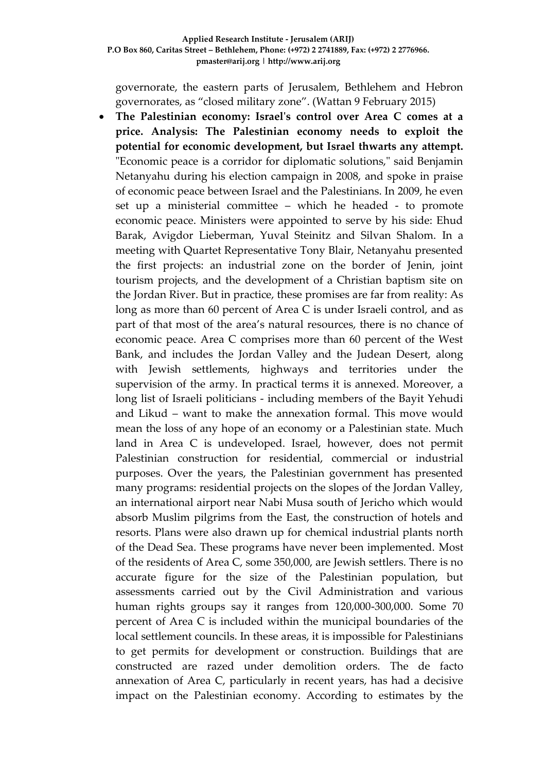governorate, the eastern parts of Jerusalem, Bethlehem and Hebron governorates, as "closed military zone". (Wattan 9 February 2015)

- **The Palestinian economy: Israel's control over Area C comes at a price. Analysis: The Palestinian economy needs to exploit the potential for economic development, but Israel thwarts any attempt.** "Economic peace is a corridor for diplomatic solutions," said Benjamin Netanyahu during his election campaign in 2008, and spoke in praise of economic peace between Israel and the Palestinians. In 2009, he even set up a ministerial committee – which he headed - to promote economic peace. Ministers were appointed to serve by his side: Ehud Barak, Avigdor Lieberman, Yuval Steinitz and Silvan Shalom. In a meeting with Quartet Representative Tony Blair, Netanyahu presented the first projects: an industrial zone on the border of Jenin, joint tourism projects, and the development of a Christian baptism site on the Jordan River. But in practice, these promises are far from reality: As long as more than 60 percent of Area C is under Israeli control, and as part of that most of the area's natural resources, there is no chance of economic peace. Area C comprises more than 60 percent of the West Bank, and includes the Jordan Valley and the Judean Desert, along with Jewish settlements, highways and territories under the supervision of the army. In practical terms it is annexed. Moreover, a long list of Israeli politicians - including members of the Bayit Yehudi and Likud – want to make the annexation formal. This move would mean the loss of any hope of an economy or a Palestinian state. Much land in Area C is undeveloped. Israel, however, does not permit Palestinian construction for residential, commercial or industrial purposes. Over the years, the Palestinian government has presented many programs: residential projects on the slopes of the Jordan Valley, an international airport near Nabi Musa south of Jericho which would absorb Muslim pilgrims from the East, the construction of hotels and resorts. Plans were also drawn up for chemical industrial plants north of the Dead Sea. These programs have never been implemented. Most of the residents of Area C, some 350,000, are Jewish settlers. There is no accurate figure for the size of the Palestinian population, but assessments carried out by the Civil Administration and various human rights groups say it ranges from 120,000-300,000. Some 70 percent of Area C is included within the municipal boundaries of the local settlement councils. In these areas, it is impossible for Palestinians to get permits for development or construction. Buildings that are constructed are razed under demolition orders. The de facto annexation of Area C, particularly in recent years, has had a decisive impact on the Palestinian economy. According to estimates by the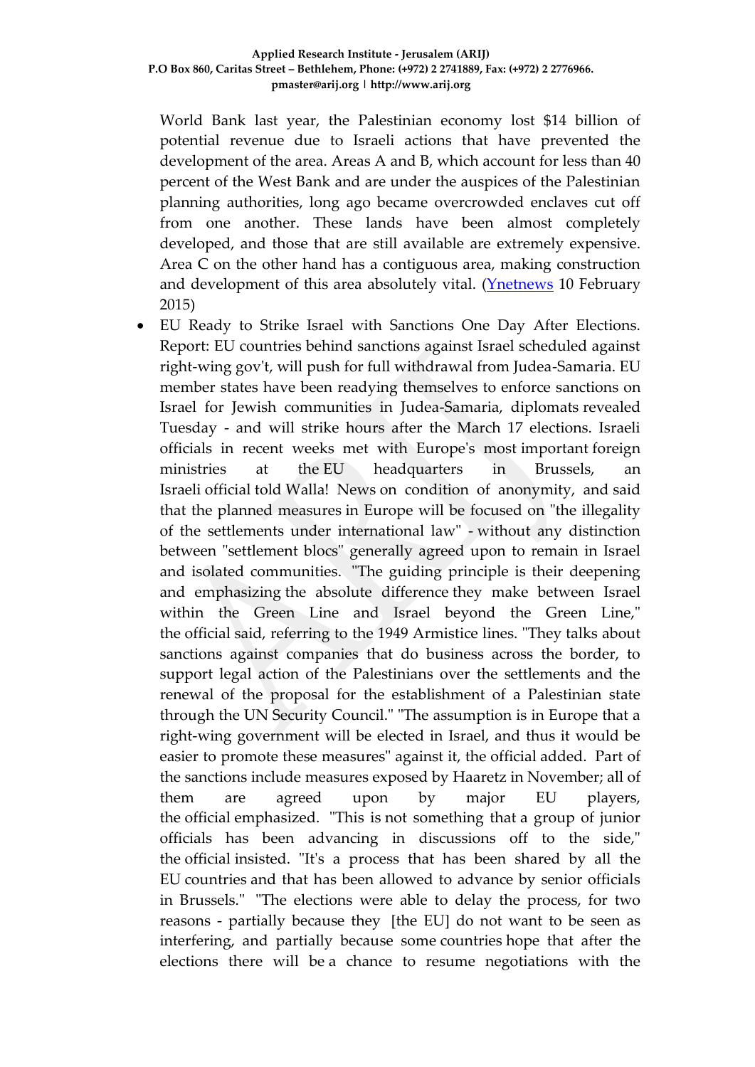World Bank last year, the Palestinian economy lost $14 billion of potential revenue due to Israeli actions that have prevented the development of the area. Areas A and B, which account for less than 40 percent of the West Bank and are under the auspices of the Palestinian planning authorities, long ago became overcrowded enclaves cut off from one another. These lands have been almost completely developed, and those that are still available are extremely expensive. Area C on the other hand has a contiguous area, making construction and development of this area absolutely vital. (Ynetnews 10 February 2015)

- EU Ready to Strike Israel with Sanctions One Day After Elections. Report: EU countries behind sanctions against Israel scheduled against right-wing gov't, will push for full withdrawal from Judea-Samaria. EU member states have been readying themselves to enforce sanctions on Israel for Jewish communities in Judea-Samaria, diplomats revealed Tuesday - and will strike hours after the March 17 elections. Israeli officials in recent weeks met with Europe's most important foreign ministries at the EU headquarters in Brussels, an Israeli official told Walla! News on condition of anonymity, and said that the planned measures in Europe will be focused on "the illegality of the settlements under international law" - without any distinction between "settlement blocs" generally agreed upon to remain in Israel and isolated communities. "The guiding principle is their deepening and emphasizing the absolute difference they make between Israel within the Green Line and Israel beyond the Green Line," the official said, referring to the 1949 Armistice lines. "They talks about sanctions against companies that do business across the border, to support legal action of the Palestinians over the settlements and the renewal of the proposal for the establishment of a Palestinian state through the UN Security Council." "The assumption is in Europe that a right-wing government will be elected in Israel, and thus it would be easier to promote these measures" against it, the official added. Part of the sanctions include measures exposed by Haaretz in November; all of them are agreed upon by major EU players, the official emphasized. "This is not something that a group of junior officials has been advancing in discussions off to the side," the official insisted. "It's a process that has been shared by all the EU countries and that has been allowed to advance by senior officials in Brussels." "The elections were able to delay the process, for two reasons - partially because they [the EU] do not want to be seen as interfering, and partially because some countries hope that after the elections there will be a chance to resume negotiations with the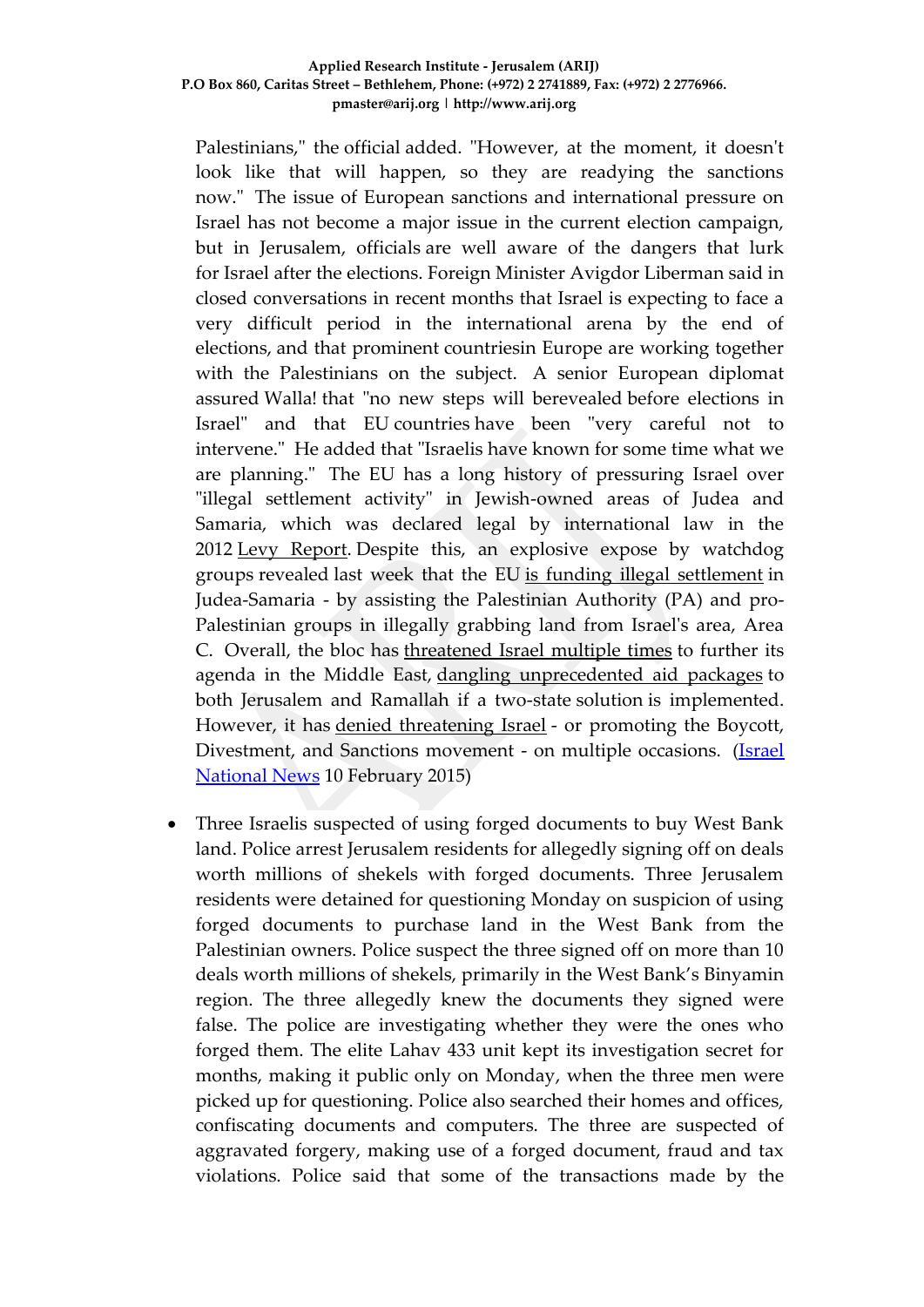Palestinians," the official added. "However, at the moment, it doesn't look like that will happen, so they are readying the sanctions now." The issue of European sanctions and international pressure on Israel has not become a major issue in the current election campaign, but in Jerusalem, officials are well aware of the dangers that lurk for Israel after the elections. Foreign Minister Avigdor Liberman said in closed conversations in recent months that Israel is expecting to face a very difficult period in the international arena by the end of elections, and that prominent countriesin Europe are working together with the Palestinians on the subject. A senior European diplomat assured Walla! that "no new steps will berevealed before elections in Israel" and that EU countries have been "very careful not to intervene." He added that "Israelis have known for some time what we are planning." The EU has a long history of pressuring Israel over "illegal settlement activity" in Jewish-owned areas of Judea and Samaria, which was declared legal by international law in the 2012 Levy Report. Despite this, an explosive expose by watchdog groups revealed last week that the EU is funding illegal settlement in Judea-Samaria - by assisting the Palestinian Authority (PA) and pro-Palestinian groups in illegally grabbing land from Israel's area, Area C. Overall, the bloc has threatened Israel multiple times to further its agenda in the Middle East, dangling unprecedented aid packages to both Jerusalem and Ramallah if a two-state solution is implemented. However, it has denied threatening Israel - or promoting the Boycott, Divestment, and Sanctions movement - on multiple occasions. (Israel National News 10 February 2015)

- Three Israelis suspected of using forged documents to buy West Bank land. Police arrest Jerusalem residents for allegedly signing off on deals worth millions of shekels with forged documents. Three Jerusalem residents were detained for questioning Monday on suspicion of using forged documents to purchase land in the West Bank from the Palestinian owners. Police suspect the three signed off on more than 10 deals worth millions of shekels, primarily in the West Bank's Binyamin region. The three allegedly knew the documents they signed were false. The police are investigating whether they were the ones who forged them. The elite Lahav 433 unit kept its investigation secret for months, making it public only on Monday, when the three men were picked up for questioning. Police also searched their homes and offices, confiscating documents and computers. The three are suspected of aggravated forgery, making use of a forged document, fraud and tax violations. Police said that some of the transactions made by the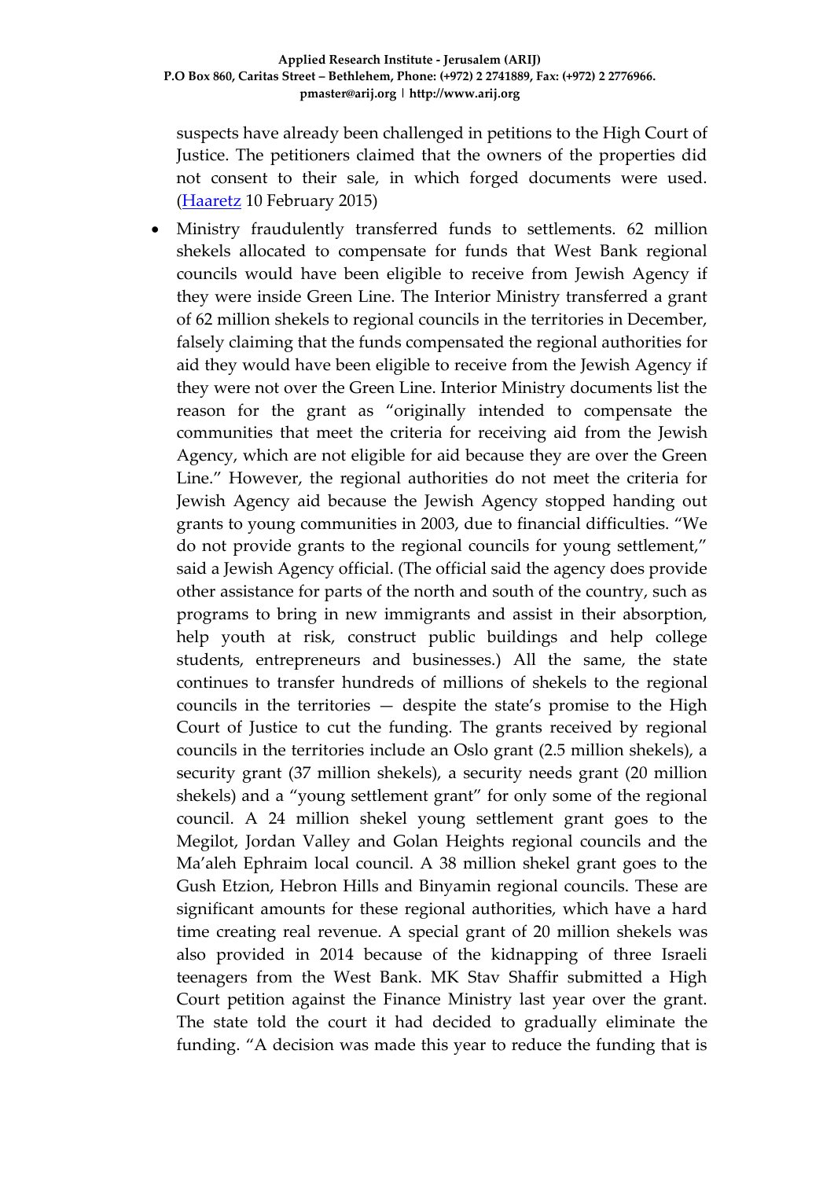suspects have already been challenged in petitions to the High Court of Justice. The petitioners claimed that the owners of the properties did not consent to their sale, in which forged documents were used. (Haaretz 10 February 2015)

- Ministry fraudulently transferred funds to settlements. 62 million shekels allocated to compensate for funds that West Bank regional councils would have been eligible to receive from Jewish Agency if they were inside Green Line. The Interior Ministry transferred a grant of 62 million shekels to regional councils in the territories in December, falsely claiming that the funds compensated the regional authorities for aid they would have been eligible to receive from the Jewish Agency if they were not over the Green Line. Interior Ministry documents list the reason for the grant as "originally intended to compensate the communities that meet the criteria for receiving aid from the Jewish Agency, which are not eligible for aid because they are over the Green Line." However, the regional authorities do not meet the criteria for Jewish Agency aid because the Jewish Agency stopped handing out grants to young communities in 2003, due to financial difficulties. "We do not provide grants to the regional councils for young settlement," said a Jewish Agency official. (The official said the agency does provide other assistance for parts of the north and south of the country, such as programs to bring in new immigrants and assist in their absorption, help youth at risk, construct public buildings and help college students, entrepreneurs and businesses.) All the same, the state continues to transfer hundreds of millions of shekels to the regional councils in the territories — despite the state's promise to the High Court of Justice to cut the funding. The grants received by regional councils in the territories include an Oslo grant (2.5 million shekels), a security grant (37 million shekels), a security needs grant (20 million shekels) and a "young settlement grant" for only some of the regional council. A 24 million shekel young settlement grant goes to the Megilot, Jordan Valley and Golan Heights regional councils and the Ma'aleh Ephraim local council. A 38 million shekel grant goes to the Gush Etzion, Hebron Hills and Binyamin regional councils. These are significant amounts for these regional authorities, which have a hard time creating real revenue. A special grant of 20 million shekels was also provided in 2014 because of the kidnapping of three Israeli teenagers from the West Bank. MK Stav Shaffir submitted a High Court petition against the Finance Ministry last year over the grant. The state told the court it had decided to gradually eliminate the funding. "A decision was made this year to reduce the funding that is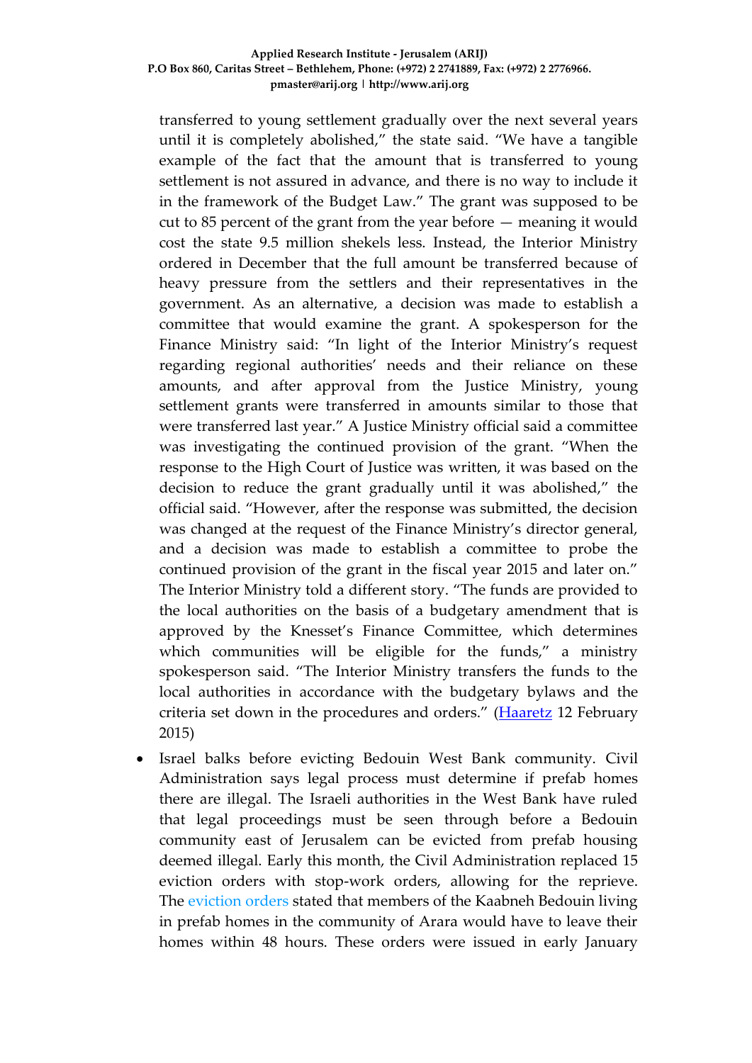transferred to young settlement gradually over the next several years until it is completely abolished," the state said. "We have a tangible example of the fact that the amount that is transferred to young settlement is not assured in advance, and there is no way to include it in the framework of the Budget Law." The grant was supposed to be cut to 85 percent of the grant from the year before — meaning it would cost the state 9.5 million shekels less. Instead, the Interior Ministry ordered in December that the full amount be transferred because of heavy pressure from the settlers and their representatives in the government. As an alternative, a decision was made to establish a committee that would examine the grant. A spokesperson for the Finance Ministry said: "In light of the Interior Ministry's request regarding regional authorities' needs and their reliance on these amounts, and after approval from the Justice Ministry, young settlement grants were transferred in amounts similar to those that were transferred last year." A Justice Ministry official said a committee was investigating the continued provision of the grant. "When the response to the High Court of Justice was written, it was based on the decision to reduce the grant gradually until it was abolished," the official said. "However, after the response was submitted, the decision was changed at the request of the Finance Ministry's director general, and a decision was made to establish a committee to probe the continued provision of the grant in the fiscal year 2015 and later on." The Interior Ministry told a different story. "The funds are provided to the local authorities on the basis of a budgetary amendment that is approved by the Knesset's Finance Committee, which determines which communities will be eligible for the funds," a ministry spokesperson said. "The Interior Ministry transfers the funds to the local authorities in accordance with the budgetary bylaws and the criteria set down in the procedures and orders." (Haaretz 12 February 2015)

- Israel balks before evicting Bedouin West Bank community. Civil Administration says legal process must determine if prefab homes there are illegal. The Israeli authorities in the West Bank have ruled that legal proceedings must be seen through before a Bedouin community east of Jerusalem can be evicted from prefab housing deemed illegal. Early this month, the Civil Administration replaced 15 eviction orders with stop-work orders, allowing for the reprieve. The eviction orders stated that members of the Kaabneh Bedouin living in prefab homes in the community of Arara would have to leave their homes within 48 hours. These orders were issued in early January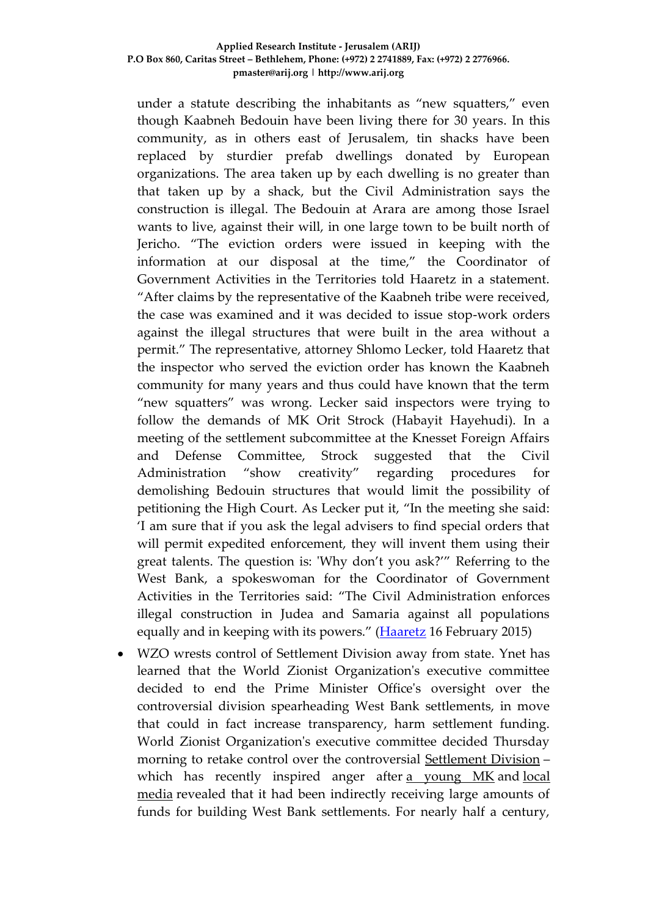under a statute describing the inhabitants as "new squatters," even though Kaabneh Bedouin have been living there for 30 years. In this community, as in others east of Jerusalem, tin shacks have been replaced by sturdier prefab dwellings donated by European organizations. The area taken up by each dwelling is no greater than that taken up by a shack, but the Civil Administration says the construction is illegal. The Bedouin at Arara are among those Israel wants to live, against their will, in one large town to be built north of Jericho. "The eviction orders were issued in keeping with the information at our disposal at the time," the Coordinator of Government Activities in the Territories told Haaretz in a statement. "After claims by the representative of the Kaabneh tribe were received, the case was examined and it was decided to issue stop-work orders against the illegal structures that were built in the area without a permit." The representative, attorney Shlomo Lecker, told Haaretz that the inspector who served the eviction order has known the Kaabneh community for many years and thus could have known that the term "new squatters" was wrong. Lecker said inspectors were trying to follow the demands of MK Orit Strock (Habayit Hayehudi). In a meeting of the settlement subcommittee at the Knesset Foreign Affairs and Defense Committee, Strock suggested that the Civil Administration "show creativity" regarding procedures for demolishing Bedouin structures that would limit the possibility of petitioning the High Court. As Lecker put it, "In the meeting she said: 'I am sure that if you ask the legal advisers to find special orders that will permit expedited enforcement, they will invent them using their great talents. The question is: 'Why don't you ask?'" Referring to the West Bank, a spokeswoman for the Coordinator of Government Activities in the Territories said: "The Civil Administration enforces illegal construction in Judea and Samaria against all populations equally and in keeping with its powers." (Haaretz 16 February 2015)

- WZO wrests control of Settlement Division away from state. Ynet has learned that the World Zionist Organization's executive committee decided to end the Prime Minister Office's oversight over the controversial division spearheading West Bank settlements, in move that could in fact increase transparency, harm settlement funding. World Zionist Organization's executive committee decided Thursday morning to retake control over the controversial Settlement Division – which has recently inspired anger after a young MK and local media revealed that it had been indirectly receiving large amounts of funds for building West Bank settlements. For nearly half a century,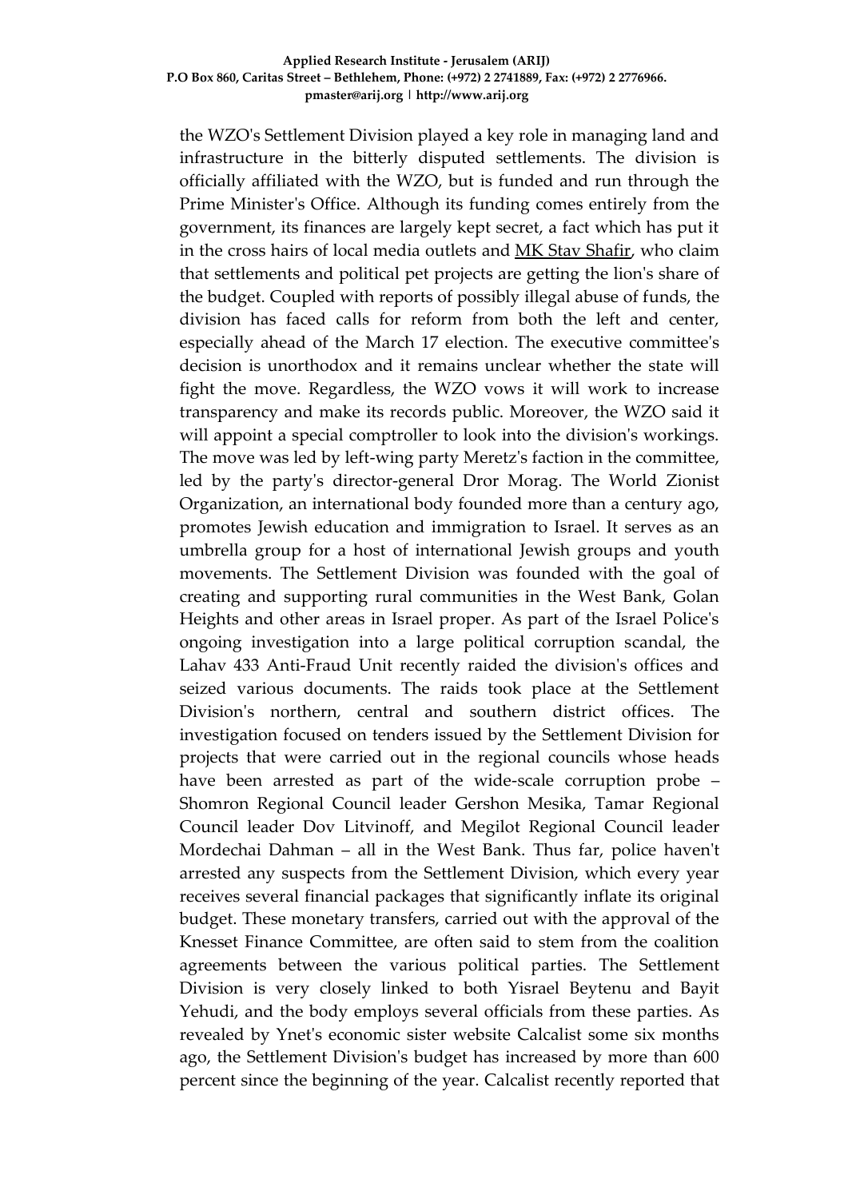the WZO's Settlement Division played a key role in managing land and infrastructure in the bitterly disputed settlements. The division is officially affiliated with the WZO, but is funded and run through the Prime Minister's Office. Although its funding comes entirely from the government, its finances are largely kept secret, a fact which has put it in the cross hairs of local media outlets and MK Stav Shafir, who claim that settlements and political pet projects are getting the lion's share of the budget. Coupled with reports of possibly illegal abuse of funds, the division has faced calls for reform from both the left and center, especially ahead of the March 17 election. The executive committee's decision is unorthodox and it remains unclear whether the state will fight the move. Regardless, the WZO vows it will work to increase transparency and make its records public. Moreover, the WZO said it will appoint a special comptroller to look into the division's workings. The move was led by left-wing party Meretz's faction in the committee, led by the party's director-general Dror Morag. The World Zionist Organization, an international body founded more than a century ago, promotes Jewish education and immigration to Israel. It serves as an umbrella group for a host of international Jewish groups and youth movements. The Settlement Division was founded with the goal of creating and supporting rural communities in the West Bank, Golan Heights and other areas in Israel proper. As part of the Israel Police's ongoing investigation into a large political corruption scandal, the Lahav 433 Anti-Fraud Unit recently raided the division's offices and seized various documents. The raids took place at the Settlement Division's northern, central and southern district offices. The investigation focused on tenders issued by the Settlement Division for projects that were carried out in the regional councils whose heads have been arrested as part of the wide-scale corruption probe – Shomron Regional Council leader Gershon Mesika, Tamar Regional Council leader Dov Litvinoff, and Megilot Regional Council leader Mordechai Dahman – all in the West Bank. Thus far, police haven't arrested any suspects from the Settlement Division, which every year receives several financial packages that significantly inflate its original budget. These monetary transfers, carried out with the approval of the Knesset Finance Committee, are often said to stem from the coalition agreements between the various political parties. The Settlement Division is very closely linked to both Yisrael Beytenu and Bayit Yehudi, and the body employs several officials from these parties. As revealed by Ynet's economic sister website Calcalist some six months ago, the Settlement Division's budget has increased by more than 600 percent since the beginning of the year. Calcalist recently reported that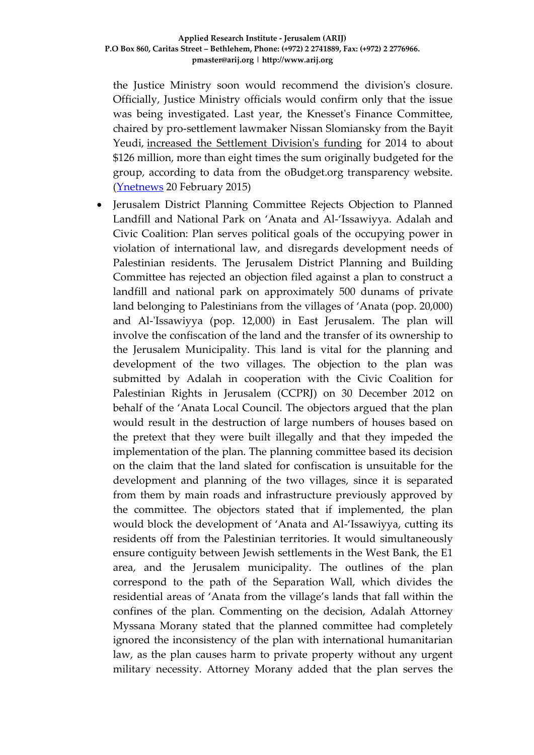the Justice Ministry soon would recommend the division's closure. Officially, Justice Ministry officials would confirm only that the issue was being investigated. Last year, the Knesset's Finance Committee, chaired by pro-settlement lawmaker Nissan Slomiansky from the Bayit Yeudi, increased the Settlement Division's funding for 2014 to about $126 million, more than eight times the sum originally budgeted for the group, according to data from the oBudget.org transparency website. (Ynetnews 20 February 2015)

- Jerusalem District Planning Committee Rejects Objection to Planned Landfill and National Park on 'Anata and Al-'Issawiyya. Adalah and Civic Coalition: Plan serves political goals of the occupying power in violation of international law, and disregards development needs of Palestinian residents. The Jerusalem District Planning and Building Committee has rejected an objection filed against a plan to construct a landfill and national park on approximately 500 dunams of private land belonging to Palestinians from the villages of 'Anata (pop. 20,000) and Al-'Issawiyya (pop. 12,000) in East Jerusalem. The plan will involve the confiscation of the land and the transfer of its ownership to the Jerusalem Municipality. This land is vital for the planning and development of the two villages. The objection to the plan was submitted by Adalah in cooperation with the Civic Coalition for Palestinian Rights in Jerusalem (CCPRJ) on 30 December 2012 on behalf of the 'Anata Local Council. The objectors argued that the plan would result in the destruction of large numbers of houses based on the pretext that they were built illegally and that they impeded the implementation of the plan. The planning committee based its decision on the claim that the land slated for confiscation is unsuitable for the development and planning of the two villages, since it is separated from them by main roads and infrastructure previously approved by the committee. The objectors stated that if implemented, the plan would block the development of 'Anata and Al-'Issawiyya, cutting its residents off from the Palestinian territories. It would simultaneously ensure contiguity between Jewish settlements in the West Bank, the E1 area, and the Jerusalem municipality. The outlines of the plan correspond to the path of the Separation Wall, which divides the residential areas of 'Anata from the village's lands that fall within the confines of the plan. Commenting on the decision, Adalah Attorney Myssana Morany stated that the planned committee had completely ignored the inconsistency of the plan with international humanitarian law, as the plan causes harm to private property without any urgent military necessity. Attorney Morany added that the plan serves the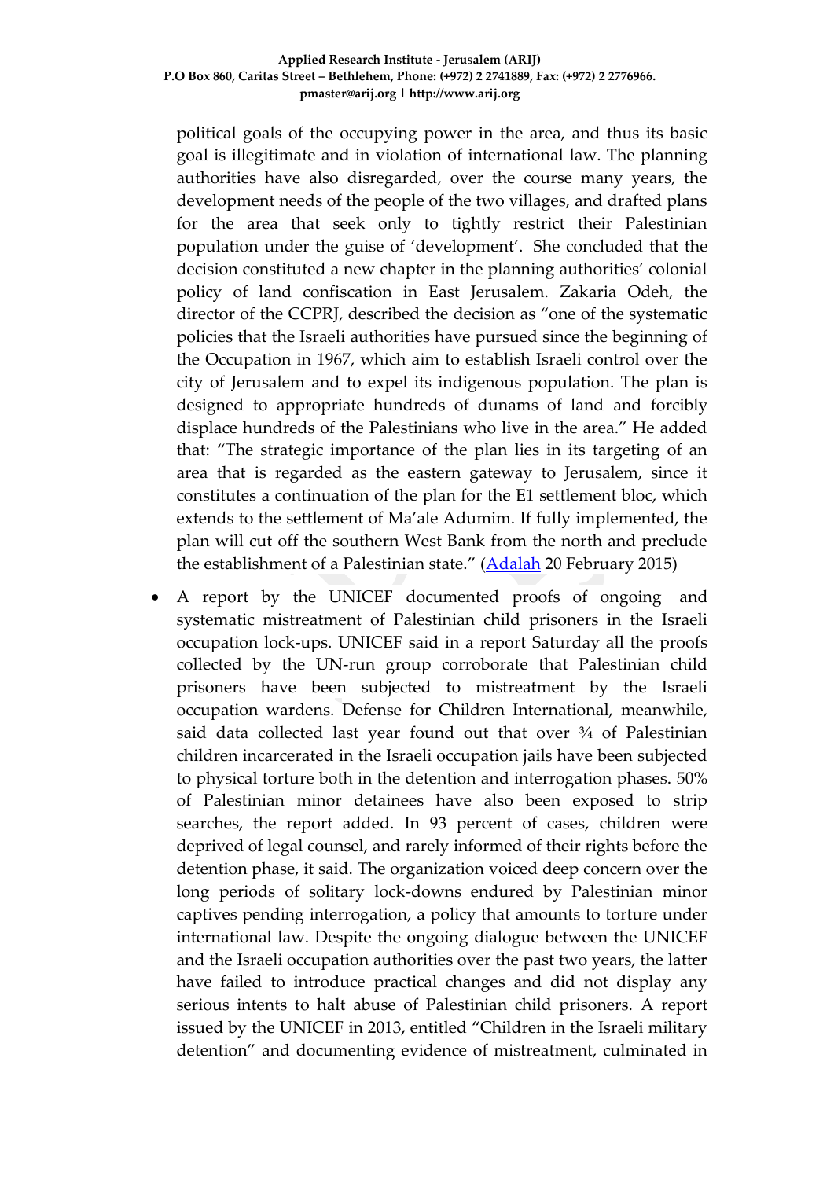political goals of the occupying power in the area, and thus its basic goal is illegitimate and in violation of international law. The planning authorities have also disregarded, over the course many years, the development needs of the people of the two villages, and drafted plans for the area that seek only to tightly restrict their Palestinian population under the guise of 'development'. She concluded that the decision constituted a new chapter in the planning authorities' colonial policy of land confiscation in East Jerusalem. Zakaria Odeh, the director of the CCPRJ, described the decision as "one of the systematic policies that the Israeli authorities have pursued since the beginning of the Occupation in 1967, which aim to establish Israeli control over the city of Jerusalem and to expel its indigenous population. The plan is designed to appropriate hundreds of dunams of land and forcibly displace hundreds of the Palestinians who live in the area." He added that: "The strategic importance of the plan lies in its targeting of an area that is regarded as the eastern gateway to Jerusalem, since it constitutes a continuation of the plan for the E1 settlement bloc, which extends to the settlement of Ma'ale Adumim. If fully implemented, the plan will cut off the southern West Bank from the north and preclude the establishment of a Palestinian state." (Adalah 20 February 2015)

- A report by the UNICEF documented proofs of ongoing and systematic mistreatment of Palestinian child prisoners in the Israeli occupation lock-ups. UNICEF said in a report Saturday all the proofs collected by the UN-run group corroborate that Palestinian child prisoners have been subjected to mistreatment by the Israeli occupation wardens. Defense for Children International, meanwhile, said data collected last year found out that over ¾ of Palestinian children incarcerated in the Israeli occupation jails have been subjected to physical torture both in the detention and interrogation phases. 50% of Palestinian minor detainees have also been exposed to strip searches, the report added. In 93 percent of cases, children were deprived of legal counsel, and rarely informed of their rights before the detention phase, it said. The organization voiced deep concern over the long periods of solitary lock-downs endured by Palestinian minor captives pending interrogation, a policy that amounts to torture under international law. Despite the ongoing dialogue between the UNICEF and the Israeli occupation authorities over the past two years, the latter have failed to introduce practical changes and did not display any serious intents to halt abuse of Palestinian child prisoners. A report issued by the UNICEF in 2013, entitled "Children in the Israeli military detention" and documenting evidence of mistreatment, culminated in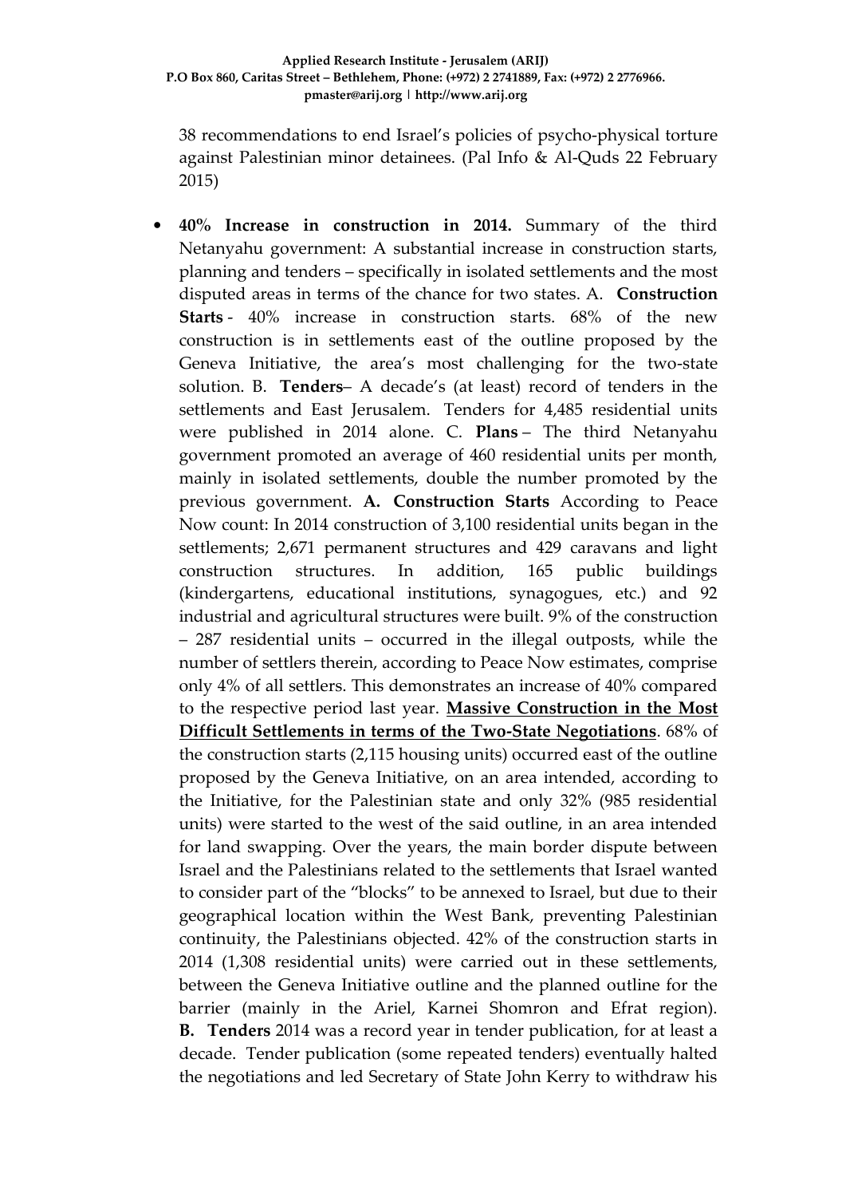38 recommendations to end Israel's policies of psycho-physical torture against Palestinian minor detainees. (Pal Info & Al-Quds 22 February 2015)

- **40% Increase in construction in 2014.** Summary of the third Netanyahu government: A substantial increase in construction starts, planning and tenders – specifically in isolated settlements and the most disputed areas in terms of the chance for two states. A. **Construction Starts** - 40% increase in construction starts. 68% of the new construction is in settlements east of the outline proposed by the Geneva Initiative, the area's most challenging for the two-state solution. B. **Tenders**– A decade's (at least) record of tenders in the settlements and East Jerusalem. Tenders for 4,485 residential units were published in 2014 alone. C. **Plans** – The third Netanyahu government promoted an average of 460 residential units per month, mainly in isolated settlements, double the number promoted by the previous government. **A. Construction Starts** According to Peace Now count: In 2014 construction of 3,100 residential units began in the settlements; 2,671 permanent structures and 429 caravans and light construction structures. In addition, 165 public buildings (kindergartens, educational institutions, synagogues, etc.) and 92 industrial and agricultural structures were built. 9% of the construction – 287 residential units – occurred in the illegal outposts, while the number of settlers therein, according to Peace Now estimates, comprise only 4% of all settlers. This demonstrates an increase of 40% compared to the respective period last year. **Massive Construction in the Most Difficult Settlements in terms of the Two-State Negotiations**. 68% of the construction starts (2,115 housing units) occurred east of the outline proposed by the Geneva Initiative, on an area intended, according to the Initiative, for the Palestinian state and only 32% (985 residential units) were started to the west of the said outline, in an area intended for land swapping. Over the years, the main border dispute between Israel and the Palestinians related to the settlements that Israel wanted to consider part of the "blocks" to be annexed to Israel, but due to their geographical location within the West Bank, preventing Palestinian continuity, the Palestinians objected. 42% of the construction starts in 2014 (1,308 residential units) were carried out in these settlements, between the Geneva Initiative outline and the planned outline for the barrier (mainly in the Ariel, Karnei Shomron and Efrat region). **B. Tenders** 2014 was a record year in tender publication, for at least a decade. Tender publication (some repeated tenders) eventually halted the negotiations and led Secretary of State John Kerry to withdraw his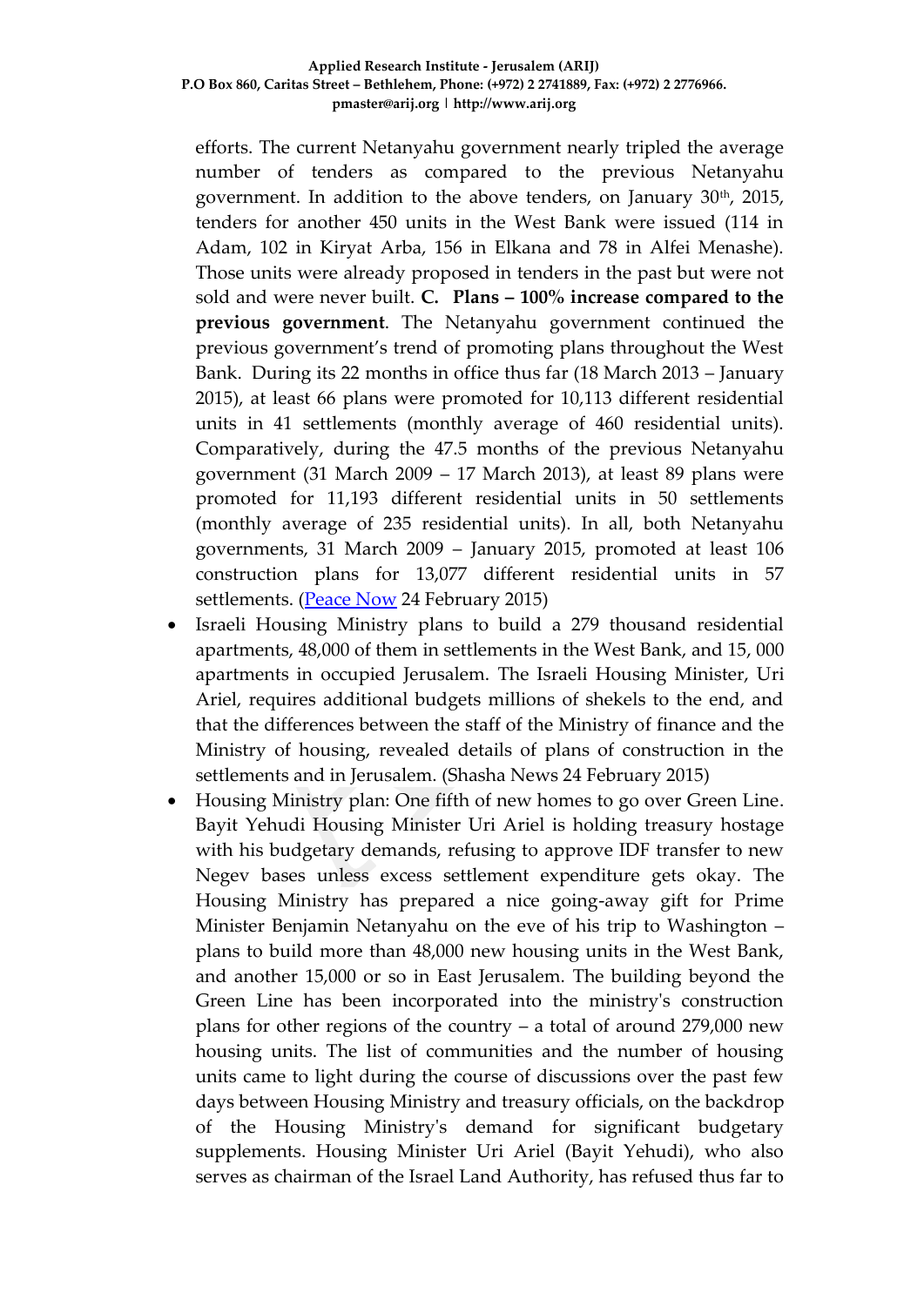efforts. The current Netanyahu government nearly tripled the average number of tenders as compared to the previous Netanyahu government. In addition to the above tenders, on January 30th, 2015, tenders for another 450 units in the West Bank were issued (114 in Adam, 102 in Kiryat Arba, 156 in Elkana and 78 in Alfei Menashe). Those units were already proposed in tenders in the past but were not sold and were never built. **C. Plans – 100% increase compared to the previous government**. The Netanyahu government continued the previous government's trend of promoting plans throughout the West Bank. During its 22 months in office thus far (18 March 2013 – January 2015), at least 66 plans were promoted for 10,113 different residential units in 41 settlements (monthly average of 460 residential units). Comparatively, during the 47.5 months of the previous Netanyahu government (31 March 2009 – 17 March 2013), at least 89 plans were promoted for 11,193 different residential units in 50 settlements (monthly average of 235 residential units). In all, both Netanyahu governments, 31 March 2009 – January 2015, promoted at least 106 construction plans for 13,077 different residential units in 57 settlements. ([Peace Now]() 24 February 2015)

- Israeli Housing Ministry plans to build a 279 thousand residential apartments, 48,000 of them in settlements in the West Bank, and 15, 000 apartments in occupied Jerusalem. The Israeli Housing Minister, Uri Ariel, requires additional budgets millions of shekels to the end, and that the differences between the staff of the Ministry of finance and the Ministry of housing, revealed details of plans of construction in the settlements and in Jerusalem. (Shasha News 24 February 2015)
- Housing Ministry plan: One fifth of new homes to go over Green Line. Bayit Yehudi Housing Minister Uri Ariel is holding treasury hostage with his budgetary demands, refusing to approve IDF transfer to new Negev bases unless excess settlement expenditure gets okay. The Housing Ministry has prepared a nice going-away gift for Prime Minister Benjamin Netanyahu on the eve of his trip to Washington – plans to build more than 48,000 new housing units in the West Bank, and another 15,000 or so in East Jerusalem. The building beyond the Green Line has been incorporated into the ministry's construction plans for other regions of the country – a total of around 279,000 new housing units. The list of communities and the number of housing units came to light during the course of discussions over the past few days between Housing Ministry and treasury officials, on the backdrop of the Housing Ministry's demand for significant budgetary supplements. Housing Minister Uri Ariel (Bayit Yehudi), who also serves as chairman of the Israel Land Authority, has refused thus far to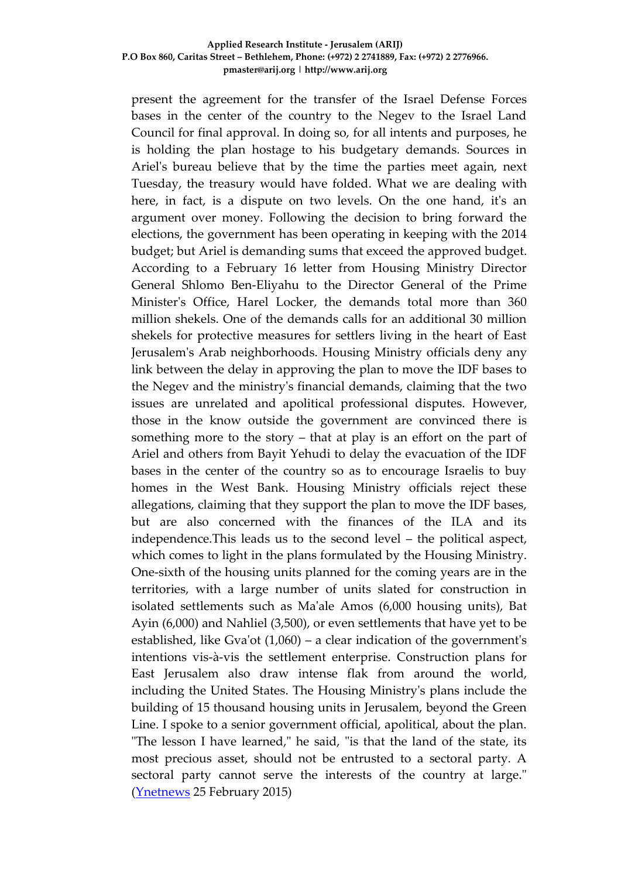present the agreement for the transfer of the Israel Defense Forces bases in the center of the country to the Negev to the Israel Land Council for final approval. In doing so, for all intents and purposes, he is holding the plan hostage to his budgetary demands. Sources in Ariel's bureau believe that by the time the parties meet again, next Tuesday, the treasury would have folded. What we are dealing with here, in fact, is a dispute on two levels. On the one hand, it's an argument over money. Following the decision to bring forward the elections, the government has been operating in keeping with the 2014 budget; but Ariel is demanding sums that exceed the approved budget. According to a February 16 letter from Housing Ministry Director General Shlomo Ben-Eliyahu to the Director General of the Prime Minister's Office, Harel Locker, the demands total more than 360 million shekels. One of the demands calls for an additional 30 million shekels for protective measures for settlers living in the heart of East Jerusalem's Arab neighborhoods. Housing Ministry officials deny any link between the delay in approving the plan to move the IDF bases to the Negev and the ministry's financial demands, claiming that the two issues are unrelated and apolitical professional disputes. However, those in the know outside the government are convinced there is something more to the story – that at play is an effort on the part of Ariel and others from Bayit Yehudi to delay the evacuation of the IDF bases in the center of the country so as to encourage Israelis to buy homes in the West Bank. Housing Ministry officials reject these allegations, claiming that they support the plan to move the IDF bases, but are also concerned with the finances of the ILA and its independence.This leads us to the second level – the political aspect, which comes to light in the plans formulated by the Housing Ministry. One-sixth of the housing units planned for the coming years are in the territories, with a large number of units slated for construction in isolated settlements such as Ma'ale Amos (6,000 housing units), Bat Ayin (6,000) and Nahliel (3,500), or even settlements that have yet to be established, like Gva'ot (1,060) – a clear indication of the government's intentions vis-à-vis the settlement enterprise. Construction plans for East Jerusalem also draw intense flak from around the world, including the United States. The Housing Ministry's plans include the building of 15 thousand housing units in Jerusalem, beyond the Green Line. I spoke to a senior government official, apolitical, about the plan. "The lesson I have learned," he said, "is that the land of the state, its most precious asset, should not be entrusted to a sectoral party. A sectoral party cannot serve the interests of the country at large." (Ynetnews 25 February 2015)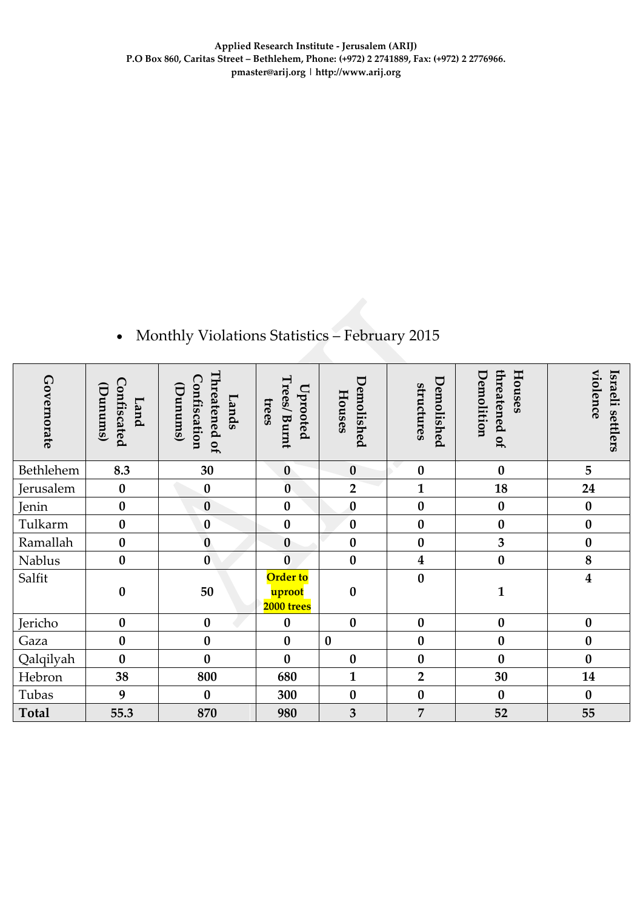- Monthly Violations Statistics – February 2015

| Governorate | Land Confiscated (Dunums) | Lands Threatened of Confiscation (Dunums) | Uprooted Trees/Burnt trees | Demolished Houses | Demolished structures | Houses threatened of Demolition | Israeli settlers violence |
|---|---|---|---|---|---|---|---|
| Bethlehem | **8.3** | **30** | **0** | **0** | **0** | **0** | **5** |
| Jerusalem | **0** | **0** | **0** | **2** | **1** | **18** | **24** |
| Jenin | **0** | **0** | **0** | **0** | **0** | **0** | **0** |
| Tulkarm | **0** | **0** | **0** | **0** | **0** | **0** | **0** |
| Ramallah | **0** | **0** | **0** | **0** | **0** | **3** | **0** |
| Nablus | **0** | **0** | **0** | **0** | **4** | **0** | **8** |
| Salfit | **0** | **50** | **Order to uproot 2000 trees** | **0** | **0** | **1** | **4** |
| Jericho | **0** | **0** | **0** | **0** | **0** | **0** | **0** |
| Gaza | **0** | **0** | **0** | **0** | **0** | **0** | **0** |
| Qalqilyah | **0** | **0** | **0** | **0** | **0** | **0** | **0** |
| Hebron | **38** | **800** | **680** | **1** | **2** | **30** | **14** |
| Tubas | **9** | **0** | **300** | **0** | **0** | **0** | **0** |
| **Total** | **55.3** | **870** | **980** | **3** | **7** | **52** | **55** |